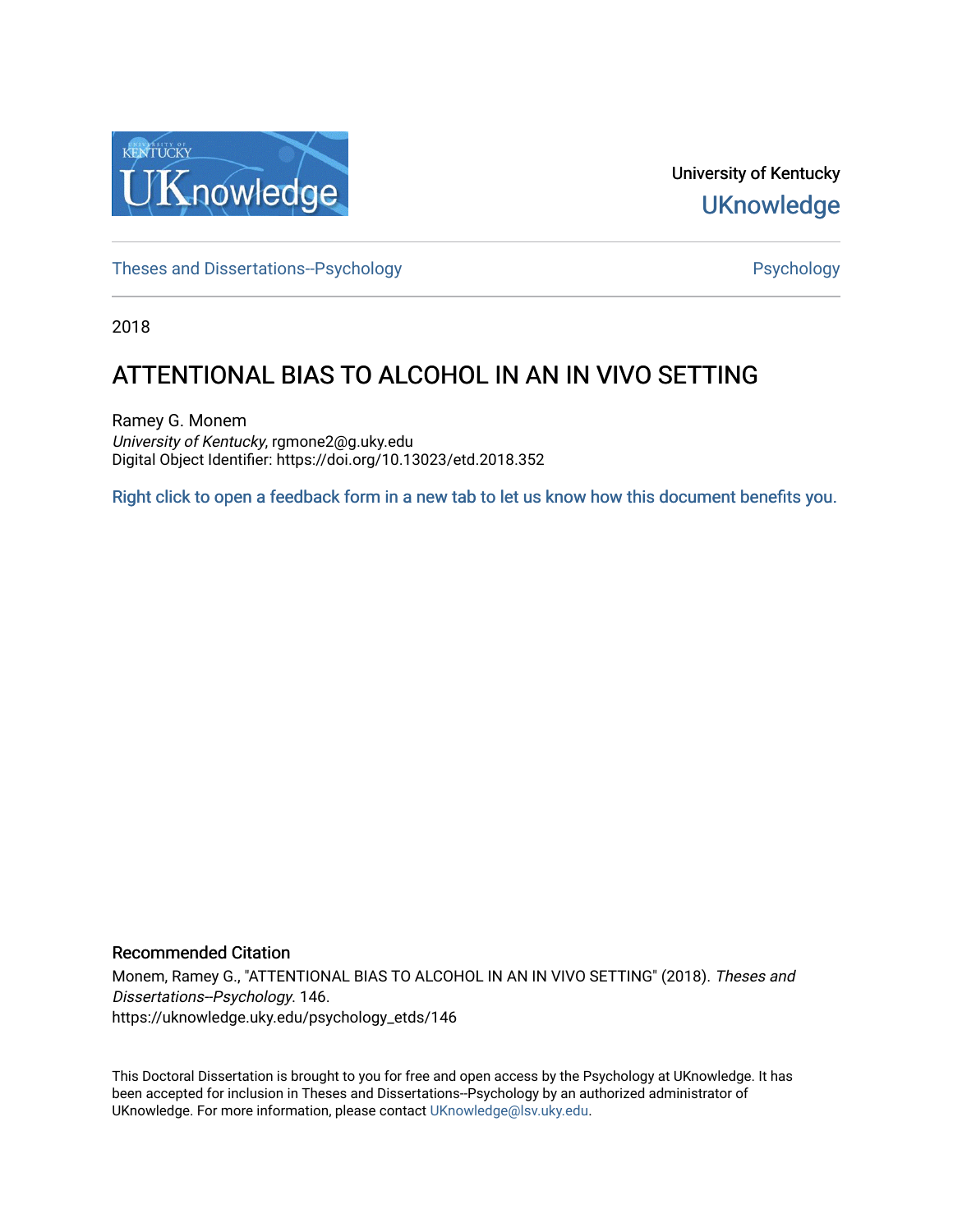University of Kentucky

UKnowledge

Theses and Dissertations--Psychology

Psychology

2018

# ATTENTIONAL BIAS TO ALCOHOL IN AN IN VIVO SETTING

Ramey G. Monem

*University of Kentucky*, rgmone2@g.uky.edu

Digital Object Identifier: https://doi.org/10.13023/etd.2018.352

Right click to open a feedback form in a new tab to let us know how this document benefits you.

## Recommended Citation

Monem, Ramey G., "ATTENTIONAL BIAS TO ALCOHOL IN AN IN VIVO SETTING" (2018). *Theses and Dissertations--Psychology*. 146.
https://uknowledge.uky.edu/psychology_etds/146

This Doctoral Dissertation is brought to you for free and open access by the Psychology at UKnowledge. It has been accepted for inclusion in Theses and Dissertations--Psychology by an authorized administrator of UKnowledge. For more information, please contact UKnowledge@lsv.uky.edu.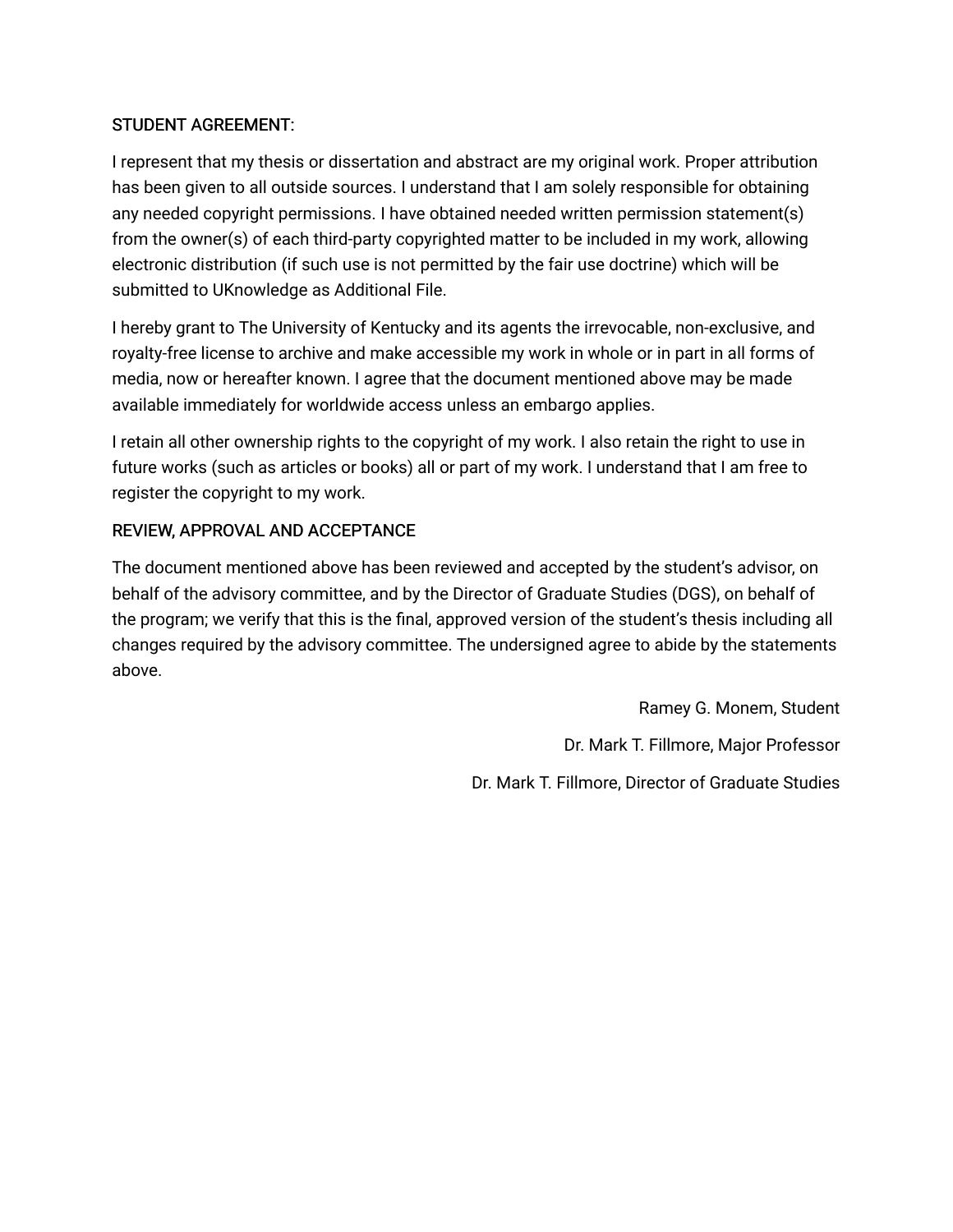## STUDENT AGREEMENT:

I represent that my thesis or dissertation and abstract are my original work. Proper attribution has been given to all outside sources. I understand that I am solely responsible for obtaining any needed copyright permissions. I have obtained needed written permission statement(s) from the owner(s) of each third-party copyrighted matter to be included in my work, allowing electronic distribution (if such use is not permitted by the fair use doctrine) which will be submitted to UKnowledge as Additional File.

I hereby grant to The University of Kentucky and its agents the irrevocable, non-exclusive, and royalty-free license to archive and make accessible my work in whole or in part in all forms of media, now or hereafter known. I agree that the document mentioned above may be made available immediately for worldwide access unless an embargo applies.

I retain all other ownership rights to the copyright of my work. I also retain the right to use in future works (such as articles or books) all or part of my work. I understand that I am free to register the copyright to my work.

## REVIEW, APPROVAL AND ACCEPTANCE

The document mentioned above has been reviewed and accepted by the student's advisor, on behalf of the advisory committee, and by the Director of Graduate Studies (DGS), on behalf of the program; we verify that this is the final, approved version of the student's thesis including all changes required by the advisory committee. The undersigned agree to abide by the statements above.

Ramey G. Monem, Student

Dr. Mark T. Fillmore, Major Professor

Dr. Mark T. Fillmore, Director of Graduate Studies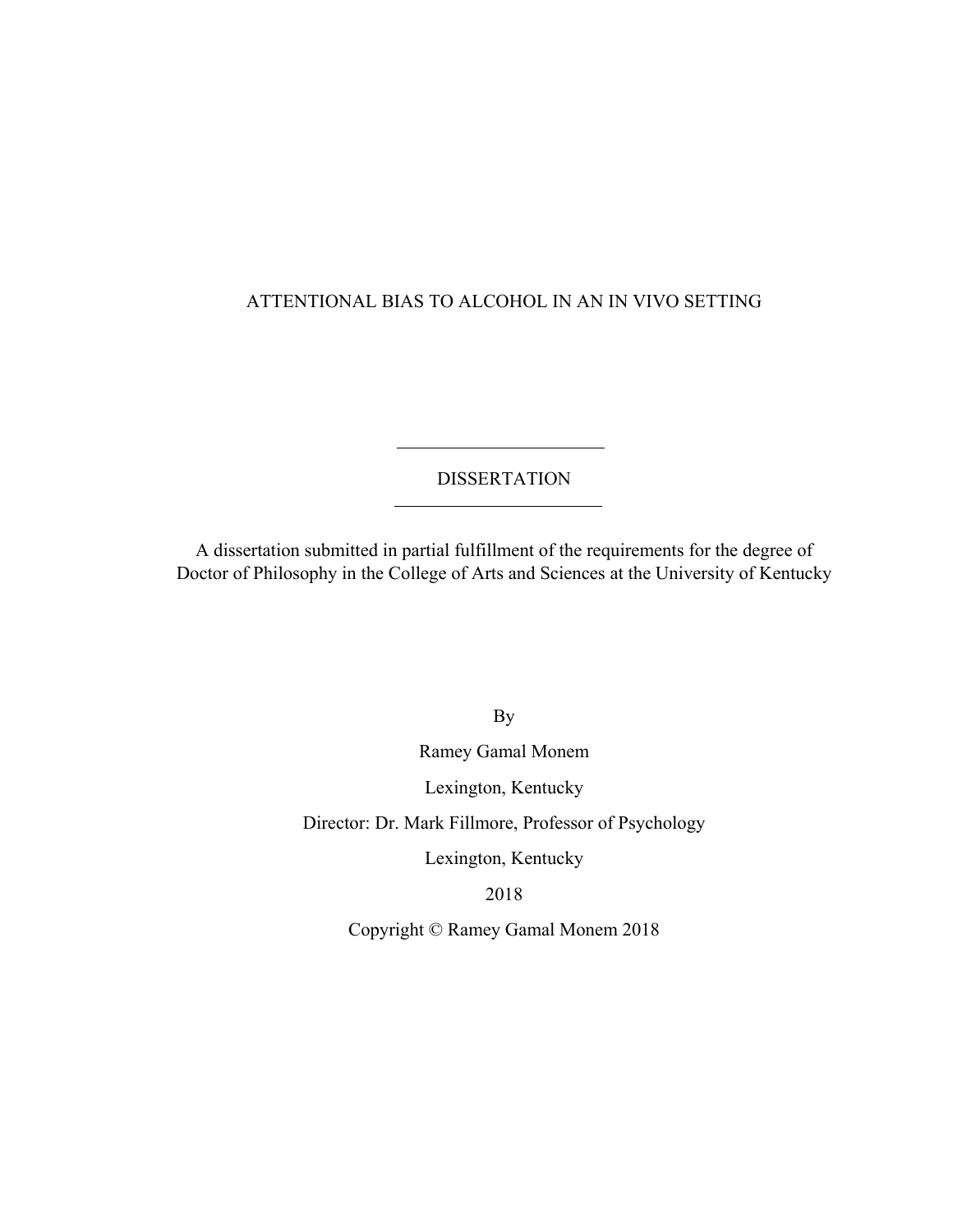# ATTENTIONAL BIAS TO ALCOHOL IN AN IN VIVO SETTING

---

DISSERTATION

---

A dissertation submitted in partial fulfillment of the requirements for the degree of Doctor of Philosophy in the College of Arts and Sciences at the University of Kentucky

By

Ramey Gamal Monem

Lexington, Kentucky

Director: Dr. Mark Fillmore, Professor of Psychology

Lexington, Kentucky

2018

Copyright © Ramey Gamal Monem 2018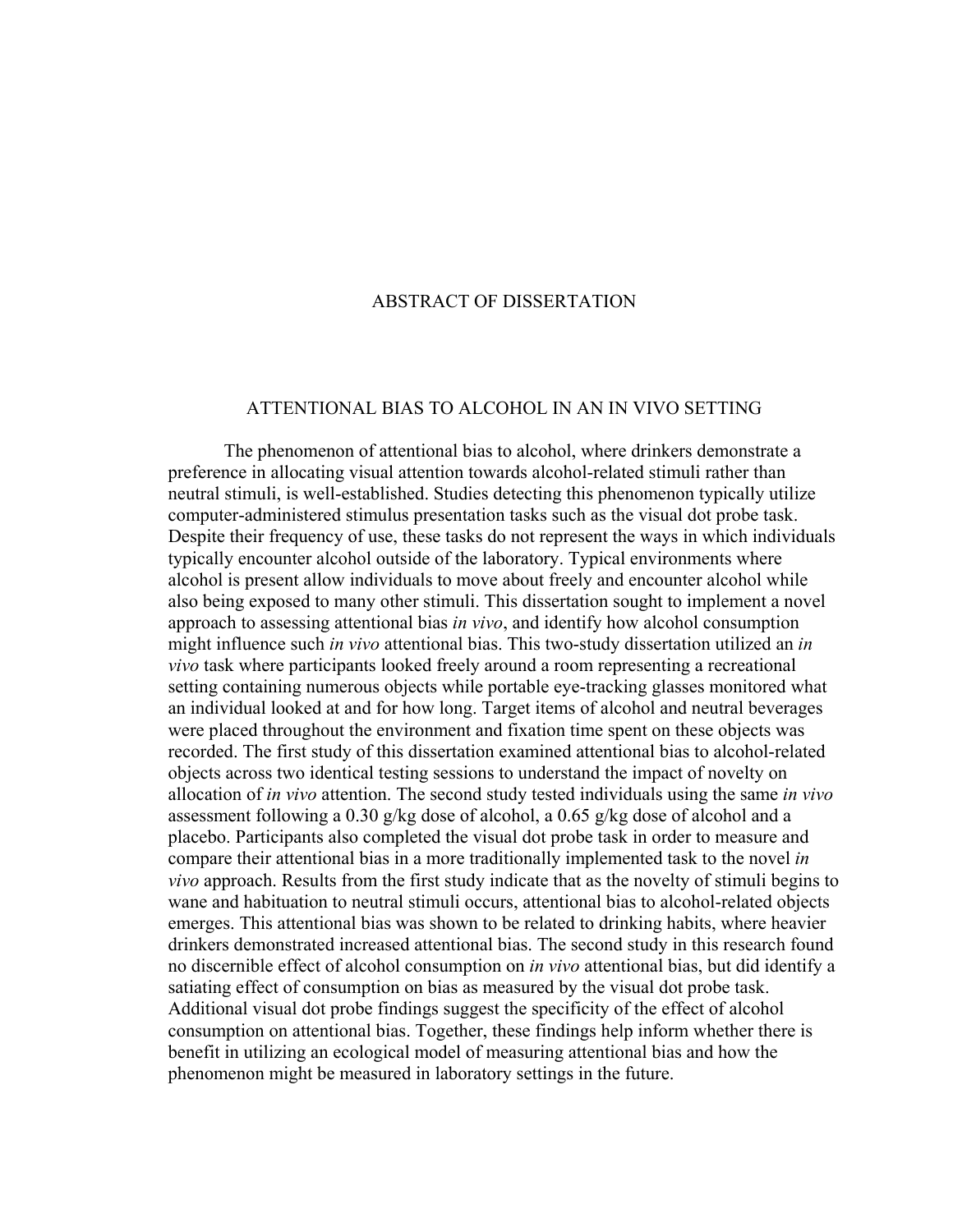# ABSTRACT OF DISSERTATION

## ATTENTIONAL BIAS TO ALCOHOL IN AN IN VIVO SETTING

The phenomenon of attentional bias to alcohol, where drinkers demonstrate a preference in allocating visual attention towards alcohol-related stimuli rather than neutral stimuli, is well-established. Studies detecting this phenomenon typically utilize computer-administered stimulus presentation tasks such as the visual dot probe task. Despite their frequency of use, these tasks do not represent the ways in which individuals typically encounter alcohol outside of the laboratory. Typical environments where alcohol is present allow individuals to move about freely and encounter alcohol while also being exposed to many other stimuli. This dissertation sought to implement a novel approach to assessing attentional bias *in vivo*, and identify how alcohol consumption might influence such *in vivo* attentional bias. This two-study dissertation utilized an *in vivo* task where participants looked freely around a room representing a recreational setting containing numerous objects while portable eye-tracking glasses monitored what an individual looked at and for how long. Target items of alcohol and neutral beverages were placed throughout the environment and fixation time spent on these objects was recorded. The first study of this dissertation examined attentional bias to alcohol-related objects across two identical testing sessions to understand the impact of novelty on allocation of *in vivo* attention. The second study tested individuals using the same *in vivo* assessment following a 0.30 g/kg dose of alcohol, a 0.65 g/kg dose of alcohol and a placebo. Participants also completed the visual dot probe task in order to measure and compare their attentional bias in a more traditionally implemented task to the novel *in vivo* approach. Results from the first study indicate that as the novelty of stimuli begins to wane and habituation to neutral stimuli occurs, attentional bias to alcohol-related objects emerges. This attentional bias was shown to be related to drinking habits, where heavier drinkers demonstrated increased attentional bias. The second study in this research found no discernible effect of alcohol consumption on *in vivo* attentional bias, but did identify a satiating effect of consumption on bias as measured by the visual dot probe task. Additional visual dot probe findings suggest the specificity of the effect of alcohol consumption on attentional bias. Together, these findings help inform whether there is benefit in utilizing an ecological model of measuring attentional bias and how the phenomenon might be measured in laboratory settings in the future.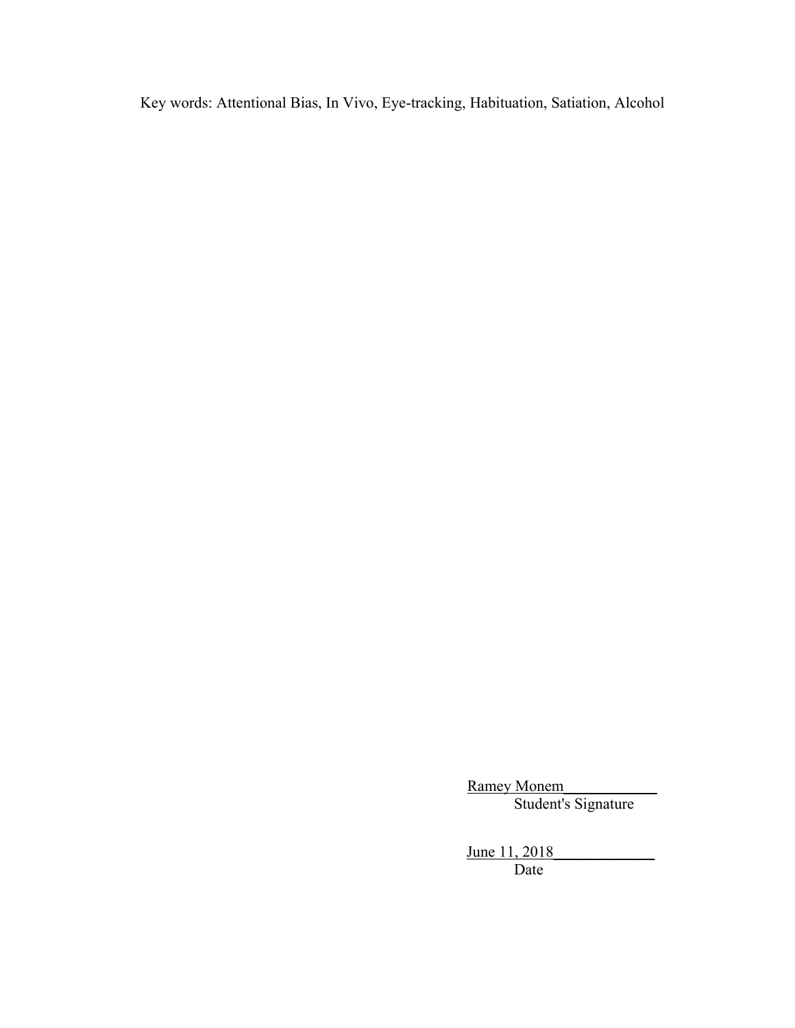Key words: Attentional Bias, In Vivo, Eye-tracking, Habituation, Satiation, Alcohol

Ramey Monem____________
Student's Signature

June 11, 2018_____________
Date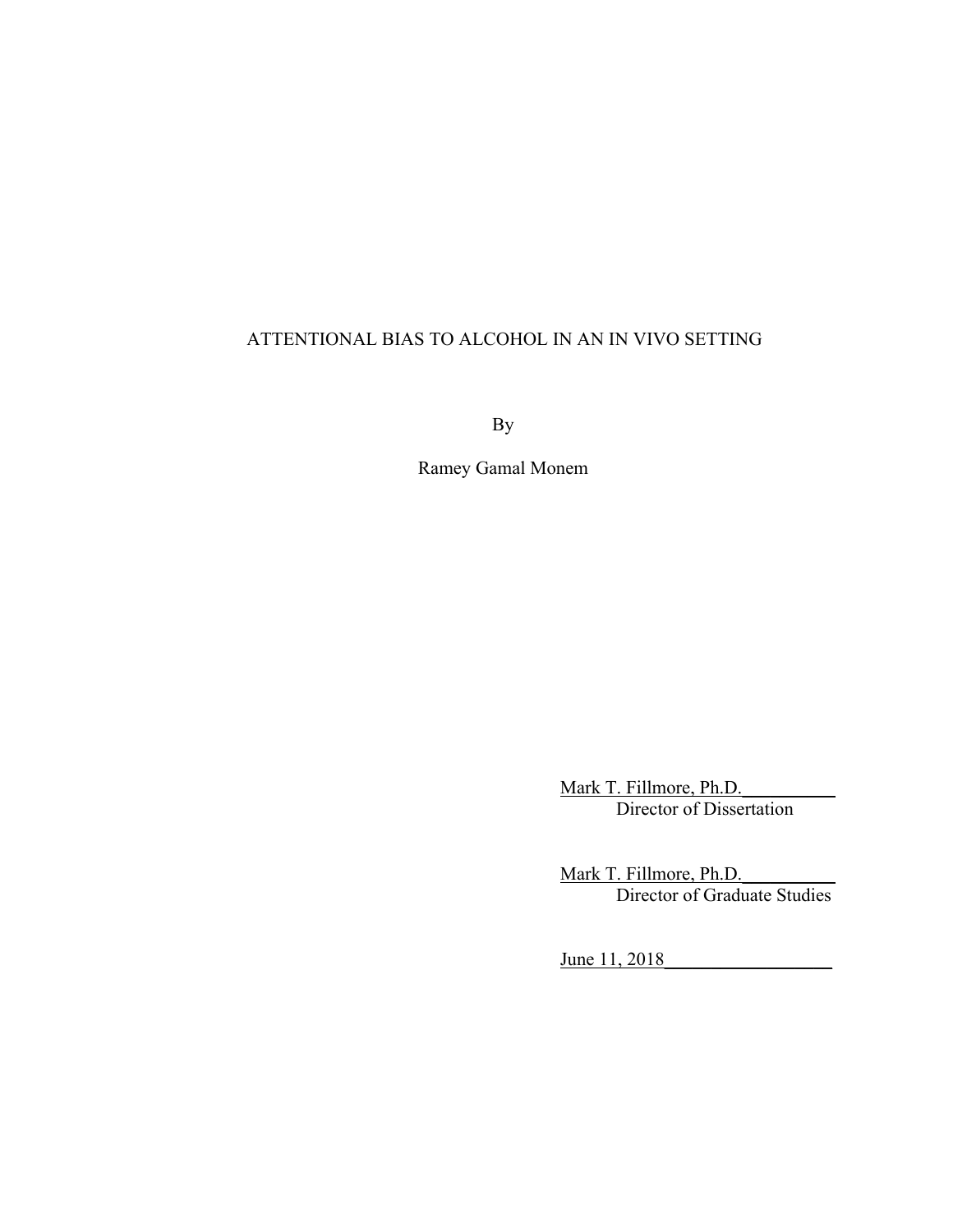ATTENTIONAL BIAS TO ALCOHOL IN AN IN VIVO SETTING

By

Ramey Gamal Monem

Mark T. Fillmore, Ph.D.
Director of Dissertation

Mark T. Fillmore, Ph.D.
Director of Graduate Studies

June 11, 2018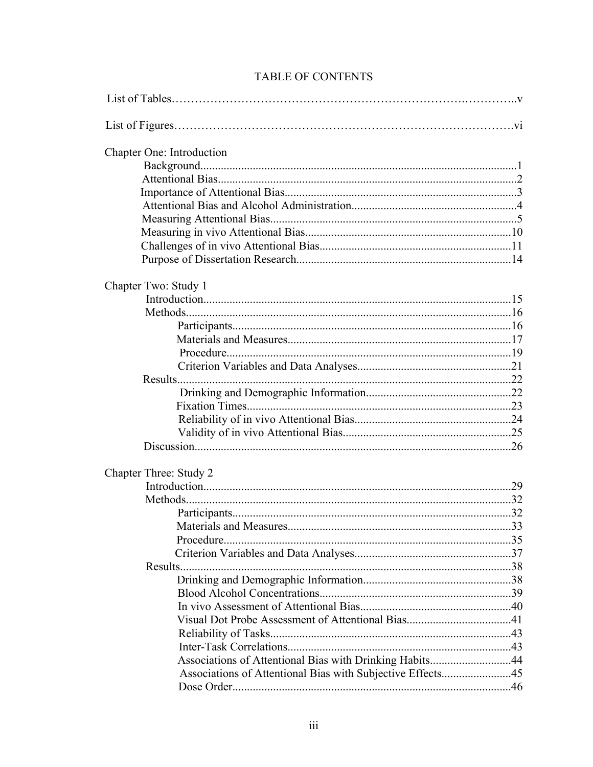# TABLE OF CONTENTS

List of Tables……………………………………………………………………………..v

List of Figures……………………………………………………………………………vi

Chapter One: Introduction
- Background.......................................................................................................1
- Attentional Bias.................................................................................................2
- Importance of Attentional Bias..........................................................................3
- Attentional Bias and Alcohol Administration...................................................4
- Measuring Attentional Bias...............................................................................5
- Measuring in vivo Attentional Bias.................................................................10
- Challenges of in vivo Attentional Bias............................................................11
- Purpose of Dissertation Research....................................................................14

Chapter Two: Study 1
- Introduction.....................................................................................................15
- Methods...........................................................................................................16
  - Participants...........................................................................................16
  - Materials and Measures........................................................................17
  - Procedure..............................................................................................19
  - Criterion Variables and Data Analyses................................................21
- Results..............................................................................................................22
  - Drinking and Demographic Information..............................................22
  - Fixation Times......................................................................................23
  - Reliability of in vivo Attentional Bias..................................................24
  - Validity of in vivo Attentional Bias......................................................25
- Discussion........................................................................................................26

Chapter Three: Study 2
- Introduction.....................................................................................................29
- Methods...........................................................................................................32
  - Participants...........................................................................................32
  - Materials and Measures........................................................................33
  - Procedure..............................................................................................35
  - Criterion Variables and Data Analyses................................................37
- Results..............................................................................................................38
  - Drinking and Demographic Information..............................................38
  - Blood Alcohol Concentrations.............................................................39
  - In vivo Assessment of Attentional Bias...............................................40
  - Visual Dot Probe Assessment of Attentional Bias................................41
  - Reliability of Tasks..............................................................................43
  - Inter-Task Correlations.........................................................................43
  - Associations of Attentional Bias with Drinking Habits........................44
  - Associations of Attentional Bias with Subjective Effects....................45
  - Dose Order...........................................................................................46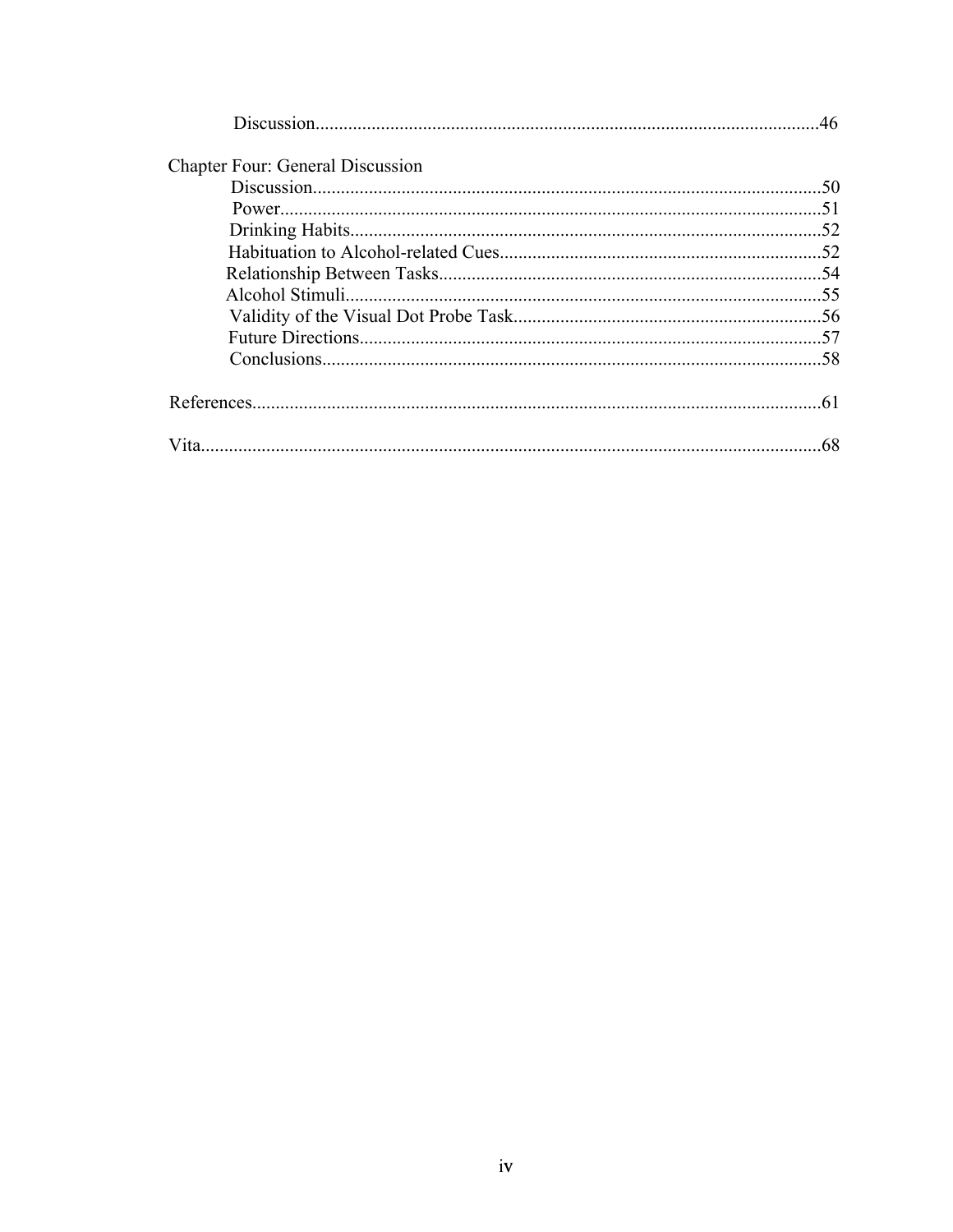Discussion...........................................................................................................46

Chapter Four: General Discussion

Discussion...........................................................................................................50

Power...................................................................................................................51

Drinking Habits...................................................................................................52

Habituation to Alcohol-related Cues....................................................................52

Relationship Between Tasks.................................................................................54

Alcohol Stimuli.....................................................................................................55

Validity of the Visual Dot Probe Task.................................................................56

Future Directions..................................................................................................57

Conclusions..........................................................................................................58

References...............................................................................................................61

Vita..........................................................................................................................68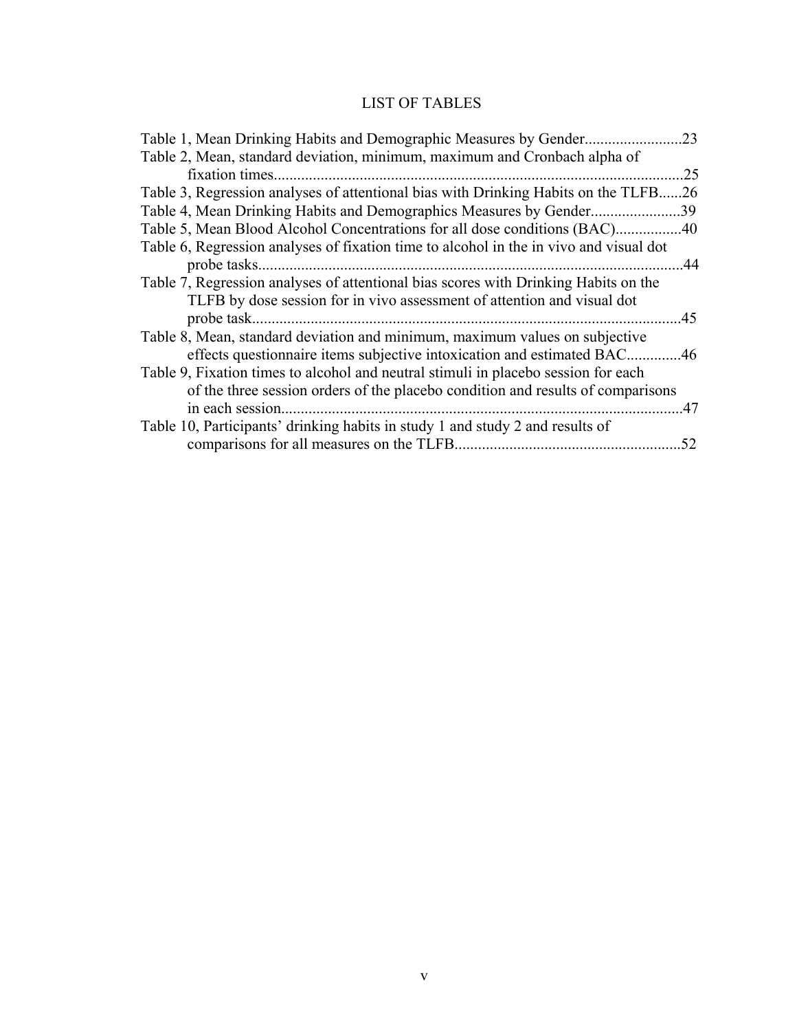# LIST OF TABLES

Table 1, Mean Drinking Habits and Demographic Measures by Gender.........................23

Table 2, Mean, standard deviation, minimum, maximum and Cronbach alpha of fixation times.........................................................................................................25

Table 3, Regression analyses of attentional bias with Drinking Habits on the TLFB......26

Table 4, Mean Drinking Habits and Demographics Measures by Gender.......................39

Table 5, Mean Blood Alcohol Concentrations for all dose conditions (BAC).................40

Table 6, Regression analyses of fixation time to alcohol in the in vivo and visual dot probe tasks............................................................................................................44

Table 7, Regression analyses of attentional bias scores with Drinking Habits on the TLFB by dose session for in vivo assessment of attention and visual dot probe task.............................................................................................................45

Table 8, Mean, standard deviation and minimum, maximum values on subjective effects questionnaire items subjective intoxication and estimated BAC..............46

Table 9, Fixation times to alcohol and neutral stimuli in placebo session for each of the three session orders of the placebo condition and results of comparisons in each session.......................................................................................................47

Table 10, Participants' drinking habits in study 1 and study 2 and results of comparisons for all measures on the TLFB..........................................................52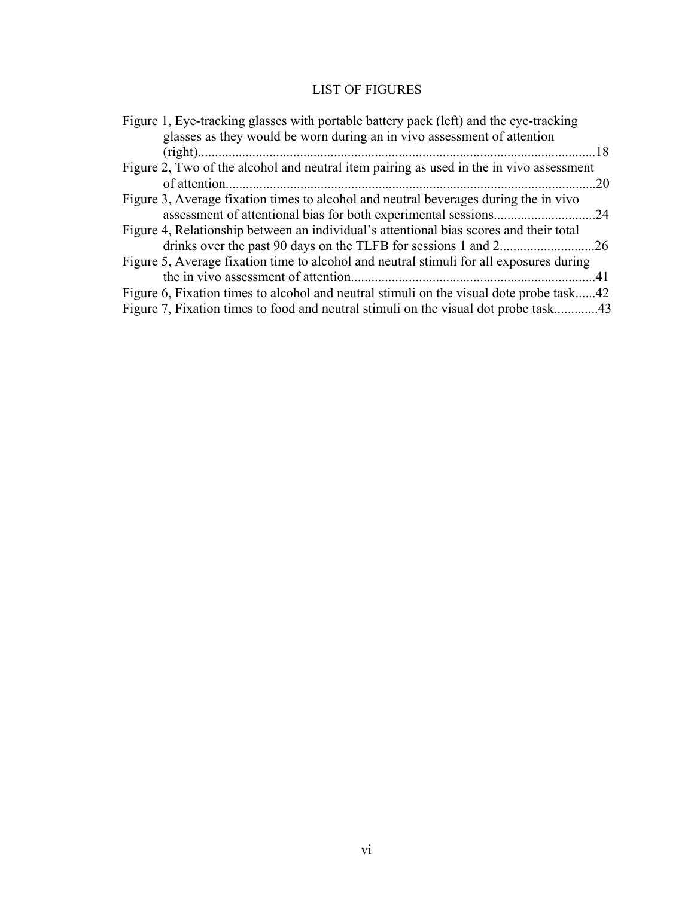# LIST OF FIGURES

Figure 1, Eye-tracking glasses with portable battery pack (left) and the eye-tracking glasses as they would be worn during an in vivo assessment of attention (right)....................................................................................................................18

Figure 2, Two of the alcohol and neutral item pairing as used in the in vivo assessment of attention............................................................................................................20

Figure 3, Average fixation times to alcohol and neutral beverages during the in vivo assessment of attentional bias for both experimental sessions..............................24

Figure 4, Relationship between an individual's attentional bias scores and their total drinks over the past 90 days on the TLFB for sessions 1 and 2............................26

Figure 5, Average fixation time to alcohol and neutral stimuli for all exposures during the in vivo assessment of attention.......................................................................41

Figure 6, Fixation times to alcohol and neutral stimuli on the visual dote probe task......42

Figure 7, Fixation times to food and neutral stimuli on the visual dot probe task.............43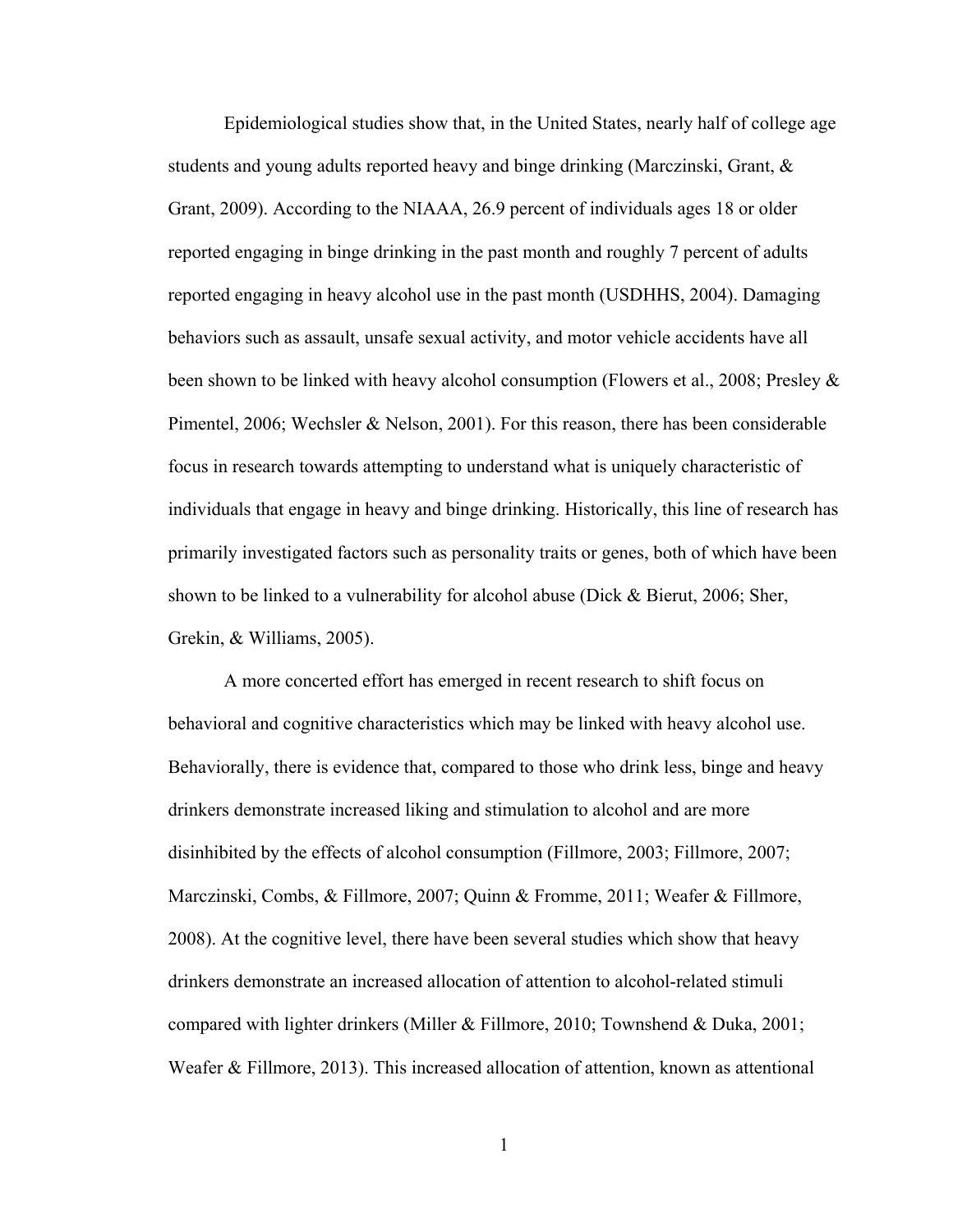Epidemiological studies show that, in the United States, nearly half of college age students and young adults reported heavy and binge drinking (Marczinski, Grant, & Grant, 2009). According to the NIAAA, 26.9 percent of individuals ages 18 or older reported engaging in binge drinking in the past month and roughly 7 percent of adults reported engaging in heavy alcohol use in the past month (USDHHS, 2004). Damaging behaviors such as assault, unsafe sexual activity, and motor vehicle accidents have all been shown to be linked with heavy alcohol consumption (Flowers et al., 2008; Presley & Pimentel, 2006; Wechsler & Nelson, 2001). For this reason, there has been considerable focus in research towards attempting to understand what is uniquely characteristic of individuals that engage in heavy and binge drinking. Historically, this line of research has primarily investigated factors such as personality traits or genes, both of which have been shown to be linked to a vulnerability for alcohol abuse (Dick & Bierut, 2006; Sher, Grekin, & Williams, 2005).

A more concerted effort has emerged in recent research to shift focus on behavioral and cognitive characteristics which may be linked with heavy alcohol use. Behaviorally, there is evidence that, compared to those who drink less, binge and heavy drinkers demonstrate increased liking and stimulation to alcohol and are more disinhibited by the effects of alcohol consumption (Fillmore, 2003; Fillmore, 2007; Marczinski, Combs, & Fillmore, 2007; Quinn & Fromme, 2011; Weafer & Fillmore, 2008). At the cognitive level, there have been several studies which show that heavy drinkers demonstrate an increased allocation of attention to alcohol-related stimuli compared with lighter drinkers (Miller & Fillmore, 2010; Townshend & Duka, 2001; Weafer & Fillmore, 2013). This increased allocation of attention, known as attentional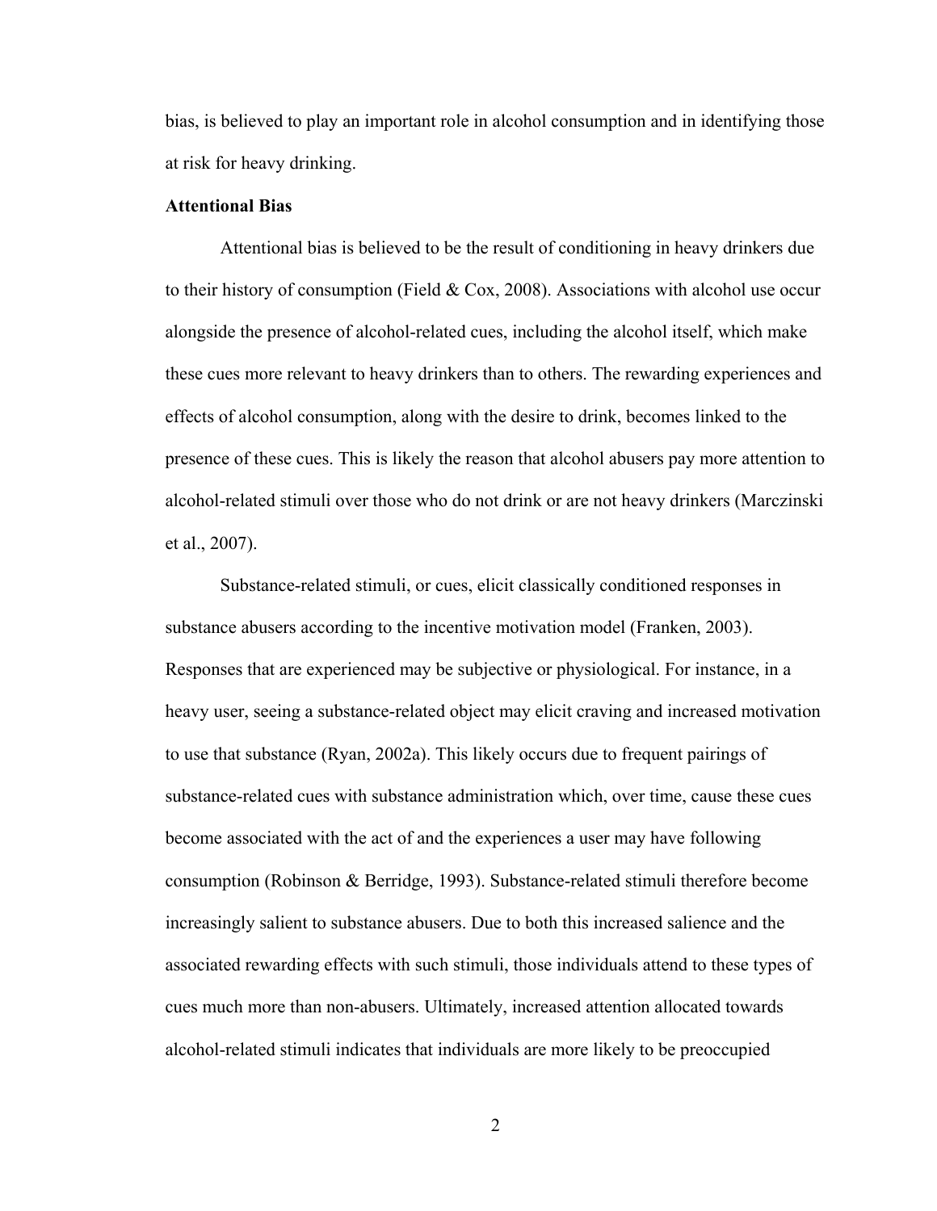bias, is believed to play an important role in alcohol consumption and in identifying those at risk for heavy drinking.

**Attentional Bias**

Attentional bias is believed to be the result of conditioning in heavy drinkers due to their history of consumption (Field & Cox, 2008). Associations with alcohol use occur alongside the presence of alcohol-related cues, including the alcohol itself, which make these cues more relevant to heavy drinkers than to others. The rewarding experiences and effects of alcohol consumption, along with the desire to drink, becomes linked to the presence of these cues. This is likely the reason that alcohol abusers pay more attention to alcohol-related stimuli over those who do not drink or are not heavy drinkers (Marczinski et al., 2007).

Substance-related stimuli, or cues, elicit classically conditioned responses in substance abusers according to the incentive motivation model (Franken, 2003). Responses that are experienced may be subjective or physiological. For instance, in a heavy user, seeing a substance-related object may elicit craving and increased motivation to use that substance (Ryan, 2002a). This likely occurs due to frequent pairings of substance-related cues with substance administration which, over time, cause these cues become associated with the act of and the experiences a user may have following consumption (Robinson & Berridge, 1993). Substance-related stimuli therefore become increasingly salient to substance abusers. Due to both this increased salience and the associated rewarding effects with such stimuli, those individuals attend to these types of cues much more than non-abusers. Ultimately, increased attention allocated towards alcohol-related stimuli indicates that individuals are more likely to be preoccupied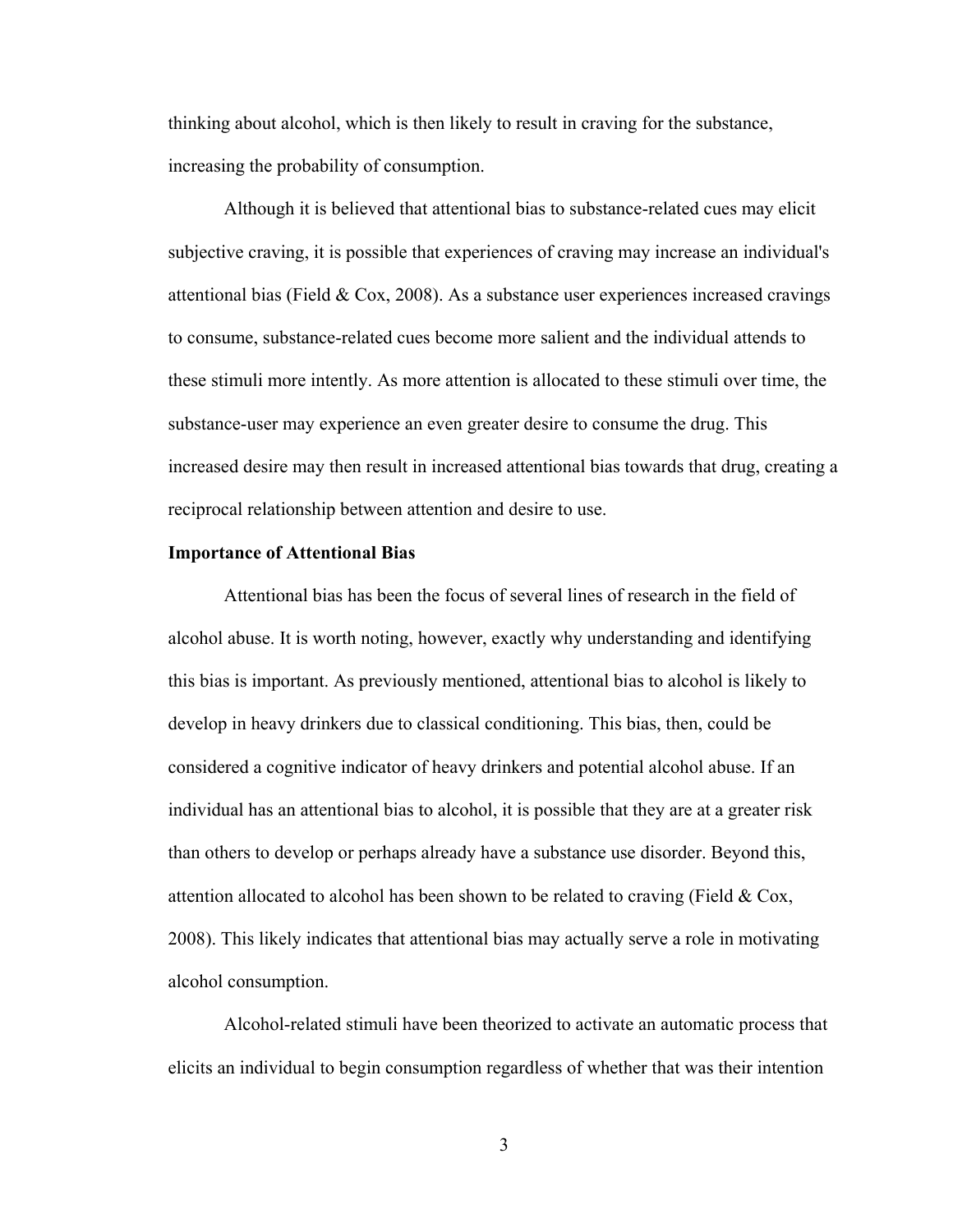thinking about alcohol, which is then likely to result in craving for the substance, increasing the probability of consumption.

Although it is believed that attentional bias to substance-related cues may elicit subjective craving, it is possible that experiences of craving may increase an individual's attentional bias (Field & Cox, 2008). As a substance user experiences increased cravings to consume, substance-related cues become more salient and the individual attends to these stimuli more intently. As more attention is allocated to these stimuli over time, the substance-user may experience an even greater desire to consume the drug. This increased desire may then result in increased attentional bias towards that drug, creating a reciprocal relationship between attention and desire to use.

**Importance of Attentional Bias**

Attentional bias has been the focus of several lines of research in the field of alcohol abuse. It is worth noting, however, exactly why understanding and identifying this bias is important. As previously mentioned, attentional bias to alcohol is likely to develop in heavy drinkers due to classical conditioning. This bias, then, could be considered a cognitive indicator of heavy drinkers and potential alcohol abuse. If an individual has an attentional bias to alcohol, it is possible that they are at a greater risk than others to develop or perhaps already have a substance use disorder. Beyond this, attention allocated to alcohol has been shown to be related to craving (Field & Cox, 2008). This likely indicates that attentional bias may actually serve a role in motivating alcohol consumption.

Alcohol-related stimuli have been theorized to activate an automatic process that elicits an individual to begin consumption regardless of whether that was their intention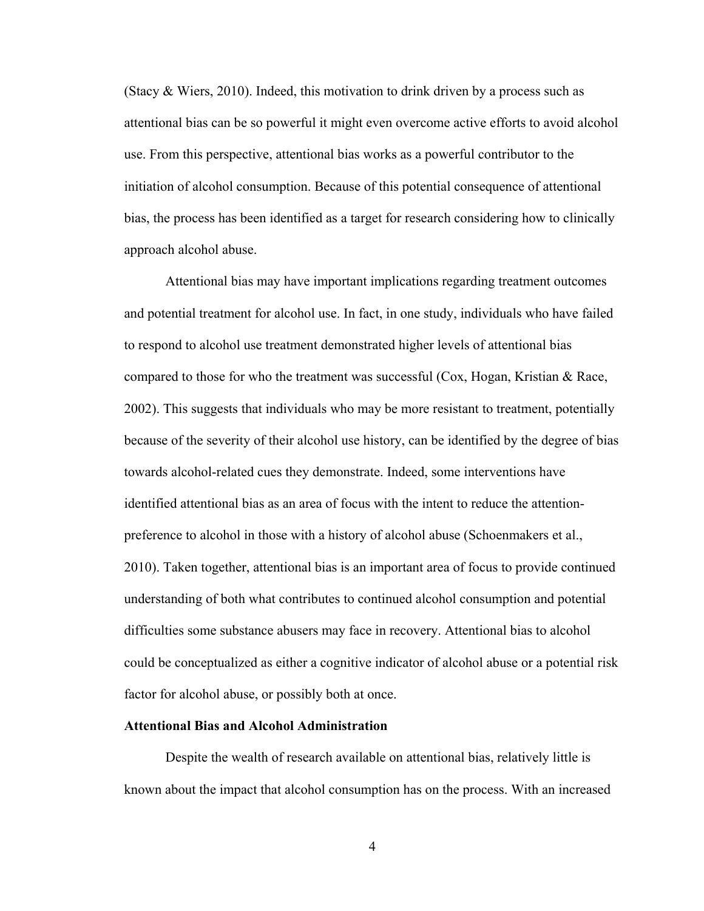(Stacy & Wiers, 2010). Indeed, this motivation to drink driven by a process such as attentional bias can be so powerful it might even overcome active efforts to avoid alcohol use. From this perspective, attentional bias works as a powerful contributor to the initiation of alcohol consumption. Because of this potential consequence of attentional bias, the process has been identified as a target for research considering how to clinically approach alcohol abuse.

Attentional bias may have important implications regarding treatment outcomes and potential treatment for alcohol use. In fact, in one study, individuals who have failed to respond to alcohol use treatment demonstrated higher levels of attentional bias compared to those for who the treatment was successful (Cox, Hogan, Kristian & Race, 2002). This suggests that individuals who may be more resistant to treatment, potentially because of the severity of their alcohol use history, can be identified by the degree of bias towards alcohol-related cues they demonstrate. Indeed, some interventions have identified attentional bias as an area of focus with the intent to reduce the attention-preference to alcohol in those with a history of alcohol abuse (Schoenmakers et al., 2010). Taken together, attentional bias is an important area of focus to provide continued understanding of both what contributes to continued alcohol consumption and potential difficulties some substance abusers may face in recovery. Attentional bias to alcohol could be conceptualized as either a cognitive indicator of alcohol abuse or a potential risk factor for alcohol abuse, or possibly both at once.

## Attentional Bias and Alcohol Administration

Despite the wealth of research available on attentional bias, relatively little is known about the impact that alcohol consumption has on the process. With an increased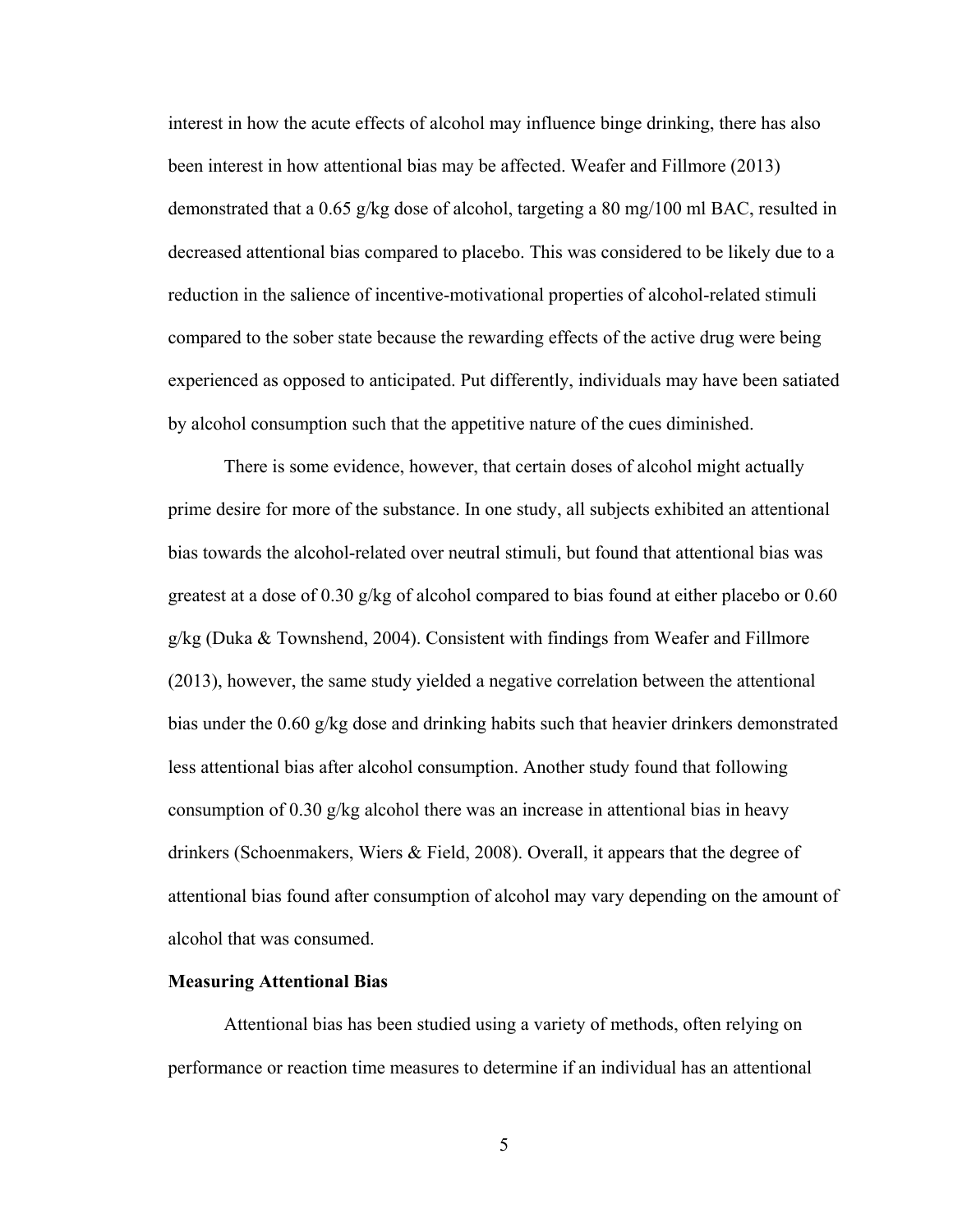interest in how the acute effects of alcohol may influence binge drinking, there has also been interest in how attentional bias may be affected. Weafer and Fillmore (2013) demonstrated that a 0.65 g/kg dose of alcohol, targeting a 80 mg/100 ml BAC, resulted in decreased attentional bias compared to placebo. This was considered to be likely due to a reduction in the salience of incentive-motivational properties of alcohol-related stimuli compared to the sober state because the rewarding effects of the active drug were being experienced as opposed to anticipated. Put differently, individuals may have been satiated by alcohol consumption such that the appetitive nature of the cues diminished.

There is some evidence, however, that certain doses of alcohol might actually prime desire for more of the substance. In one study, all subjects exhibited an attentional bias towards the alcohol-related over neutral stimuli, but found that attentional bias was greatest at a dose of 0.30 g/kg of alcohol compared to bias found at either placebo or 0.60 g/kg (Duka & Townshend, 2004). Consistent with findings from Weafer and Fillmore (2013), however, the same study yielded a negative correlation between the attentional bias under the 0.60 g/kg dose and drinking habits such that heavier drinkers demonstrated less attentional bias after alcohol consumption. Another study found that following consumption of 0.30 g/kg alcohol there was an increase in attentional bias in heavy drinkers (Schoenmakers, Wiers & Field, 2008). Overall, it appears that the degree of attentional bias found after consumption of alcohol may vary depending on the amount of alcohol that was consumed.

**Measuring Attentional Bias**

Attentional bias has been studied using a variety of methods, often relying on performance or reaction time measures to determine if an individual has an attentional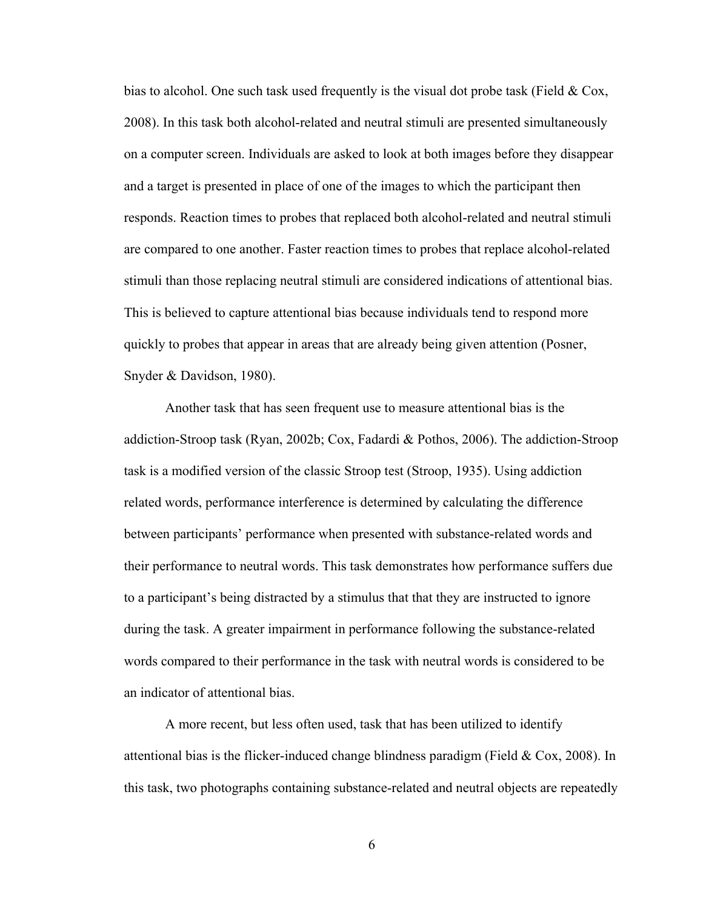bias to alcohol. One such task used frequently is the visual dot probe task (Field & Cox, 2008). In this task both alcohol-related and neutral stimuli are presented simultaneously on a computer screen. Individuals are asked to look at both images before they disappear and a target is presented in place of one of the images to which the participant then responds. Reaction times to probes that replaced both alcohol-related and neutral stimuli are compared to one another. Faster reaction times to probes that replace alcohol-related stimuli than those replacing neutral stimuli are considered indications of attentional bias. This is believed to capture attentional bias because individuals tend to respond more quickly to probes that appear in areas that are already being given attention (Posner, Snyder & Davidson, 1980).

Another task that has seen frequent use to measure attentional bias is the addiction-Stroop task (Ryan, 2002b; Cox, Fadardi & Pothos, 2006). The addiction-Stroop task is a modified version of the classic Stroop test (Stroop, 1935). Using addiction related words, performance interference is determined by calculating the difference between participants' performance when presented with substance-related words and their performance to neutral words. This task demonstrates how performance suffers due to a participant's being distracted by a stimulus that that they are instructed to ignore during the task. A greater impairment in performance following the substance-related words compared to their performance in the task with neutral words is considered to be an indicator of attentional bias.

A more recent, but less often used, task that has been utilized to identify attentional bias is the flicker-induced change blindness paradigm (Field & Cox, 2008). In this task, two photographs containing substance-related and neutral objects are repeatedly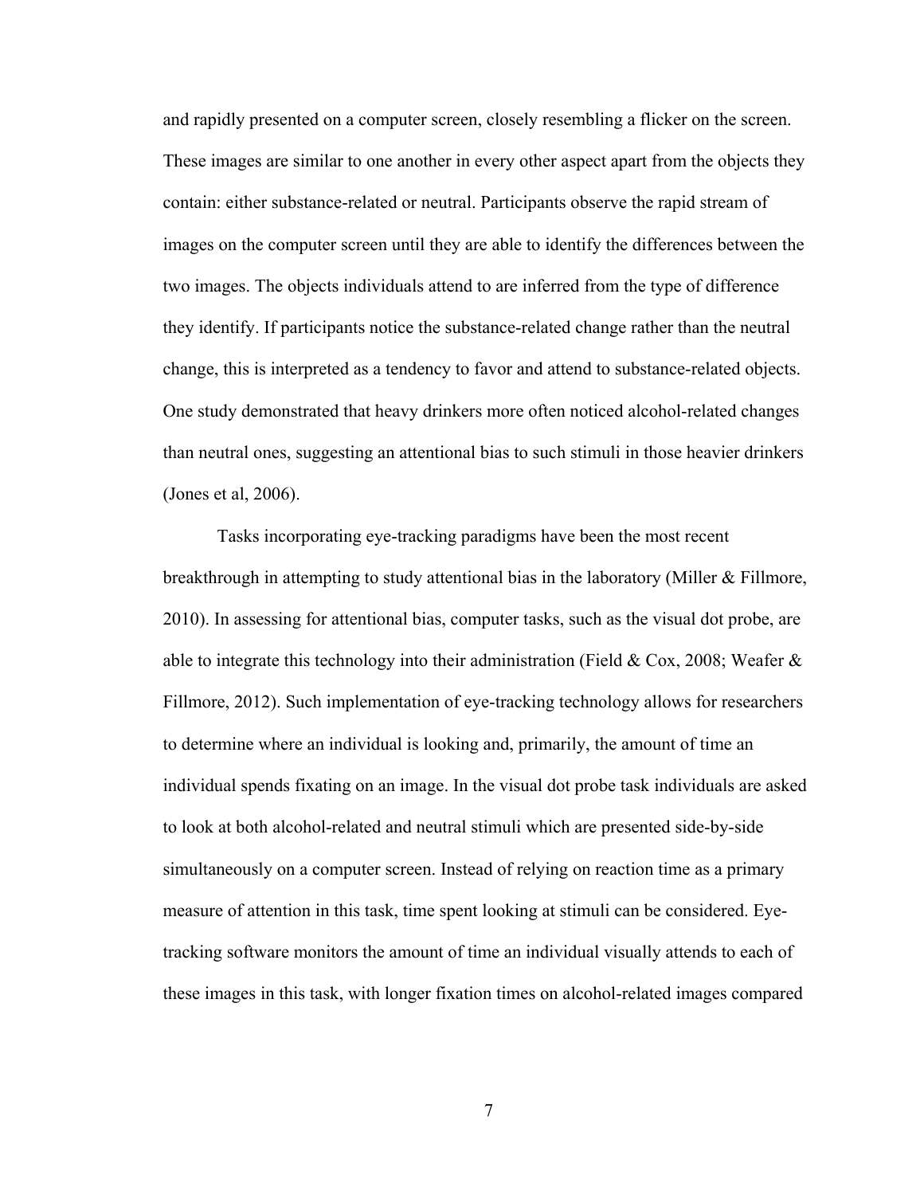and rapidly presented on a computer screen, closely resembling a flicker on the screen. These images are similar to one another in every other aspect apart from the objects they contain: either substance-related or neutral. Participants observe the rapid stream of images on the computer screen until they are able to identify the differences between the two images. The objects individuals attend to are inferred from the type of difference they identify. If participants notice the substance-related change rather than the neutral change, this is interpreted as a tendency to favor and attend to substance-related objects. One study demonstrated that heavy drinkers more often noticed alcohol-related changes than neutral ones, suggesting an attentional bias to such stimuli in those heavier drinkers (Jones et al, 2006).

Tasks incorporating eye-tracking paradigms have been the most recent breakthrough in attempting to study attentional bias in the laboratory (Miller & Fillmore, 2010). In assessing for attentional bias, computer tasks, such as the visual dot probe, are able to integrate this technology into their administration (Field & Cox, 2008; Weafer & Fillmore, 2012). Such implementation of eye-tracking technology allows for researchers to determine where an individual is looking and, primarily, the amount of time an individual spends fixating on an image. In the visual dot probe task individuals are asked to look at both alcohol-related and neutral stimuli which are presented side-by-side simultaneously on a computer screen. Instead of relying on reaction time as a primary measure of attention in this task, time spent looking at stimuli can be considered. Eye-tracking software monitors the amount of time an individual visually attends to each of these images in this task, with longer fixation times on alcohol-related images compared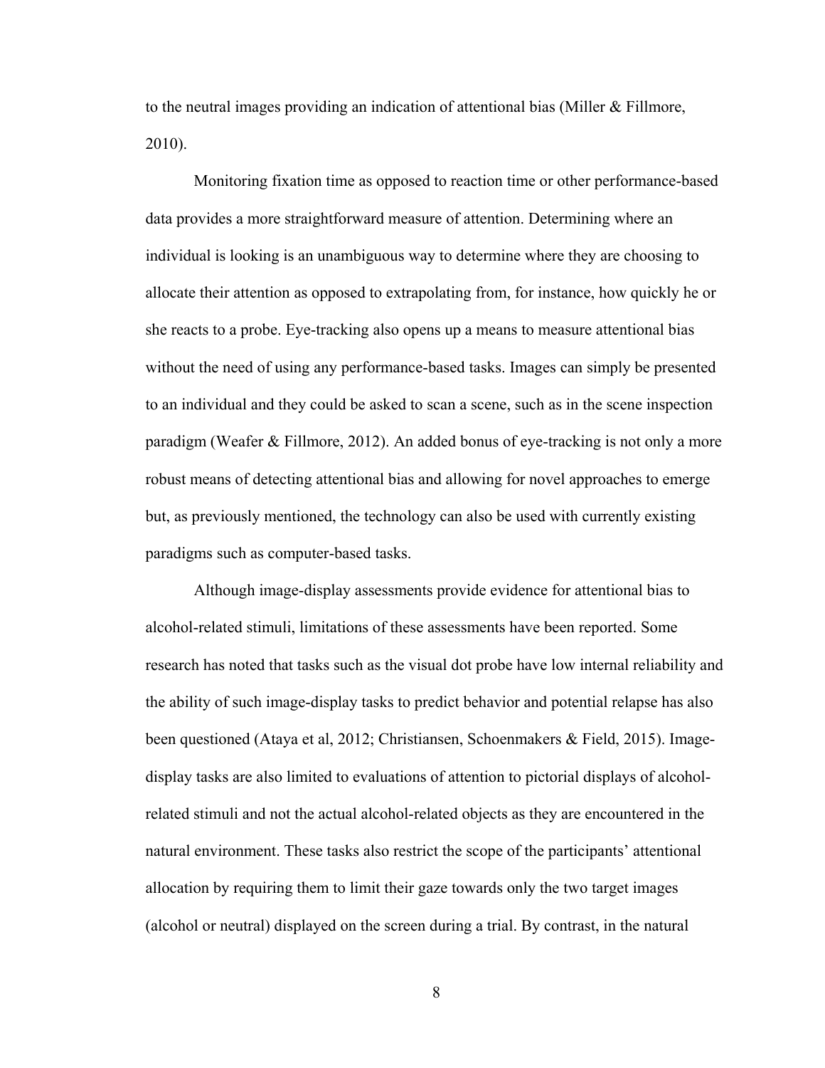to the neutral images providing an indication of attentional bias (Miller & Fillmore, 2010).

Monitoring fixation time as opposed to reaction time or other performance-based data provides a more straightforward measure of attention. Determining where an individual is looking is an unambiguous way to determine where they are choosing to allocate their attention as opposed to extrapolating from, for instance, how quickly he or she reacts to a probe. Eye-tracking also opens up a means to measure attentional bias without the need of using any performance-based tasks. Images can simply be presented to an individual and they could be asked to scan a scene, such as in the scene inspection paradigm (Weafer & Fillmore, 2012). An added bonus of eye-tracking is not only a more robust means of detecting attentional bias and allowing for novel approaches to emerge but, as previously mentioned, the technology can also be used with currently existing paradigms such as computer-based tasks.

Although image-display assessments provide evidence for attentional bias to alcohol-related stimuli, limitations of these assessments have been reported. Some research has noted that tasks such as the visual dot probe have low internal reliability and the ability of such image-display tasks to predict behavior and potential relapse has also been questioned (Ataya et al, 2012; Christiansen, Schoenmakers & Field, 2015). Image-display tasks are also limited to evaluations of attention to pictorial displays of alcohol-related stimuli and not the actual alcohol-related objects as they are encountered in the natural environment. These tasks also restrict the scope of the participants' attentional allocation by requiring them to limit their gaze towards only the two target images (alcohol or neutral) displayed on the screen during a trial. By contrast, in the natural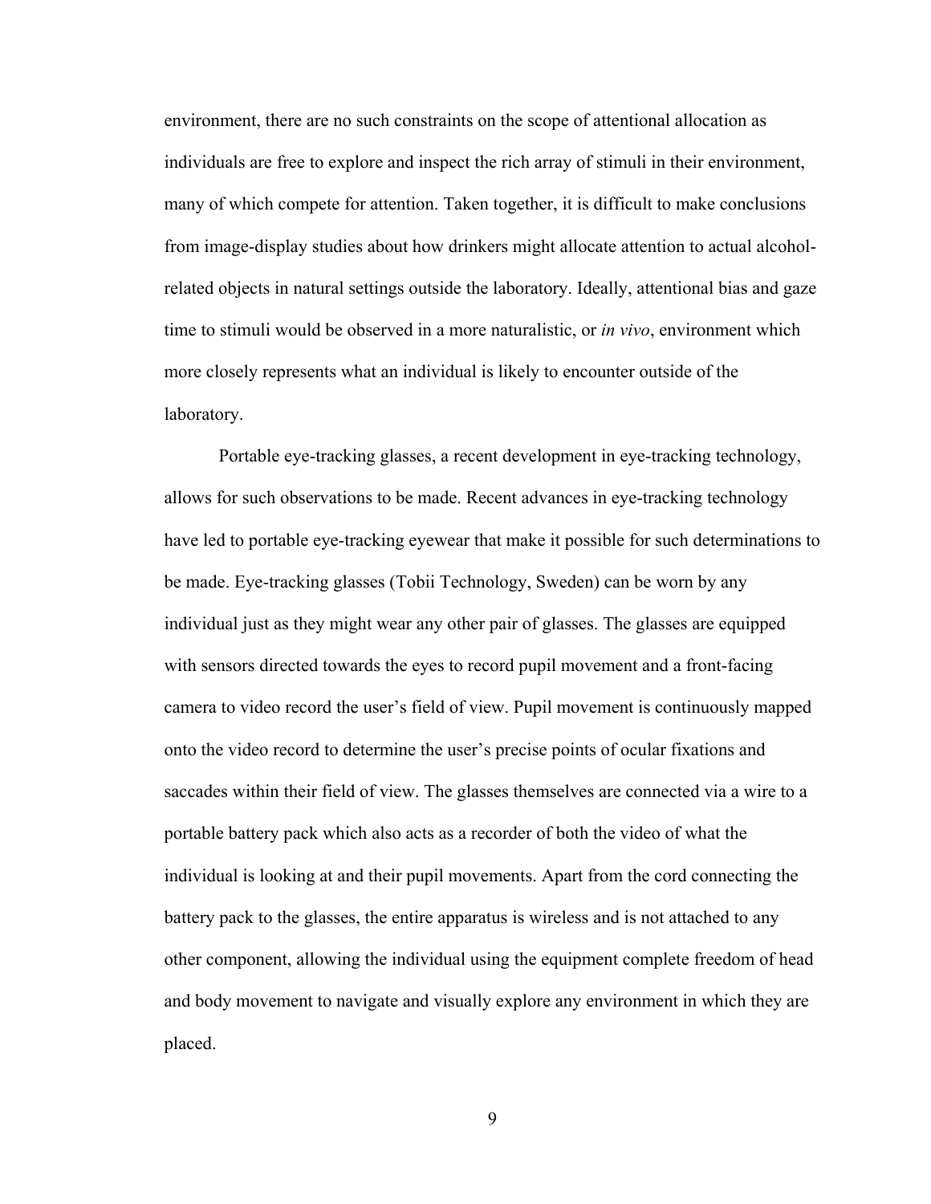environment, there are no such constraints on the scope of attentional allocation as individuals are free to explore and inspect the rich array of stimuli in their environment, many of which compete for attention. Taken together, it is difficult to make conclusions from image-display studies about how drinkers might allocate attention to actual alcohol-related objects in natural settings outside the laboratory. Ideally, attentional bias and gaze time to stimuli would be observed in a more naturalistic, or *in vivo*, environment which more closely represents what an individual is likely to encounter outside of the laboratory.

Portable eye-tracking glasses, a recent development in eye-tracking technology, allows for such observations to be made. Recent advances in eye-tracking technology have led to portable eye-tracking eyewear that make it possible for such determinations to be made. Eye-tracking glasses (Tobii Technology, Sweden) can be worn by any individual just as they might wear any other pair of glasses. The glasses are equipped with sensors directed towards the eyes to record pupil movement and a front-facing camera to video record the user's field of view. Pupil movement is continuously mapped onto the video record to determine the user's precise points of ocular fixations and saccades within their field of view. The glasses themselves are connected via a wire to a portable battery pack which also acts as a recorder of both the video of what the individual is looking at and their pupil movements. Apart from the cord connecting the battery pack to the glasses, the entire apparatus is wireless and is not attached to any other component, allowing the individual using the equipment complete freedom of head and body movement to navigate and visually explore any environment in which they are placed.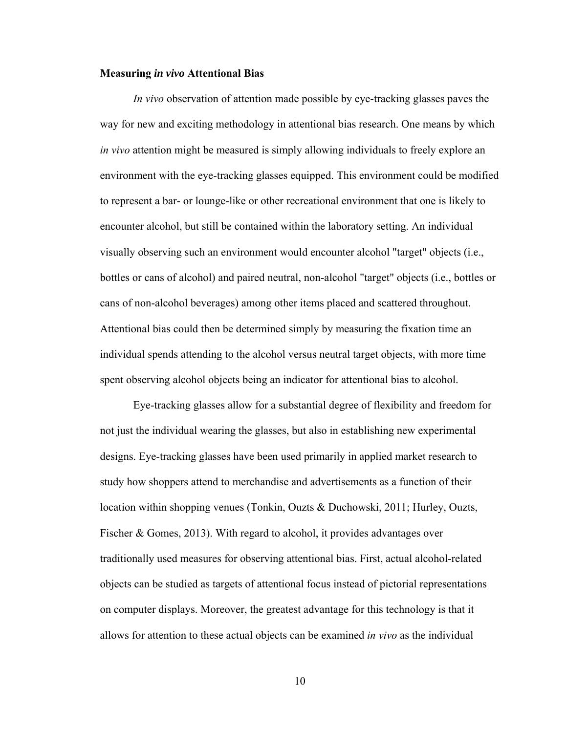**Measuring *in vivo* Attentional Bias**

*In vivo* observation of attention made possible by eye-tracking glasses paves the way for new and exciting methodology in attentional bias research. One means by which *in vivo* attention might be measured is simply allowing individuals to freely explore an environment with the eye-tracking glasses equipped. This environment could be modified to represent a bar- or lounge-like or other recreational environment that one is likely to encounter alcohol, but still be contained within the laboratory setting. An individual visually observing such an environment would encounter alcohol "target" objects (i.e., bottles or cans of alcohol) and paired neutral, non-alcohol "target" objects (i.e., bottles or cans of non-alcohol beverages) among other items placed and scattered throughout. Attentional bias could then be determined simply by measuring the fixation time an individual spends attending to the alcohol versus neutral target objects, with more time spent observing alcohol objects being an indicator for attentional bias to alcohol.

Eye-tracking glasses allow for a substantial degree of flexibility and freedom for not just the individual wearing the glasses, but also in establishing new experimental designs. Eye-tracking glasses have been used primarily in applied market research to study how shoppers attend to merchandise and advertisements as a function of their location within shopping venues (Tonkin, Ouzts & Duchowski, 2011; Hurley, Ouzts, Fischer & Gomes, 2013). With regard to alcohol, it provides advantages over traditionally used measures for observing attentional bias. First, actual alcohol-related objects can be studied as targets of attentional focus instead of pictorial representations on computer displays. Moreover, the greatest advantage for this technology is that it allows for attention to these actual objects can be examined *in vivo* as the individual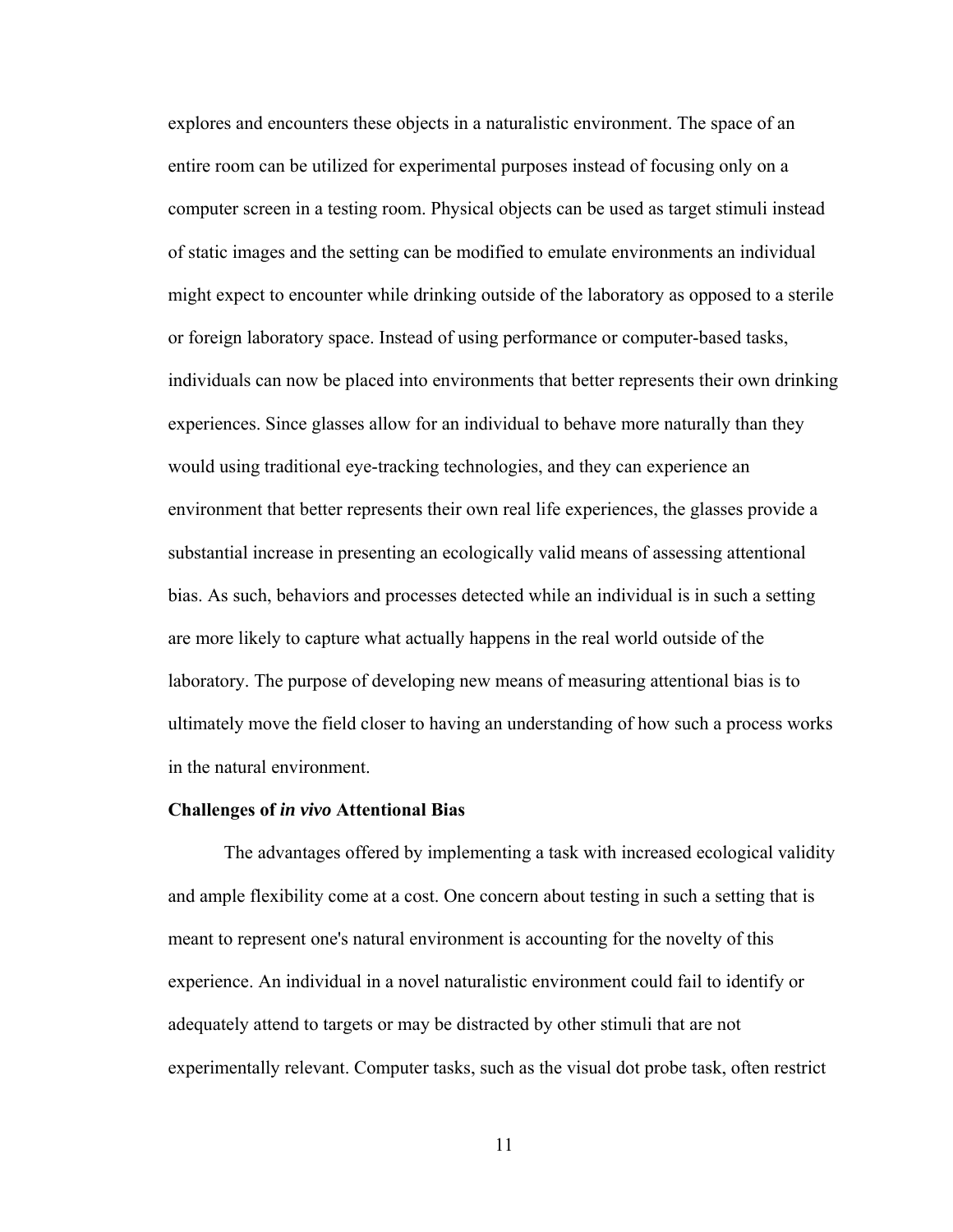explores and encounters these objects in a naturalistic environment. The space of an entire room can be utilized for experimental purposes instead of focusing only on a computer screen in a testing room. Physical objects can be used as target stimuli instead of static images and the setting can be modified to emulate environments an individual might expect to encounter while drinking outside of the laboratory as opposed to a sterile or foreign laboratory space. Instead of using performance or computer-based tasks, individuals can now be placed into environments that better represents their own drinking experiences. Since glasses allow for an individual to behave more naturally than they would using traditional eye-tracking technologies, and they can experience an environment that better represents their own real life experiences, the glasses provide a substantial increase in presenting an ecologically valid means of assessing attentional bias. As such, behaviors and processes detected while an individual is in such a setting are more likely to capture what actually happens in the real world outside of the laboratory. The purpose of developing new means of measuring attentional bias is to ultimately move the field closer to having an understanding of how such a process works in the natural environment.

**Challenges of *in vivo* Attentional Bias**

The advantages offered by implementing a task with increased ecological validity and ample flexibility come at a cost. One concern about testing in such a setting that is meant to represent one's natural environment is accounting for the novelty of this experience. An individual in a novel naturalistic environment could fail to identify or adequately attend to targets or may be distracted by other stimuli that are not experimentally relevant. Computer tasks, such as the visual dot probe task, often restrict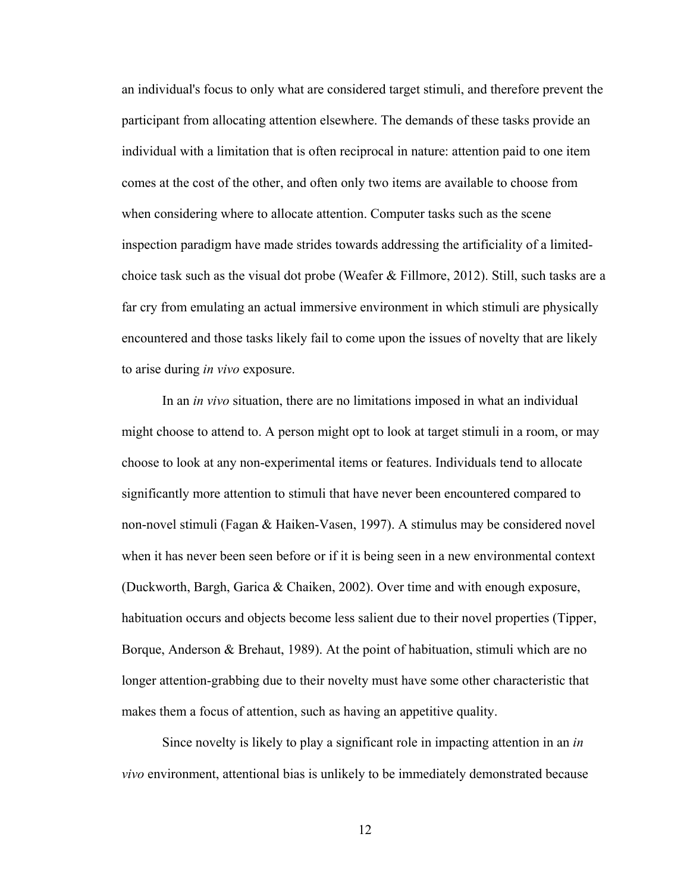an individual's focus to only what are considered target stimuli, and therefore prevent the participant from allocating attention elsewhere. The demands of these tasks provide an individual with a limitation that is often reciprocal in nature: attention paid to one item comes at the cost of the other, and often only two items are available to choose from when considering where to allocate attention. Computer tasks such as the scene inspection paradigm have made strides towards addressing the artificiality of a limited-choice task such as the visual dot probe (Weafer & Fillmore, 2012). Still, such tasks are a far cry from emulating an actual immersive environment in which stimuli are physically encountered and those tasks likely fail to come upon the issues of novelty that are likely to arise during *in vivo* exposure.

In an *in vivo* situation, there are no limitations imposed in what an individual might choose to attend to. A person might opt to look at target stimuli in a room, or may choose to look at any non-experimental items or features. Individuals tend to allocate significantly more attention to stimuli that have never been encountered compared to non-novel stimuli (Fagan & Haiken-Vasen, 1997). A stimulus may be considered novel when it has never been seen before or if it is being seen in a new environmental context (Duckworth, Bargh, Garica & Chaiken, 2002). Over time and with enough exposure, habituation occurs and objects become less salient due to their novel properties (Tipper, Borque, Anderson & Brehaut, 1989). At the point of habituation, stimuli which are no longer attention-grabbing due to their novelty must have some other characteristic that makes them a focus of attention, such as having an appetitive quality.

Since novelty is likely to play a significant role in impacting attention in an *in vivo* environment, attentional bias is unlikely to be immediately demonstrated because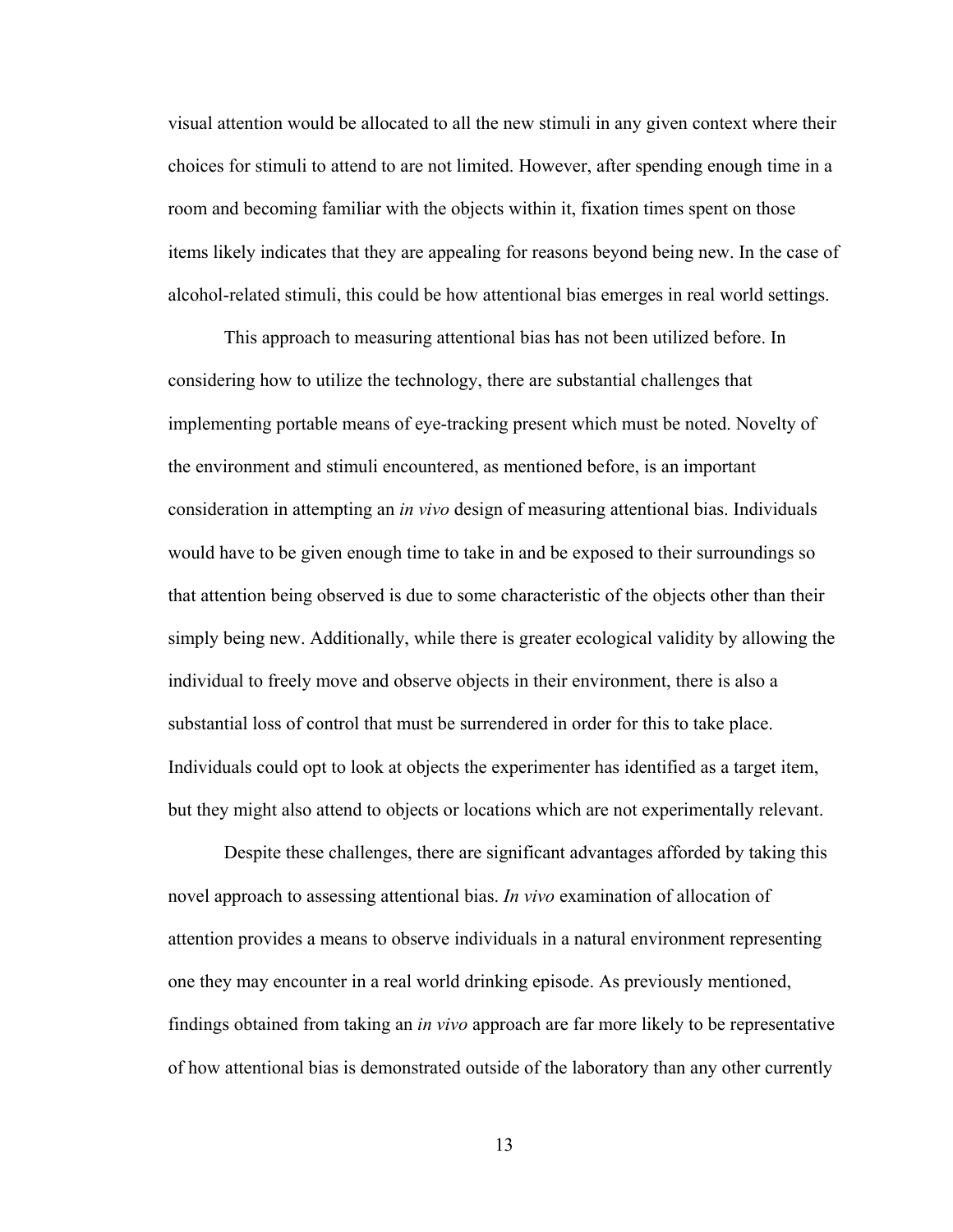visual attention would be allocated to all the new stimuli in any given context where their choices for stimuli to attend to are not limited. However, after spending enough time in a room and becoming familiar with the objects within it, fixation times spent on those items likely indicates that they are appealing for reasons beyond being new. In the case of alcohol-related stimuli, this could be how attentional bias emerges in real world settings.

This approach to measuring attentional bias has not been utilized before. In considering how to utilize the technology, there are substantial challenges that implementing portable means of eye-tracking present which must be noted. Novelty of the environment and stimuli encountered, as mentioned before, is an important consideration in attempting an *in vivo* design of measuring attentional bias. Individuals would have to be given enough time to take in and be exposed to their surroundings so that attention being observed is due to some characteristic of the objects other than their simply being new. Additionally, while there is greater ecological validity by allowing the individual to freely move and observe objects in their environment, there is also a substantial loss of control that must be surrendered in order for this to take place. Individuals could opt to look at objects the experimenter has identified as a target item, but they might also attend to objects or locations which are not experimentally relevant.

Despite these challenges, there are significant advantages afforded by taking this novel approach to assessing attentional bias. *In vivo* examination of allocation of attention provides a means to observe individuals in a natural environment representing one they may encounter in a real world drinking episode. As previously mentioned, findings obtained from taking an *in vivo* approach are far more likely to be representative of how attentional bias is demonstrated outside of the laboratory than any other currently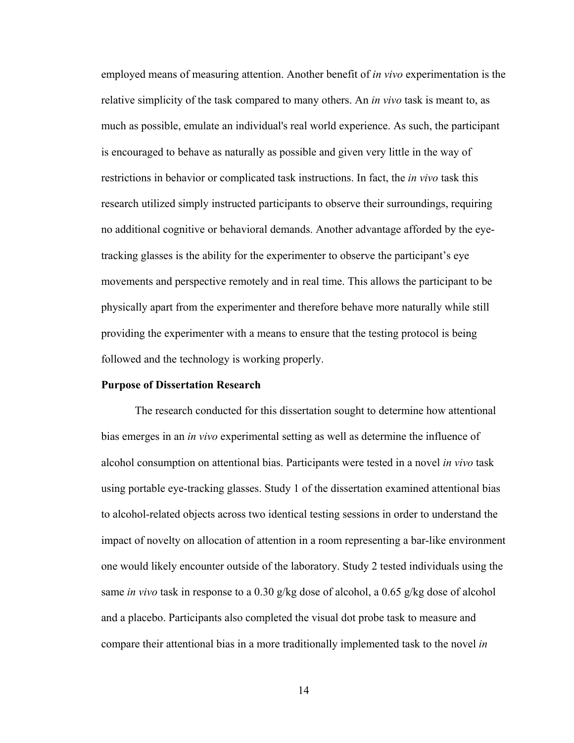employed means of measuring attention. Another benefit of *in vivo* experimentation is the relative simplicity of the task compared to many others. An *in vivo* task is meant to, as much as possible, emulate an individual's real world experience. As such, the participant is encouraged to behave as naturally as possible and given very little in the way of restrictions in behavior or complicated task instructions. In fact, the *in vivo* task this research utilized simply instructed participants to observe their surroundings, requiring no additional cognitive or behavioral demands. Another advantage afforded by the eye-tracking glasses is the ability for the experimenter to observe the participant's eye movements and perspective remotely and in real time. This allows the participant to be physically apart from the experimenter and therefore behave more naturally while still providing the experimenter with a means to ensure that the testing protocol is being followed and the technology is working properly.

**Purpose of Dissertation Research**

The research conducted for this dissertation sought to determine how attentional bias emerges in an *in vivo* experimental setting as well as determine the influence of alcohol consumption on attentional bias. Participants were tested in a novel *in vivo* task using portable eye-tracking glasses. Study 1 of the dissertation examined attentional bias to alcohol-related objects across two identical testing sessions in order to understand the impact of novelty on allocation of attention in a room representing a bar-like environment one would likely encounter outside of the laboratory. Study 2 tested individuals using the same *in vivo* task in response to a 0.30 g/kg dose of alcohol, a 0.65 g/kg dose of alcohol and a placebo. Participants also completed the visual dot probe task to measure and compare their attentional bias in a more traditionally implemented task to the novel *in*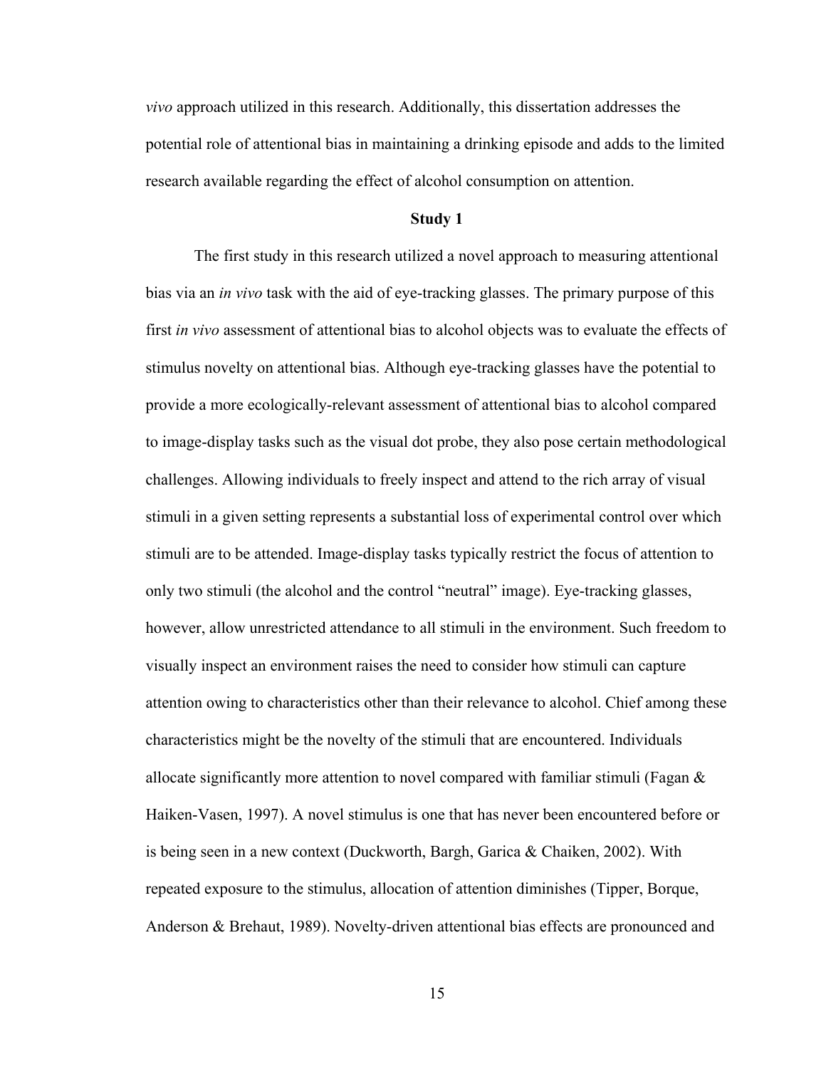*vivo* approach utilized in this research. Additionally, this dissertation addresses the potential role of attentional bias in maintaining a drinking episode and adds to the limited research available regarding the effect of alcohol consumption on attention.

## Study 1

The first study in this research utilized a novel approach to measuring attentional bias via an *in vivo* task with the aid of eye-tracking glasses. The primary purpose of this first *in vivo* assessment of attentional bias to alcohol objects was to evaluate the effects of stimulus novelty on attentional bias. Although eye-tracking glasses have the potential to provide a more ecologically-relevant assessment of attentional bias to alcohol compared to image-display tasks such as the visual dot probe, they also pose certain methodological challenges. Allowing individuals to freely inspect and attend to the rich array of visual stimuli in a given setting represents a substantial loss of experimental control over which stimuli are to be attended. Image-display tasks typically restrict the focus of attention to only two stimuli (the alcohol and the control "neutral" image). Eye-tracking glasses, however, allow unrestricted attendance to all stimuli in the environment. Such freedom to visually inspect an environment raises the need to consider how stimuli can capture attention owing to characteristics other than their relevance to alcohol. Chief among these characteristics might be the novelty of the stimuli that are encountered. Individuals allocate significantly more attention to novel compared with familiar stimuli (Fagan & Haiken-Vasen, 1997). A novel stimulus is one that has never been encountered before or is being seen in a new context (Duckworth, Bargh, Garica & Chaiken, 2002). With repeated exposure to the stimulus, allocation of attention diminishes (Tipper, Borque, Anderson & Brehaut, 1989). Novelty-driven attentional bias effects are pronounced and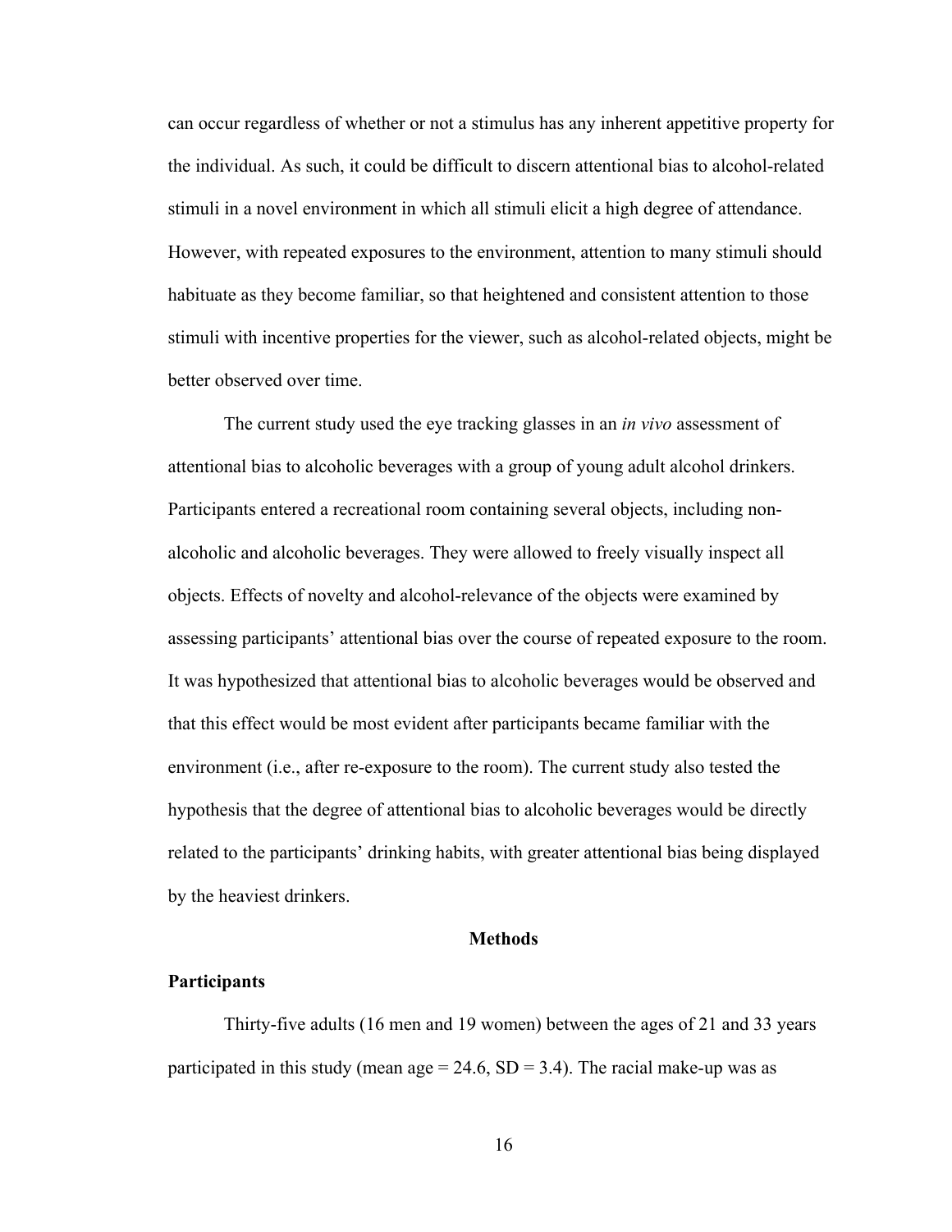can occur regardless of whether or not a stimulus has any inherent appetitive property for the individual. As such, it could be difficult to discern attentional bias to alcohol-related stimuli in a novel environment in which all stimuli elicit a high degree of attendance. However, with repeated exposures to the environment, attention to many stimuli should habituate as they become familiar, so that heightened and consistent attention to those stimuli with incentive properties for the viewer, such as alcohol-related objects, might be better observed over time.

The current study used the eye tracking glasses in an *in vivo* assessment of attentional bias to alcoholic beverages with a group of young adult alcohol drinkers. Participants entered a recreational room containing several objects, including non-alcoholic and alcoholic beverages. They were allowed to freely visually inspect all objects. Effects of novelty and alcohol-relevance of the objects were examined by assessing participants' attentional bias over the course of repeated exposure to the room. It was hypothesized that attentional bias to alcoholic beverages would be observed and that this effect would be most evident after participants became familiar with the environment (i.e., after re-exposure to the room). The current study also tested the hypothesis that the degree of attentional bias to alcoholic beverages would be directly related to the participants' drinking habits, with greater attentional bias being displayed by the heaviest drinkers.

## Methods

### Participants

Thirty-five adults (16 men and 19 women) between the ages of 21 and 33 years participated in this study (mean age = 24.6, SD = 3.4). The racial make-up was as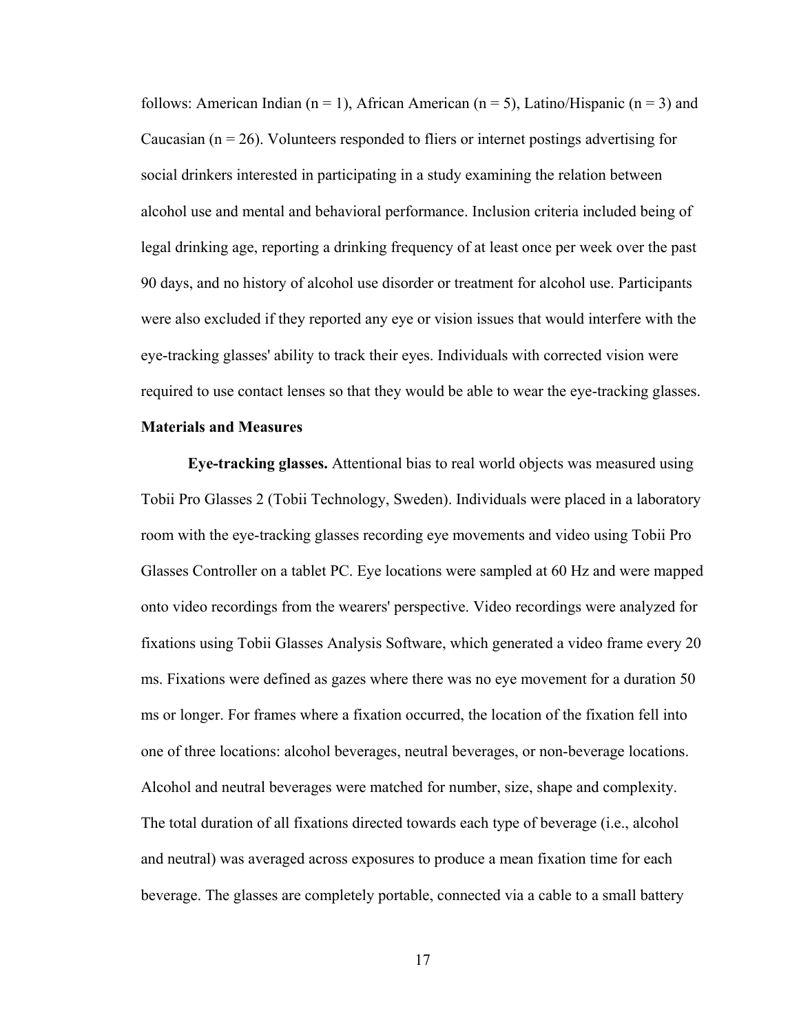follows: American Indian ($n = 1$), African American ($n = 5$), Latino/Hispanic ($n = 3$) and Caucasian ($n = 26$). Volunteers responded to fliers or internet postings advertising for social drinkers interested in participating in a study examining the relation between alcohol use and mental and behavioral performance. Inclusion criteria included being of legal drinking age, reporting a drinking frequency of at least once per week over the past 90 days, and no history of alcohol use disorder or treatment for alcohol use. Participants were also excluded if they reported any eye or vision issues that would interfere with the eye-tracking glasses' ability to track their eyes. Individuals with corrected vision were required to use contact lenses so that they would be able to wear the eye-tracking glasses.

**Materials and Measures**

**Eye-tracking glasses.** Attentional bias to real world objects was measured using Tobii Pro Glasses 2 (Tobii Technology, Sweden). Individuals were placed in a laboratory room with the eye-tracking glasses recording eye movements and video using Tobii Pro Glasses Controller on a tablet PC. Eye locations were sampled at 60 Hz and were mapped onto video recordings from the wearers' perspective. Video recordings were analyzed for fixations using Tobii Glasses Analysis Software, which generated a video frame every 20 ms. Fixations were defined as gazes where there was no eye movement for a duration 50 ms or longer. For frames where a fixation occurred, the location of the fixation fell into one of three locations: alcohol beverages, neutral beverages, or non-beverage locations. Alcohol and neutral beverages were matched for number, size, shape and complexity. The total duration of all fixations directed towards each type of beverage (i.e., alcohol and neutral) was averaged across exposures to produce a mean fixation time for each beverage. The glasses are completely portable, connected via a cable to a small battery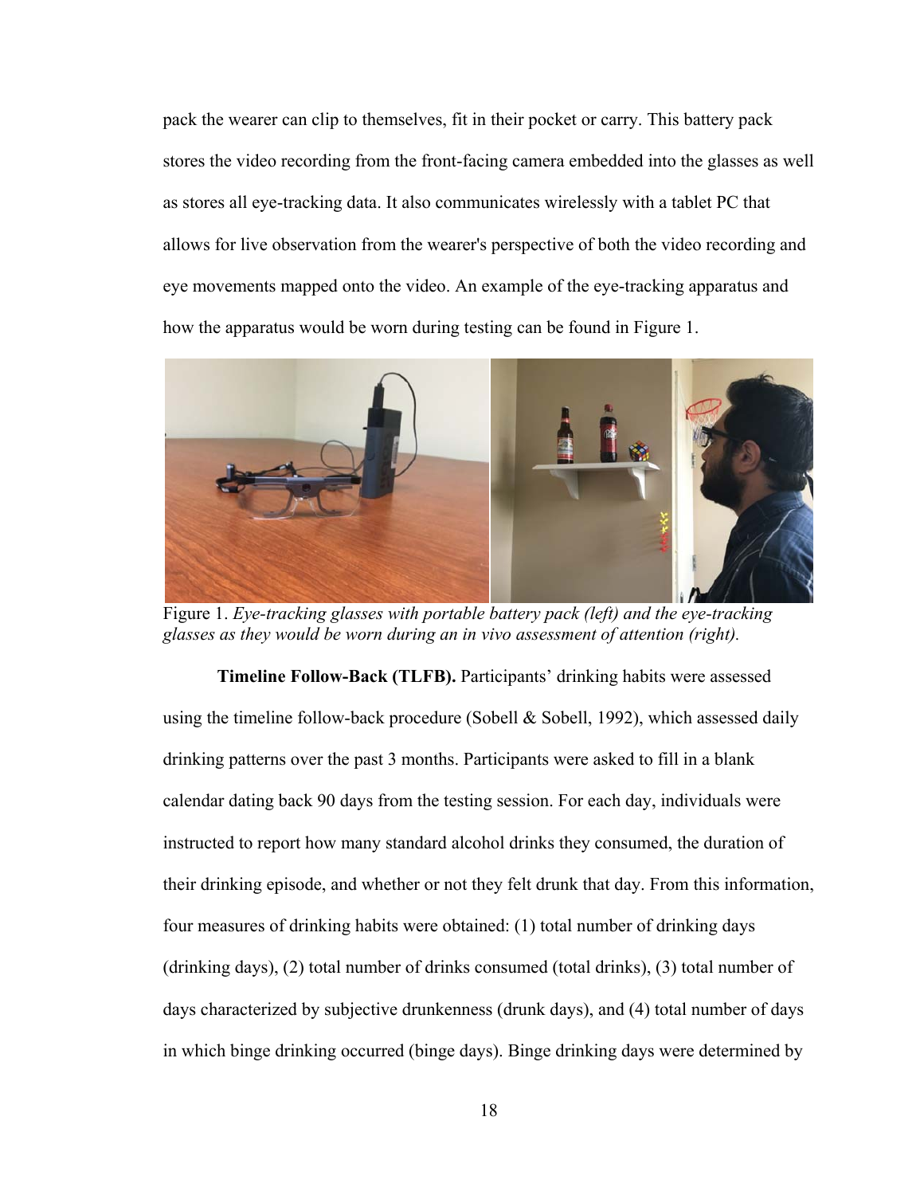pack the wearer can clip to themselves, fit in their pocket or carry. This battery pack stores the video recording from the front-facing camera embedded into the glasses as well as stores all eye-tracking data. It also communicates wirelessly with a tablet PC that allows for live observation from the wearer's perspective of both the video recording and eye movements mapped onto the video. An example of the eye-tracking apparatus and how the apparatus would be worn during testing can be found in Figure 1.

Figure 1. *Eye-tracking glasses with portable battery pack (left) and the eye-tracking glasses as they would be worn during an in vivo assessment of attention (right).*

**Timeline Follow-Back (TLFB).** Participants' drinking habits were assessed using the timeline follow-back procedure (Sobell & Sobell, 1992), which assessed daily drinking patterns over the past 3 months. Participants were asked to fill in a blank calendar dating back 90 days from the testing session. For each day, individuals were instructed to report how many standard alcohol drinks they consumed, the duration of their drinking episode, and whether or not they felt drunk that day. From this information, four measures of drinking habits were obtained: (1) total number of drinking days (drinking days), (2) total number of drinks consumed (total drinks), (3) total number of days characterized by subjective drunkenness (drunk days), and (4) total number of days in which binge drinking occurred (binge days). Binge drinking days were determined by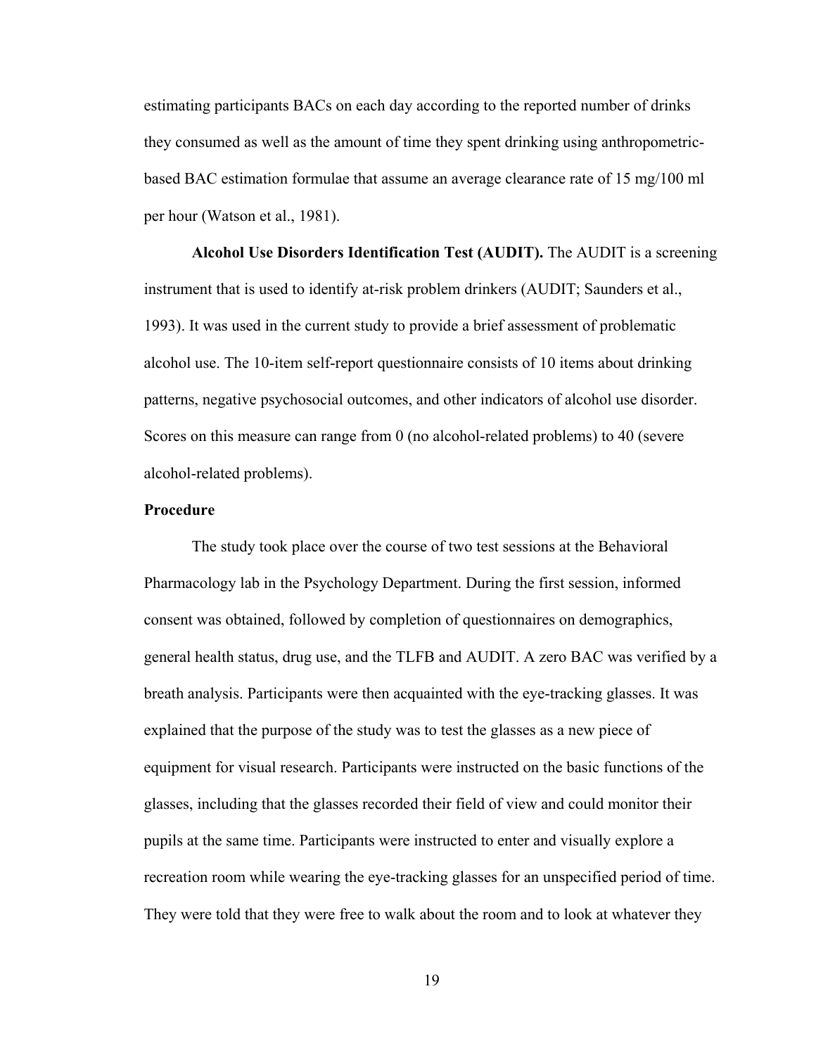estimating participants BACs on each day according to the reported number of drinks they consumed as well as the amount of time they spent drinking using anthropometric-based BAC estimation formulae that assume an average clearance rate of 15 mg/100 ml per hour (Watson et al., 1981).

**Alcohol Use Disorders Identification Test (AUDIT).** The AUDIT is a screening instrument that is used to identify at-risk problem drinkers (AUDIT; Saunders et al., 1993). It was used in the current study to provide a brief assessment of problematic alcohol use. The 10-item self-report questionnaire consists of 10 items about drinking patterns, negative psychosocial outcomes, and other indicators of alcohol use disorder. Scores on this measure can range from 0 (no alcohol-related problems) to 40 (severe alcohol-related problems).

### Procedure

The study took place over the course of two test sessions at the Behavioral Pharmacology lab in the Psychology Department. During the first session, informed consent was obtained, followed by completion of questionnaires on demographics, general health status, drug use, and the TLFB and AUDIT. A zero BAC was verified by a breath analysis. Participants were then acquainted with the eye-tracking glasses. It was explained that the purpose of the study was to test the glasses as a new piece of equipment for visual research. Participants were instructed on the basic functions of the glasses, including that the glasses recorded their field of view and could monitor their pupils at the same time. Participants were instructed to enter and visually explore a recreation room while wearing the eye-tracking glasses for an unspecified period of time. They were told that they were free to walk about the room and to look at whatever they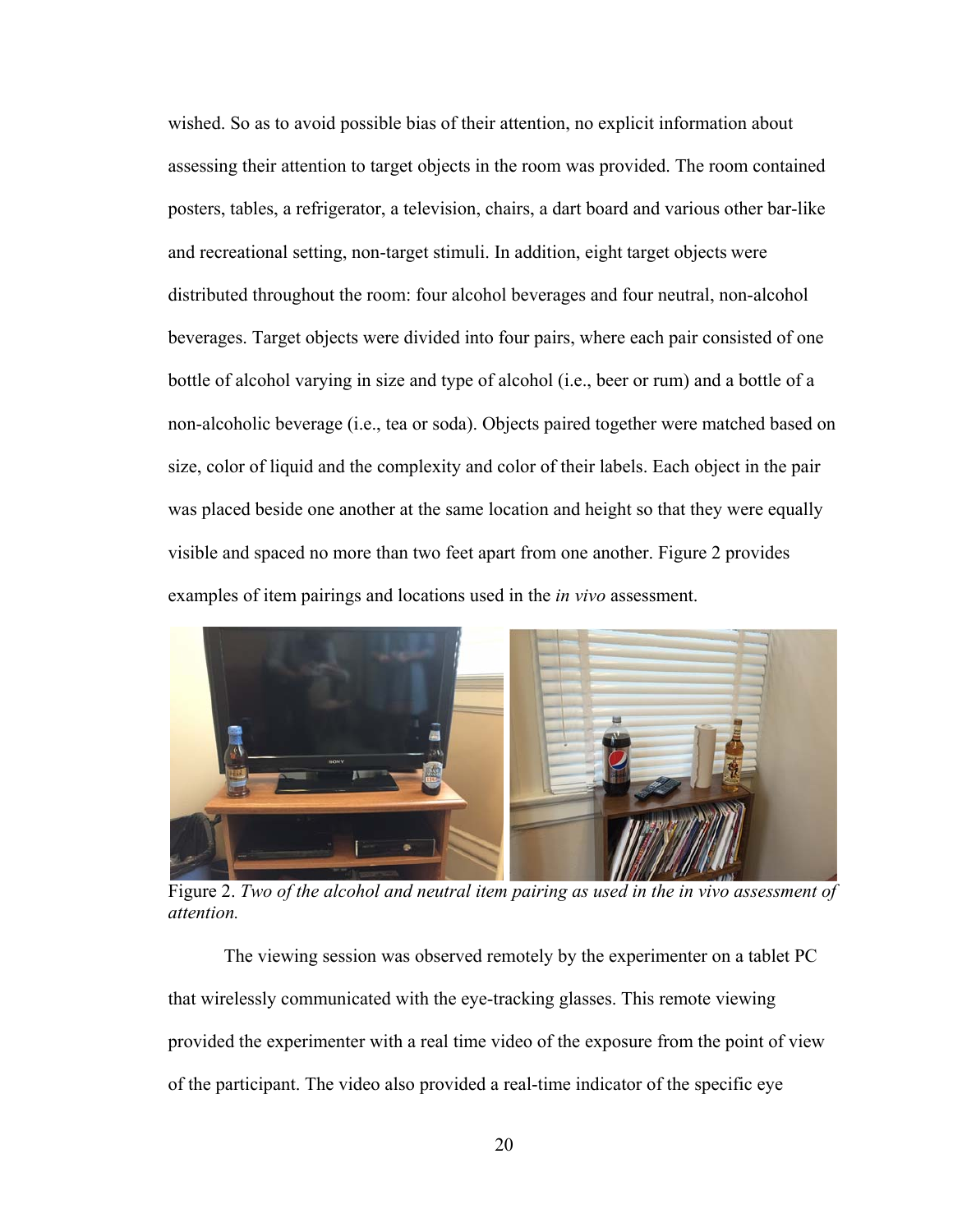wished. So as to avoid possible bias of their attention, no explicit information about assessing their attention to target objects in the room was provided. The room contained posters, tables, a refrigerator, a television, chairs, a dart board and various other bar-like and recreational setting, non-target stimuli. In addition, eight target objects were distributed throughout the room: four alcohol beverages and four neutral, non-alcohol beverages. Target objects were divided into four pairs, where each pair consisted of one bottle of alcohol varying in size and type of alcohol (i.e., beer or rum) and a bottle of a non-alcoholic beverage (i.e., tea or soda). Objects paired together were matched based on size, color of liquid and the complexity and color of their labels. Each object in the pair was placed beside one another at the same location and height so that they were equally visible and spaced no more than two feet apart from one another. Figure 2 provides examples of item pairings and locations used in the *in vivo* assessment.

Figure 2. *Two of the alcohol and neutral item pairing as used in the in vivo assessment of attention.*

The viewing session was observed remotely by the experimenter on a tablet PC that wirelessly communicated with the eye-tracking glasses. This remote viewing provided the experimenter with a real time video of the exposure from the point of view of the participant. The video also provided a real-time indicator of the specific eye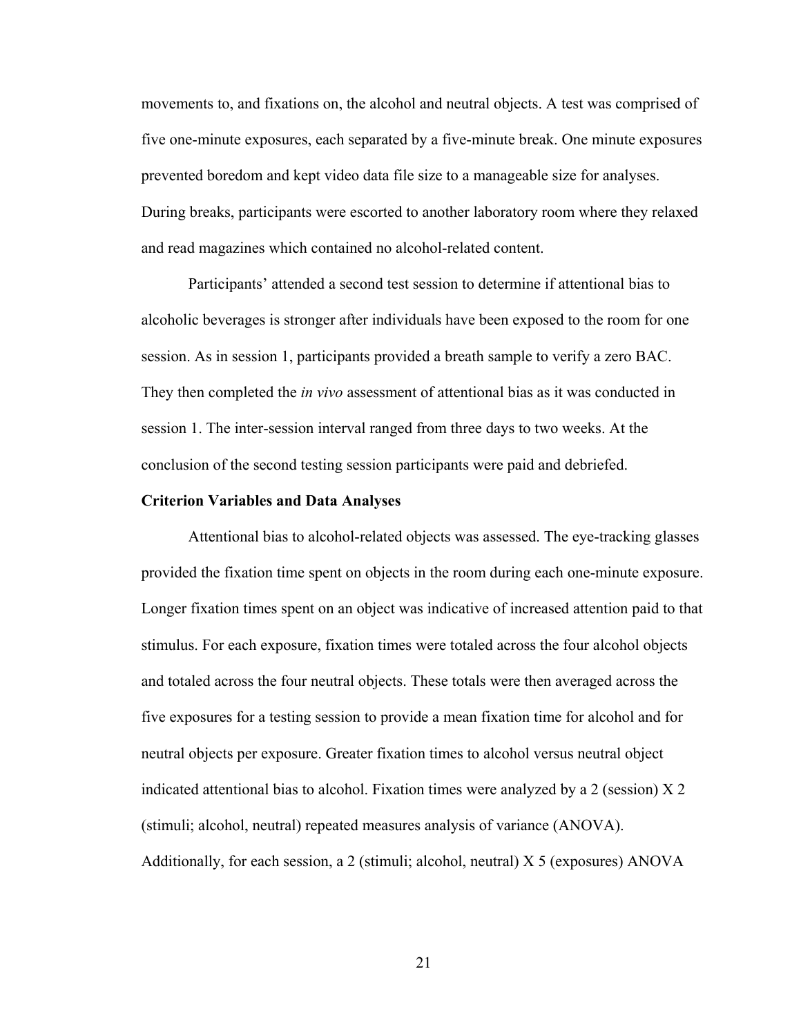movements to, and fixations on, the alcohol and neutral objects. A test was comprised of five one-minute exposures, each separated by a five-minute break. One minute exposures prevented boredom and kept video data file size to a manageable size for analyses. During breaks, participants were escorted to another laboratory room where they relaxed and read magazines which contained no alcohol-related content.

Participants' attended a second test session to determine if attentional bias to alcoholic beverages is stronger after individuals have been exposed to the room for one session. As in session 1, participants provided a breath sample to verify a zero BAC. They then completed the *in vivo* assessment of attentional bias as it was conducted in session 1. The inter-session interval ranged from three days to two weeks. At the conclusion of the second testing session participants were paid and debriefed.

**Criterion Variables and Data Analyses**

Attentional bias to alcohol-related objects was assessed. The eye-tracking glasses provided the fixation time spent on objects in the room during each one-minute exposure. Longer fixation times spent on an object was indicative of increased attention paid to that stimulus. For each exposure, fixation times were totaled across the four alcohol objects and totaled across the four neutral objects. These totals were then averaged across the five exposures for a testing session to provide a mean fixation time for alcohol and for neutral objects per exposure. Greater fixation times to alcohol versus neutral object indicated attentional bias to alcohol. Fixation times were analyzed by a 2 (session) X 2 (stimuli; alcohol, neutral) repeated measures analysis of variance (ANOVA). Additionally, for each session, a 2 (stimuli; alcohol, neutral) X 5 (exposures) ANOVA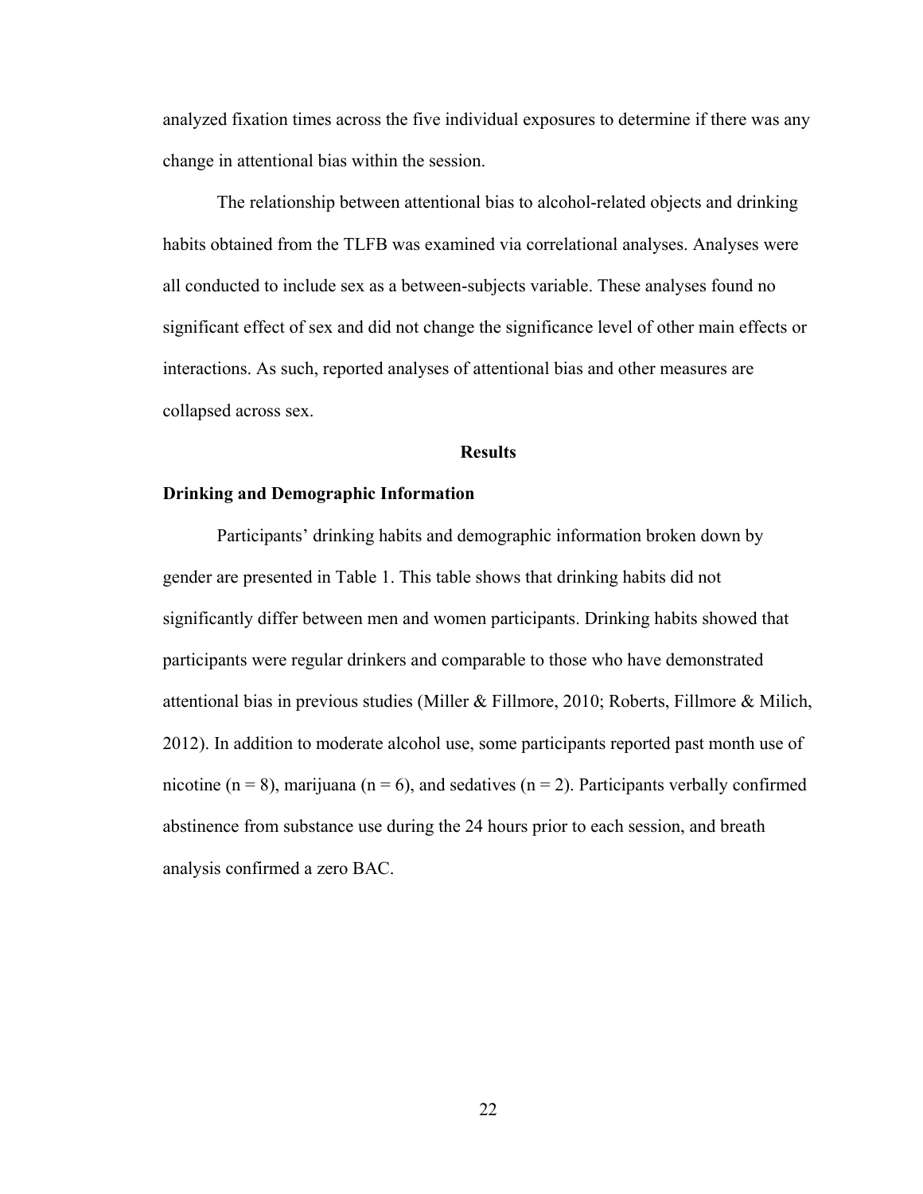analyzed fixation times across the five individual exposures to determine if there was any change in attentional bias within the session.

The relationship between attentional bias to alcohol-related objects and drinking habits obtained from the TLFB was examined via correlational analyses. Analyses were all conducted to include sex as a between-subjects variable. These analyses found no significant effect of sex and did not change the significance level of other main effects or interactions. As such, reported analyses of attentional bias and other measures are collapsed across sex.

## Results

### Drinking and Demographic Information

Participants' drinking habits and demographic information broken down by gender are presented in Table 1. This table shows that drinking habits did not significantly differ between men and women participants. Drinking habits showed that participants were regular drinkers and comparable to those who have demonstrated attentional bias in previous studies (Miller & Fillmore, 2010; Roberts, Fillmore & Milich, 2012). In addition to moderate alcohol use, some participants reported past month use of nicotine ($n = 8$), marijuana ($n = 6$), and sedatives ($n = 2$). Participants verbally confirmed abstinence from substance use during the 24 hours prior to each session, and breath analysis confirmed a zero BAC.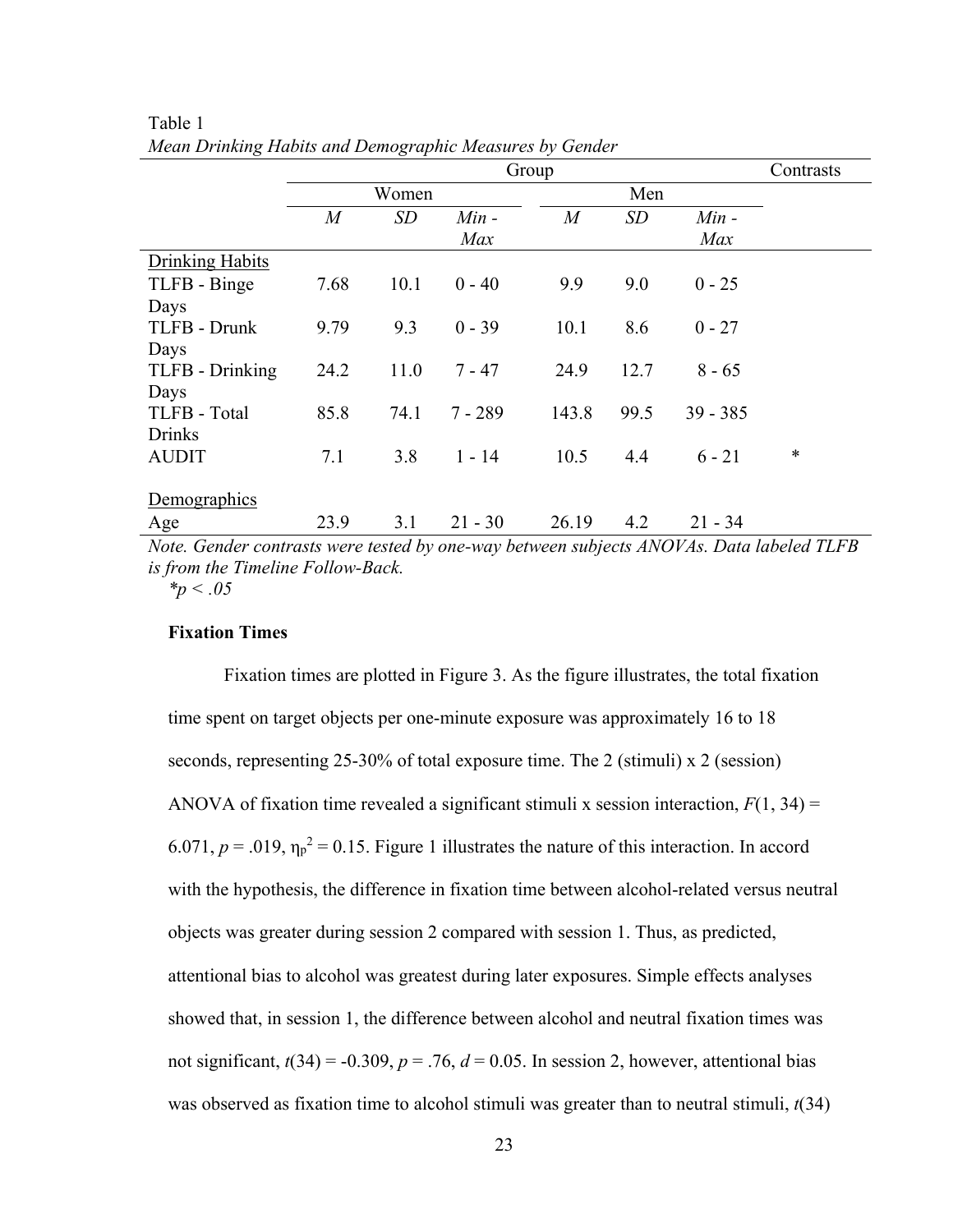Table 1

*Mean Drinking Habits and Demographic Measures by Gender*

| | Group | | | | | | Contrasts |
|---|---|---|---|---|---|---|---|
| | Women | | | Men | | | |
| | *M* | *SD* | *Min - Max* | *M* | *SD* | *Min - Max* | |
| Drinking Habits | | | | | | | |
| TLFB - Binge Days | 7.68 | 10.1 | 0 - 40 | 9.9 | 9.0 | 0 - 25 | |
| TLFB - Drunk Days | 9.79 | 9.3 | 0 - 39 | 10.1 | 8.6 | 0 - 27 | |
| TLFB - Drinking Days | 24.2 | 11.0 | 7 - 47 | 24.9 | 12.7 | 8 - 65 | |
| TLFB - Total Drinks | 85.8 | 74.1 | 7 - 289 | 143.8 | 99.5 | 39 - 385 | |
| AUDIT | 7.1 | 3.8 | 1 - 14 | 10.5 | 4.4 | 6 - 21 | * |
| Demographics | | | | | | | |
| Age | 23.9 | 3.1 | 21 - 30 | 26.19 | 4.2 | 21 - 34 | |

*Note. Gender contrasts were tested by one-way between subjects ANOVAs. Data labeled TLFB is from the Timeline Follow-Back.*
*$*p < .05$*

**Fixation Times**

Fixation times are plotted in Figure 3. As the figure illustrates, the total fixation time spent on target objects per one-minute exposure was approximately 16 to 18 seconds, representing 25-30% of total exposure time. The 2 (stimuli) x 2 (session) ANOVA of fixation time revealed a significant stimuli x session interaction, $F(1, 34) = 6.071$, $p = .019$, $\eta_p^2 = 0.15$. Figure 1 illustrates the nature of this interaction. In accord with the hypothesis, the difference in fixation time between alcohol-related versus neutral objects was greater during session 2 compared with session 1. Thus, as predicted, attentional bias to alcohol was greatest during later exposures. Simple effects analyses showed that, in session 1, the difference between alcohol and neutral fixation times was not significant, $t(34) = -0.309$, $p = .76$, $d = 0.05$. In session 2, however, attentional bias was observed as fixation time to alcohol stimuli was greater than to neutral stimuli, $t(34)$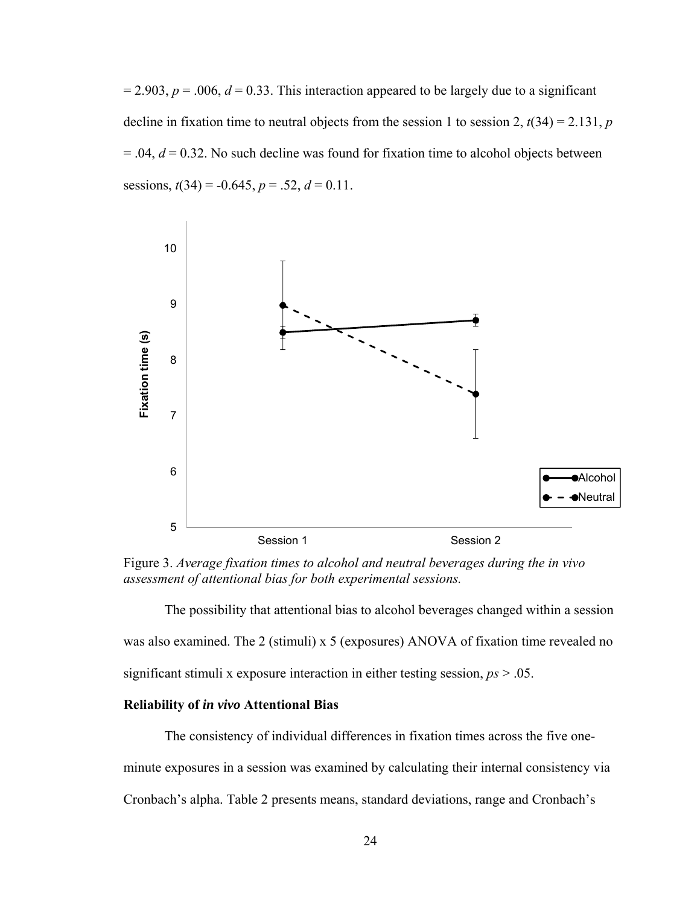= 2.903, $p$ = .006, $d$ = 0.33. This interaction appeared to be largely due to a significant decline in fixation time to neutral objects from the session 1 to session 2, $t(34)$ = 2.131, $p$ = .04, $d$ = 0.32. No such decline was found for fixation time to alcohol objects between sessions, $t(34)$ = -0.645, $p$ = .52, $d$ = 0.11.

Figure 3. *Average fixation times to alcohol and neutral beverages during the in vivo assessment of attentional bias for both experimental sessions.*

The possibility that attentional bias to alcohol beverages changed within a session was also examined. The 2 (stimuli) x 5 (exposures) ANOVA of fixation time revealed no significant stimuli x exposure interaction in either testing session, $ps$ > .05.

**Reliability of *in vivo* Attentional Bias**

The consistency of individual differences in fixation times across the five one-minute exposures in a session was examined by calculating their internal consistency via Cronbach's alpha. Table 2 presents means, standard deviations, range and Cronbach's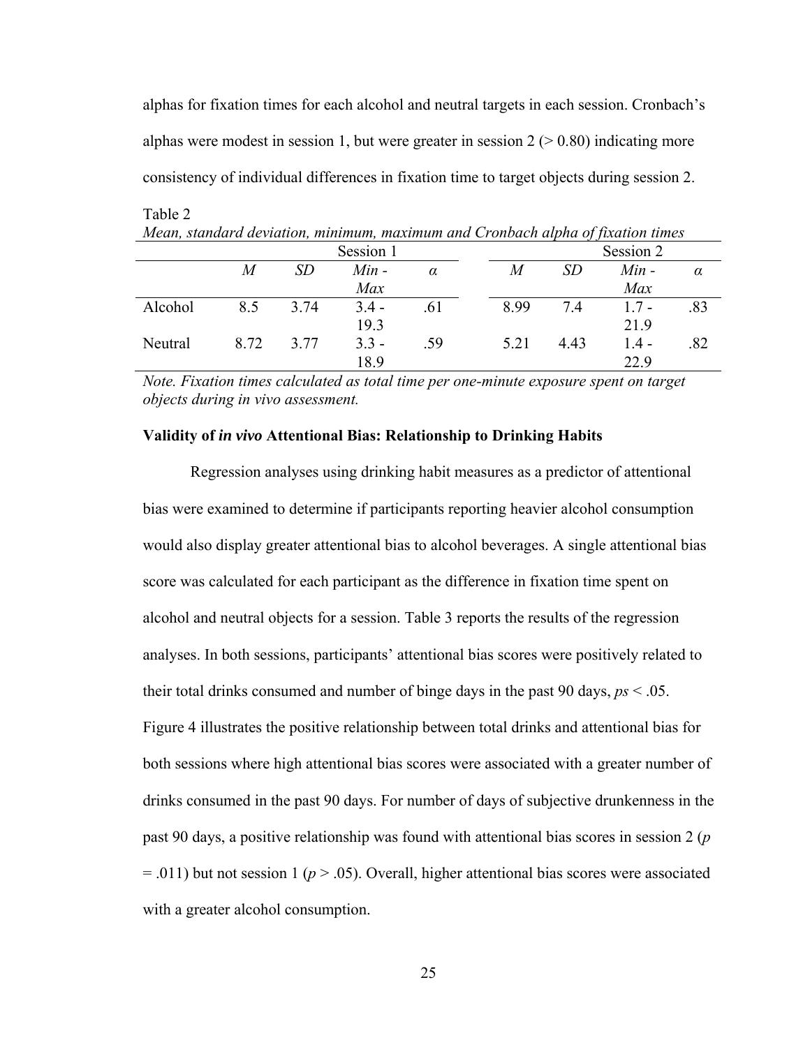alphas for fixation times for each alcohol and neutral targets in each session. Cronbach's alphas were modest in session 1, but were greater in session 2 (> 0.80) indicating more consistency of individual differences in fixation time to target objects during session 2.

Table 2

*Mean, standard deviation, minimum, maximum and Cronbach alpha of fixation times*

| | Session 1 | | | | Session 2 | | | |
|---|---|---|---|---|---|---|---|---|
| | *M* | *SD* | *Min - Max* | *α* | *M* | *SD* | *Min - Max* | *α* |
| Alcohol | 8.5 | 3.74 | 3.4 - 19.3 | .61 | 8.99 | 7.4 | 1.7 - 21.9 | .83 |
| Neutral | 8.72 | 3.77 | 3.3 - 18.9 | .59 | 5.21 | 4.43 | 1.4 - 22.9 | .82 |

*Note. Fixation times calculated as total time per one-minute exposure spent on target objects during in vivo assessment.*

**Validity of *in vivo* Attentional Bias: Relationship to Drinking Habits**

Regression analyses using drinking habit measures as a predictor of attentional bias were examined to determine if participants reporting heavier alcohol consumption would also display greater attentional bias to alcohol beverages. A single attentional bias score was calculated for each participant as the difference in fixation time spent on alcohol and neutral objects for a session. Table 3 reports the results of the regression analyses. In both sessions, participants' attentional bias scores were positively related to their total drinks consumed and number of binge days in the past 90 days, *ps* $< .05$. Figure 4 illustrates the positive relationship between total drinks and attentional bias for both sessions where high attentional bias scores were associated with a greater number of drinks consumed in the past 90 days. For number of days of subjective drunkenness in the past 90 days, a positive relationship was found with attentional bias scores in session 2 ($p = .011$) but not session 1 ($p > .05$). Overall, higher attentional bias scores were associated with a greater alcohol consumption.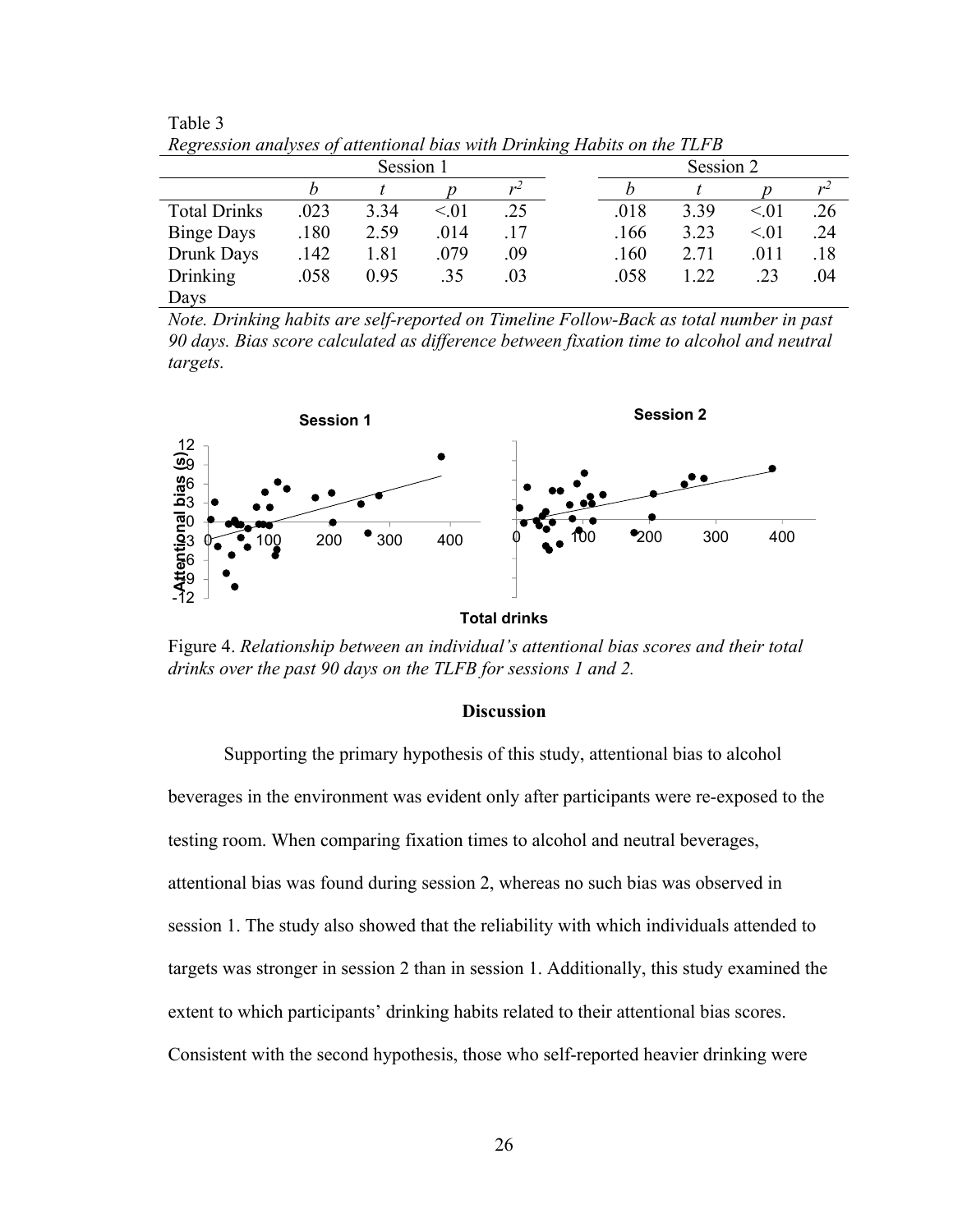Table 3

*Regression analyses of attentional bias with Drinking Habits on the TLFB*

| | Session 1 | | | | Session 2 | | | |
|---|---|---|---|---|---|---|---|---|
| | $b$ | $t$ | $p$ | $r^2$ | $b$ | $t$ | $p$ | $r^2$ |
| Total Drinks | .023 | 3.34 | <.01 | .25 | .018 | 3.39 | <.01 | .26 |
| Binge Days | .180 | 2.59 | .014 | .17 | .166 | 3.23 | <.01 | .24 |
| Drunk Days | .142 | 1.81 | .079 | .09 | .160 | 2.71 | .011 | .18 |
| Drinking Days | .058 | 0.95 | .35 | .03 | .058 | 1.22 | .23 | .04 |

*Note. Drinking habits are self-reported on Timeline Follow-Back as total number in past 90 days. Bias score calculated as difference between fixation time to alcohol and neutral targets.*

Figure 4. *Relationship between an individual's attentional bias scores and their total drinks over the past 90 days on the TLFB for sessions 1 and 2.*

## Discussion

Supporting the primary hypothesis of this study, attentional bias to alcohol beverages in the environment was evident only after participants were re-exposed to the testing room. When comparing fixation times to alcohol and neutral beverages, attentional bias was found during session 2, whereas no such bias was observed in session 1. The study also showed that the reliability with which individuals attended to targets was stronger in session 2 than in session 1. Additionally, this study examined the extent to which participants' drinking habits related to their attentional bias scores. Consistent with the second hypothesis, those who self-reported heavier drinking were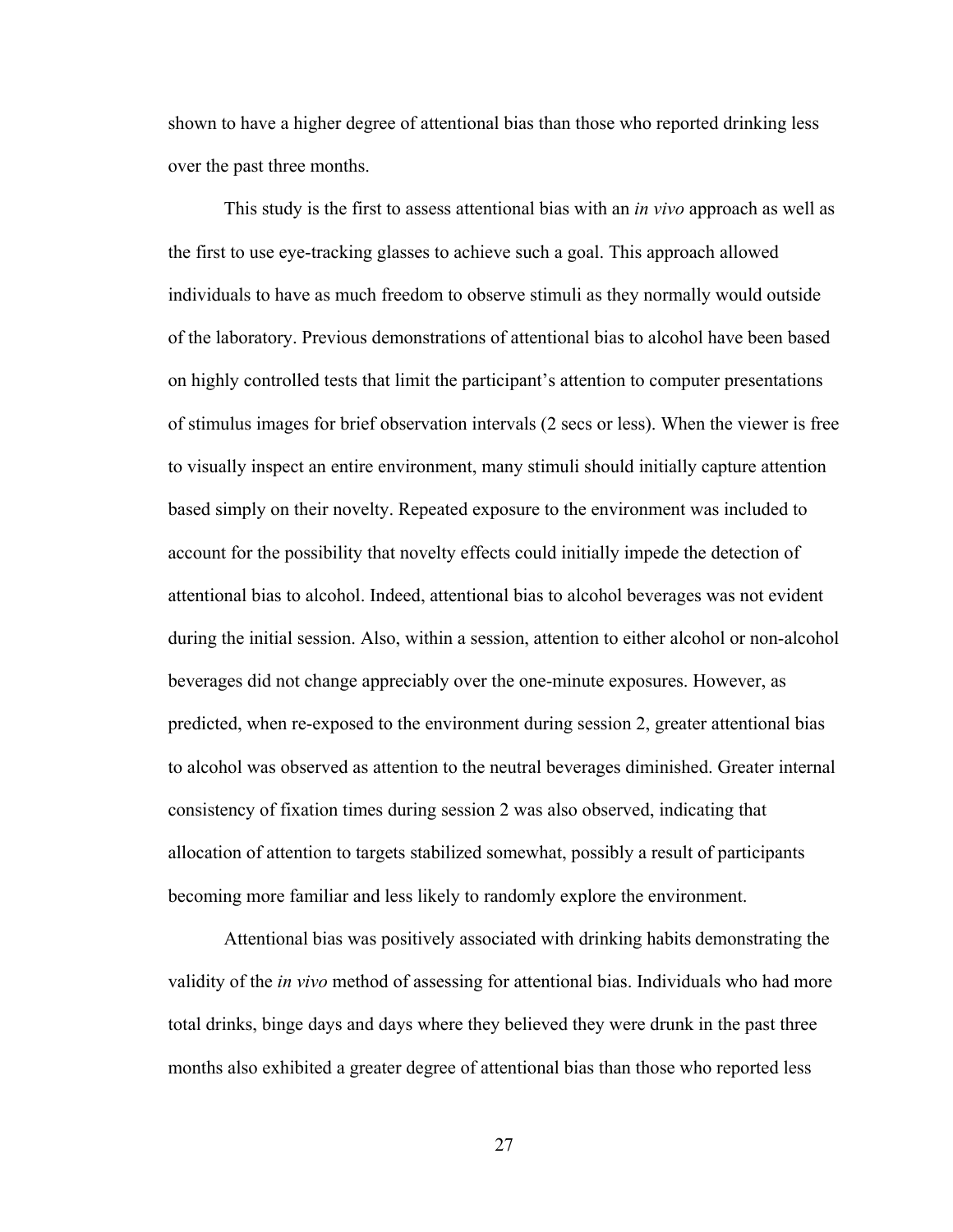shown to have a higher degree of attentional bias than those who reported drinking less over the past three months.

This study is the first to assess attentional bias with an *in vivo* approach as well as the first to use eye-tracking glasses to achieve such a goal. This approach allowed individuals to have as much freedom to observe stimuli as they normally would outside of the laboratory. Previous demonstrations of attentional bias to alcohol have been based on highly controlled tests that limit the participant's attention to computer presentations of stimulus images for brief observation intervals (2 secs or less). When the viewer is free to visually inspect an entire environment, many stimuli should initially capture attention based simply on their novelty. Repeated exposure to the environment was included to account for the possibility that novelty effects could initially impede the detection of attentional bias to alcohol. Indeed, attentional bias to alcohol beverages was not evident during the initial session. Also, within a session, attention to either alcohol or non-alcohol beverages did not change appreciably over the one-minute exposures. However, as predicted, when re-exposed to the environment during session 2, greater attentional bias to alcohol was observed as attention to the neutral beverages diminished. Greater internal consistency of fixation times during session 2 was also observed, indicating that allocation of attention to targets stabilized somewhat, possibly a result of participants becoming more familiar and less likely to randomly explore the environment.

Attentional bias was positively associated with drinking habits demonstrating the validity of the *in vivo* method of assessing for attentional bias. Individuals who had more total drinks, binge days and days where they believed they were drunk in the past three months also exhibited a greater degree of attentional bias than those who reported less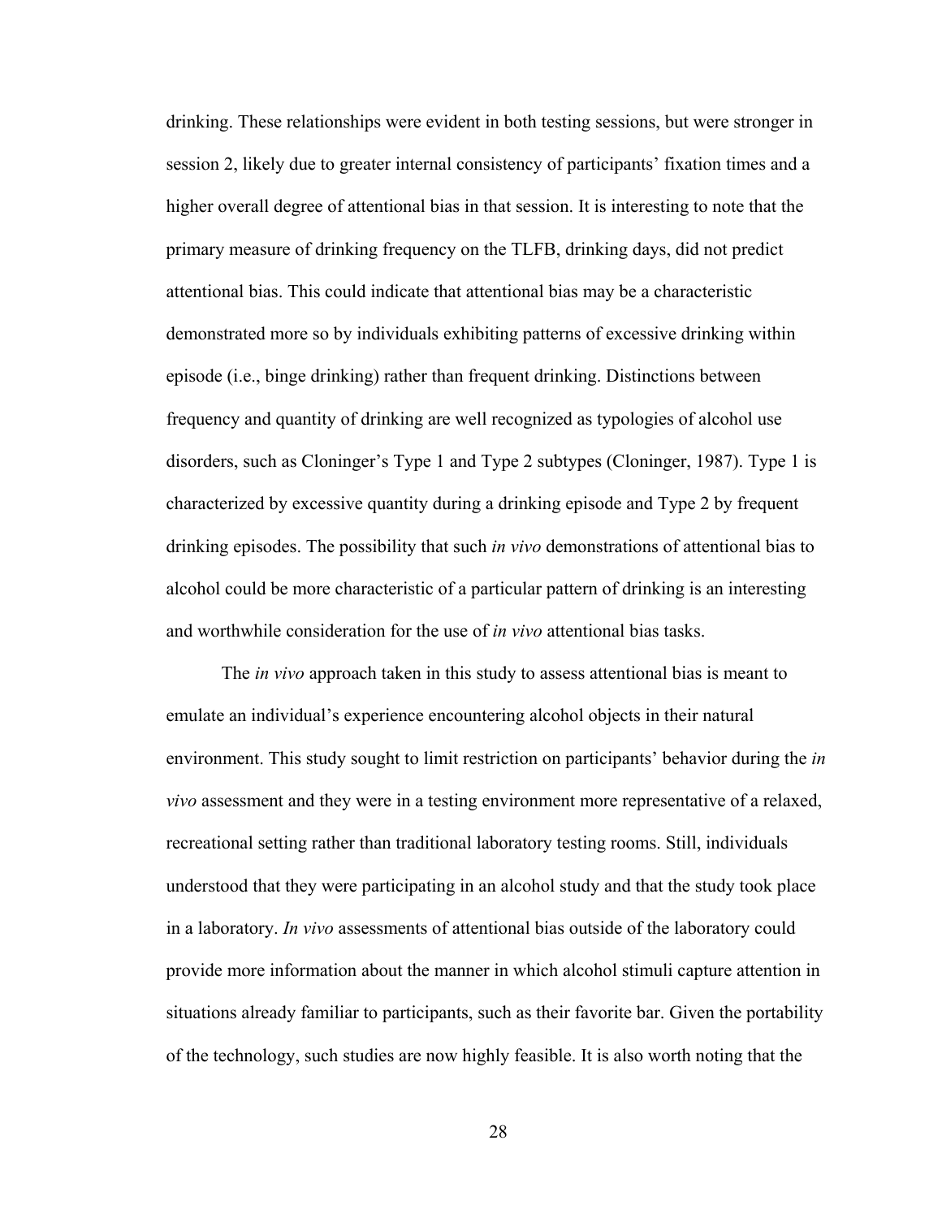drinking. These relationships were evident in both testing sessions, but were stronger in session 2, likely due to greater internal consistency of participants' fixation times and a higher overall degree of attentional bias in that session. It is interesting to note that the primary measure of drinking frequency on the TLFB, drinking days, did not predict attentional bias. This could indicate that attentional bias may be a characteristic demonstrated more so by individuals exhibiting patterns of excessive drinking within episode (i.e., binge drinking) rather than frequent drinking. Distinctions between frequency and quantity of drinking are well recognized as typologies of alcohol use disorders, such as Cloninger's Type 1 and Type 2 subtypes (Cloninger, 1987). Type 1 is characterized by excessive quantity during a drinking episode and Type 2 by frequent drinking episodes. The possibility that such *in vivo* demonstrations of attentional bias to alcohol could be more characteristic of a particular pattern of drinking is an interesting and worthwhile consideration for the use of *in vivo* attentional bias tasks.

The *in vivo* approach taken in this study to assess attentional bias is meant to emulate an individual's experience encountering alcohol objects in their natural environment. This study sought to limit restriction on participants' behavior during the *in vivo* assessment and they were in a testing environment more representative of a relaxed, recreational setting rather than traditional laboratory testing rooms. Still, individuals understood that they were participating in an alcohol study and that the study took place in a laboratory. *In vivo* assessments of attentional bias outside of the laboratory could provide more information about the manner in which alcohol stimuli capture attention in situations already familiar to participants, such as their favorite bar. Given the portability of the technology, such studies are now highly feasible. It is also worth noting that the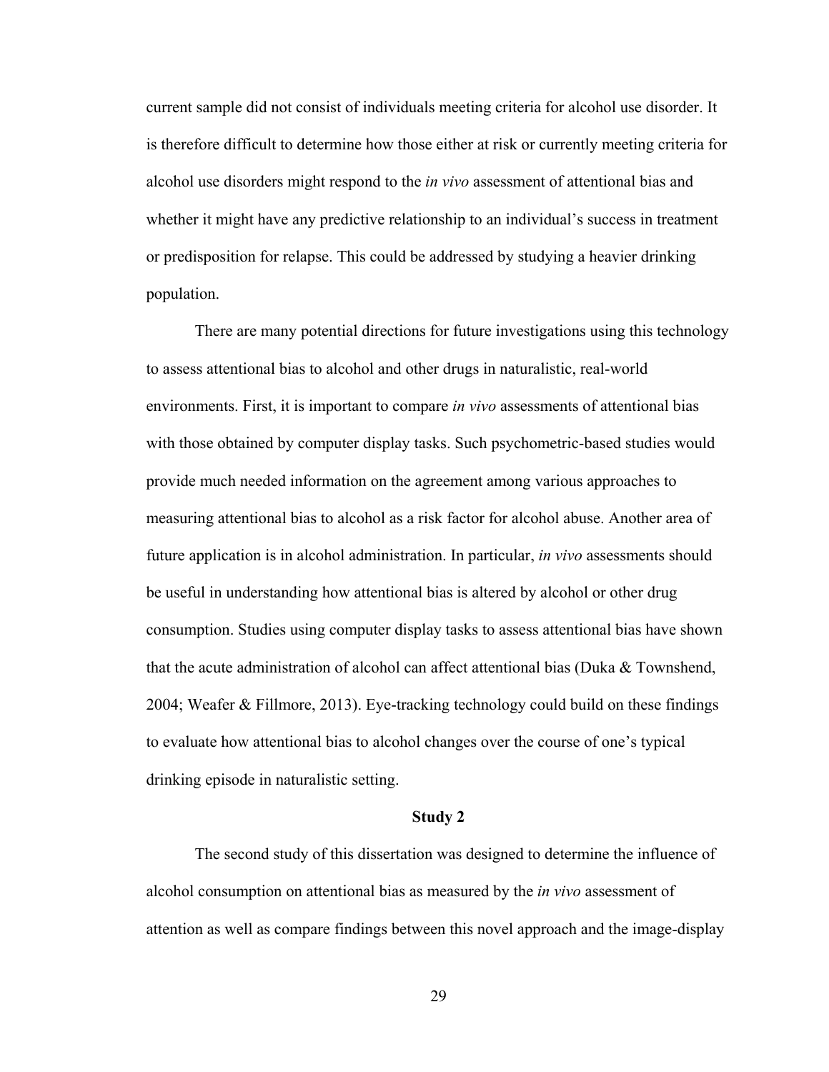current sample did not consist of individuals meeting criteria for alcohol use disorder. It is therefore difficult to determine how those either at risk or currently meeting criteria for alcohol use disorders might respond to the *in vivo* assessment of attentional bias and whether it might have any predictive relationship to an individual's success in treatment or predisposition for relapse. This could be addressed by studying a heavier drinking population.

There are many potential directions for future investigations using this technology to assess attentional bias to alcohol and other drugs in naturalistic, real-world environments. First, it is important to compare *in vivo* assessments of attentional bias with those obtained by computer display tasks. Such psychometric-based studies would provide much needed information on the agreement among various approaches to measuring attentional bias to alcohol as a risk factor for alcohol abuse. Another area of future application is in alcohol administration. In particular, *in vivo* assessments should be useful in understanding how attentional bias is altered by alcohol or other drug consumption. Studies using computer display tasks to assess attentional bias have shown that the acute administration of alcohol can affect attentional bias (Duka & Townshend, 2004; Weafer & Fillmore, 2013). Eye-tracking technology could build on these findings to evaluate how attentional bias to alcohol changes over the course of one's typical drinking episode in naturalistic setting.

## Study 2

The second study of this dissertation was designed to determine the influence of alcohol consumption on attentional bias as measured by the *in vivo* assessment of attention as well as compare findings between this novel approach and the image-display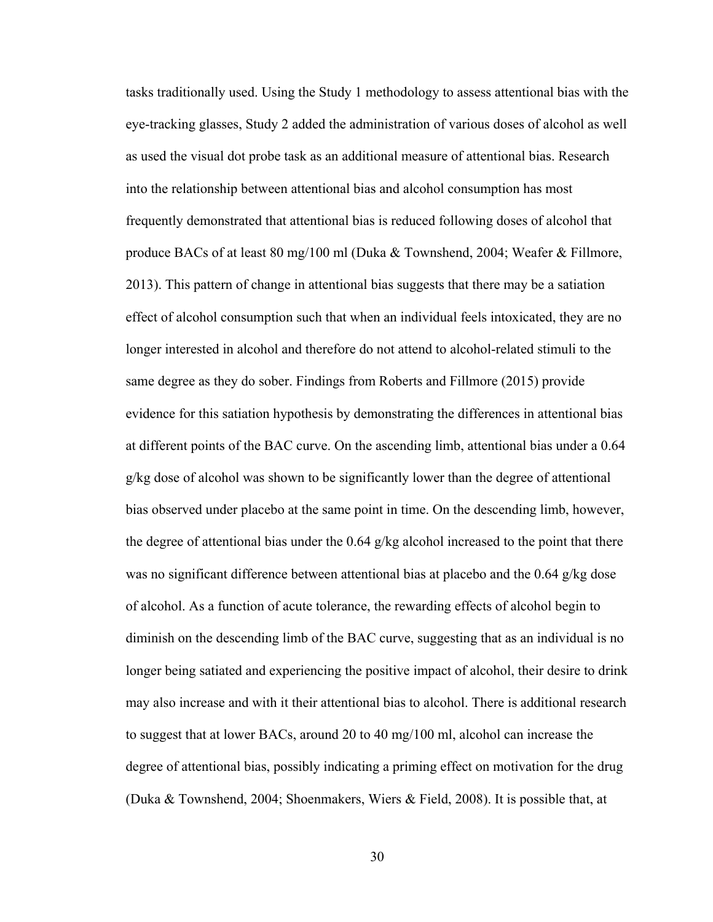tasks traditionally used. Using the Study 1 methodology to assess attentional bias with the eye-tracking glasses, Study 2 added the administration of various doses of alcohol as well as used the visual dot probe task as an additional measure of attentional bias. Research into the relationship between attentional bias and alcohol consumption has most frequently demonstrated that attentional bias is reduced following doses of alcohol that produce BACs of at least 80 mg/100 ml (Duka & Townshend, 2004; Weafer & Fillmore, 2013). This pattern of change in attentional bias suggests that there may be a satiation effect of alcohol consumption such that when an individual feels intoxicated, they are no longer interested in alcohol and therefore do not attend to alcohol-related stimuli to the same degree as they do sober. Findings from Roberts and Fillmore (2015) provide evidence for this satiation hypothesis by demonstrating the differences in attentional bias at different points of the BAC curve. On the ascending limb, attentional bias under a 0.64 g/kg dose of alcohol was shown to be significantly lower than the degree of attentional bias observed under placebo at the same point in time. On the descending limb, however, the degree of attentional bias under the 0.64 g/kg alcohol increased to the point that there was no significant difference between attentional bias at placebo and the 0.64 g/kg dose of alcohol. As a function of acute tolerance, the rewarding effects of alcohol begin to diminish on the descending limb of the BAC curve, suggesting that as an individual is no longer being satiated and experiencing the positive impact of alcohol, their desire to drink may also increase and with it their attentional bias to alcohol. There is additional research to suggest that at lower BACs, around 20 to 40 mg/100 ml, alcohol can increase the degree of attentional bias, possibly indicating a priming effect on motivation for the drug (Duka & Townshend, 2004; Shoenmakers, Wiers & Field, 2008). It is possible that, at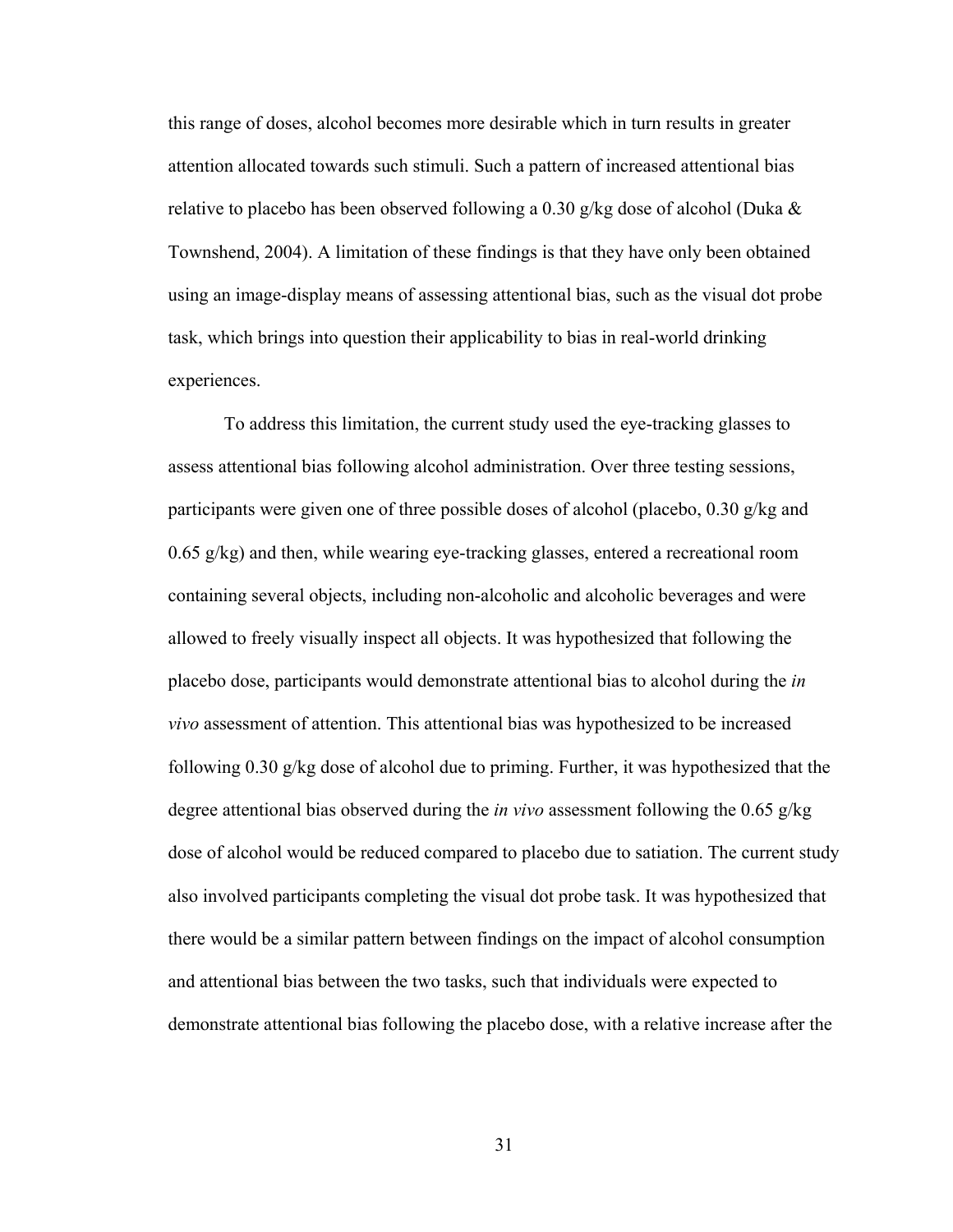this range of doses, alcohol becomes more desirable which in turn results in greater attention allocated towards such stimuli. Such a pattern of increased attentional bias relative to placebo has been observed following a 0.30 g/kg dose of alcohol (Duka & Townshend, 2004). A limitation of these findings is that they have only been obtained using an image-display means of assessing attentional bias, such as the visual dot probe task, which brings into question their applicability to bias in real-world drinking experiences.

To address this limitation, the current study used the eye-tracking glasses to assess attentional bias following alcohol administration. Over three testing sessions, participants were given one of three possible doses of alcohol (placebo, 0.30 g/kg and 0.65 g/kg) and then, while wearing eye-tracking glasses, entered a recreational room containing several objects, including non-alcoholic and alcoholic beverages and were allowed to freely visually inspect all objects. It was hypothesized that following the placebo dose, participants would demonstrate attentional bias to alcohol during the *in vivo* assessment of attention. This attentional bias was hypothesized to be increased following 0.30 g/kg dose of alcohol due to priming. Further, it was hypothesized that the degree attentional bias observed during the *in vivo* assessment following the 0.65 g/kg dose of alcohol would be reduced compared to placebo due to satiation. The current study also involved participants completing the visual dot probe task. It was hypothesized that there would be a similar pattern between findings on the impact of alcohol consumption and attentional bias between the two tasks, such that individuals were expected to demonstrate attentional bias following the placebo dose, with a relative increase after the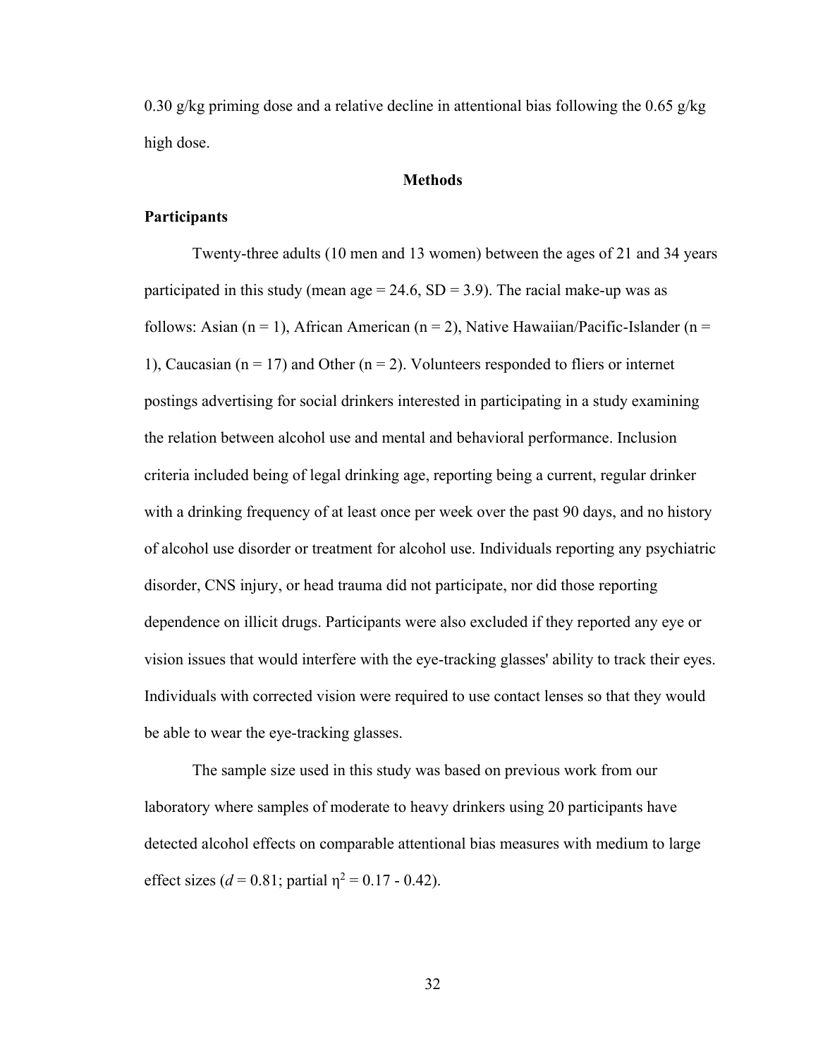0.30 g/kg priming dose and a relative decline in attentional bias following the 0.65 g/kg high dose.

## Methods

### Participants

Twenty-three adults (10 men and 13 women) between the ages of 21 and 34 years participated in this study (mean age = 24.6, SD = 3.9). The racial make-up was as follows: Asian (n = 1), African American (n = 2), Native Hawaiian/Pacific-Islander (n = 1), Caucasian (n = 17) and Other (n = 2). Volunteers responded to fliers or internet postings advertising for social drinkers interested in participating in a study examining the relation between alcohol use and mental and behavioral performance. Inclusion criteria included being of legal drinking age, reporting being a current, regular drinker with a drinking frequency of at least once per week over the past 90 days, and no history of alcohol use disorder or treatment for alcohol use. Individuals reporting any psychiatric disorder, CNS injury, or head trauma did not participate, nor did those reporting dependence on illicit drugs. Participants were also excluded if they reported any eye or vision issues that would interfere with the eye-tracking glasses' ability to track their eyes. Individuals with corrected vision were required to use contact lenses so that they would be able to wear the eye-tracking glasses.

The sample size used in this study was based on previous work from our laboratory where samples of moderate to heavy drinkers using 20 participants have detected alcohol effects on comparable attentional bias measures with medium to large effect sizes ($d$ = 0.81; partial $\eta^2$ = 0.17 - 0.42).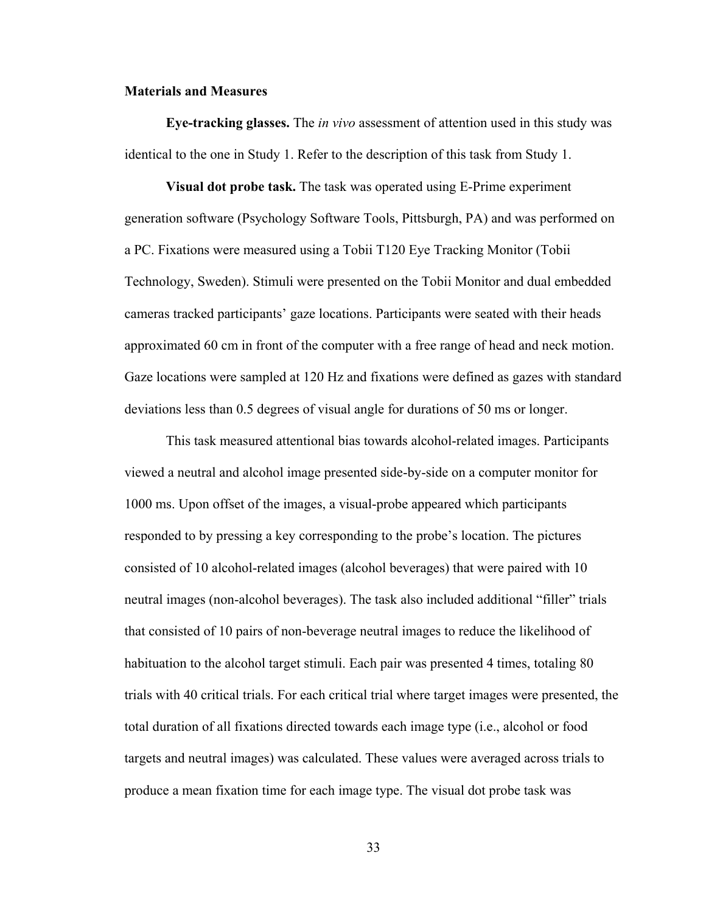**Materials and Measures**

**Eye-tracking glasses.** The *in vivo* assessment of attention used in this study was identical to the one in Study 1. Refer to the description of this task from Study 1.

**Visual dot probe task.** The task was operated using E-Prime experiment generation software (Psychology Software Tools, Pittsburgh, PA) and was performed on a PC. Fixations were measured using a Tobii T120 Eye Tracking Monitor (Tobii Technology, Sweden). Stimuli were presented on the Tobii Monitor and dual embedded cameras tracked participants' gaze locations. Participants were seated with their heads approximated 60 cm in front of the computer with a free range of head and neck motion. Gaze locations were sampled at 120 Hz and fixations were defined as gazes with standard deviations less than 0.5 degrees of visual angle for durations of 50 ms or longer.

This task measured attentional bias towards alcohol-related images. Participants viewed a neutral and alcohol image presented side-by-side on a computer monitor for 1000 ms. Upon offset of the images, a visual-probe appeared which participants responded to by pressing a key corresponding to the probe's location. The pictures consisted of 10 alcohol-related images (alcohol beverages) that were paired with 10 neutral images (non-alcohol beverages). The task also included additional "filler" trials that consisted of 10 pairs of non-beverage neutral images to reduce the likelihood of habituation to the alcohol target stimuli. Each pair was presented 4 times, totaling 80 trials with 40 critical trials. For each critical trial where target images were presented, the total duration of all fixations directed towards each image type (i.e., alcohol or food targets and neutral images) was calculated. These values were averaged across trials to produce a mean fixation time for each image type. The visual dot probe task was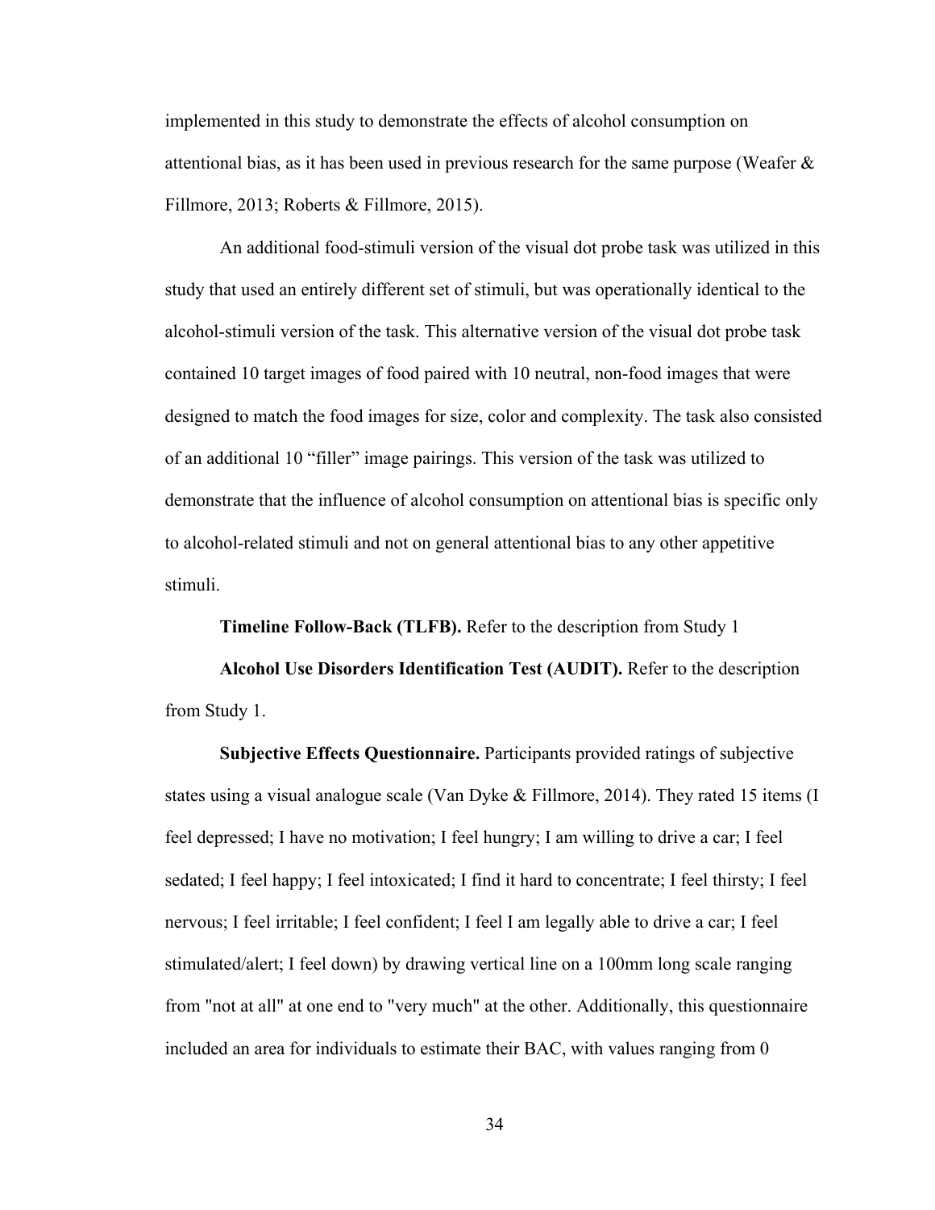implemented in this study to demonstrate the effects of alcohol consumption on attentional bias, as it has been used in previous research for the same purpose (Weafer & Fillmore, 2013; Roberts & Fillmore, 2015).

An additional food-stimuli version of the visual dot probe task was utilized in this study that used an entirely different set of stimuli, but was operationally identical to the alcohol-stimuli version of the task. This alternative version of the visual dot probe task contained 10 target images of food paired with 10 neutral, non-food images that were designed to match the food images for size, color and complexity. The task also consisted of an additional 10 "filler" image pairings. This version of the task was utilized to demonstrate that the influence of alcohol consumption on attentional bias is specific only to alcohol-related stimuli and not on general attentional bias to any other appetitive stimuli.

**Timeline Follow-Back (TLFB).** Refer to the description from Study 1

**Alcohol Use Disorders Identification Test (AUDIT).** Refer to the description from Study 1.

**Subjective Effects Questionnaire.** Participants provided ratings of subjective states using a visual analogue scale (Van Dyke & Fillmore, 2014). They rated 15 items (I feel depressed; I have no motivation; I feel hungry; I am willing to drive a car; I feel sedated; I feel happy; I feel intoxicated; I find it hard to concentrate; I feel thirsty; I feel nervous; I feel irritable; I feel confident; I feel I am legally able to drive a car; I feel stimulated/alert; I feel down) by drawing vertical line on a 100mm long scale ranging from "not at all" at one end to "very much" at the other. Additionally, this questionnaire included an area for individuals to estimate their BAC, with values ranging from 0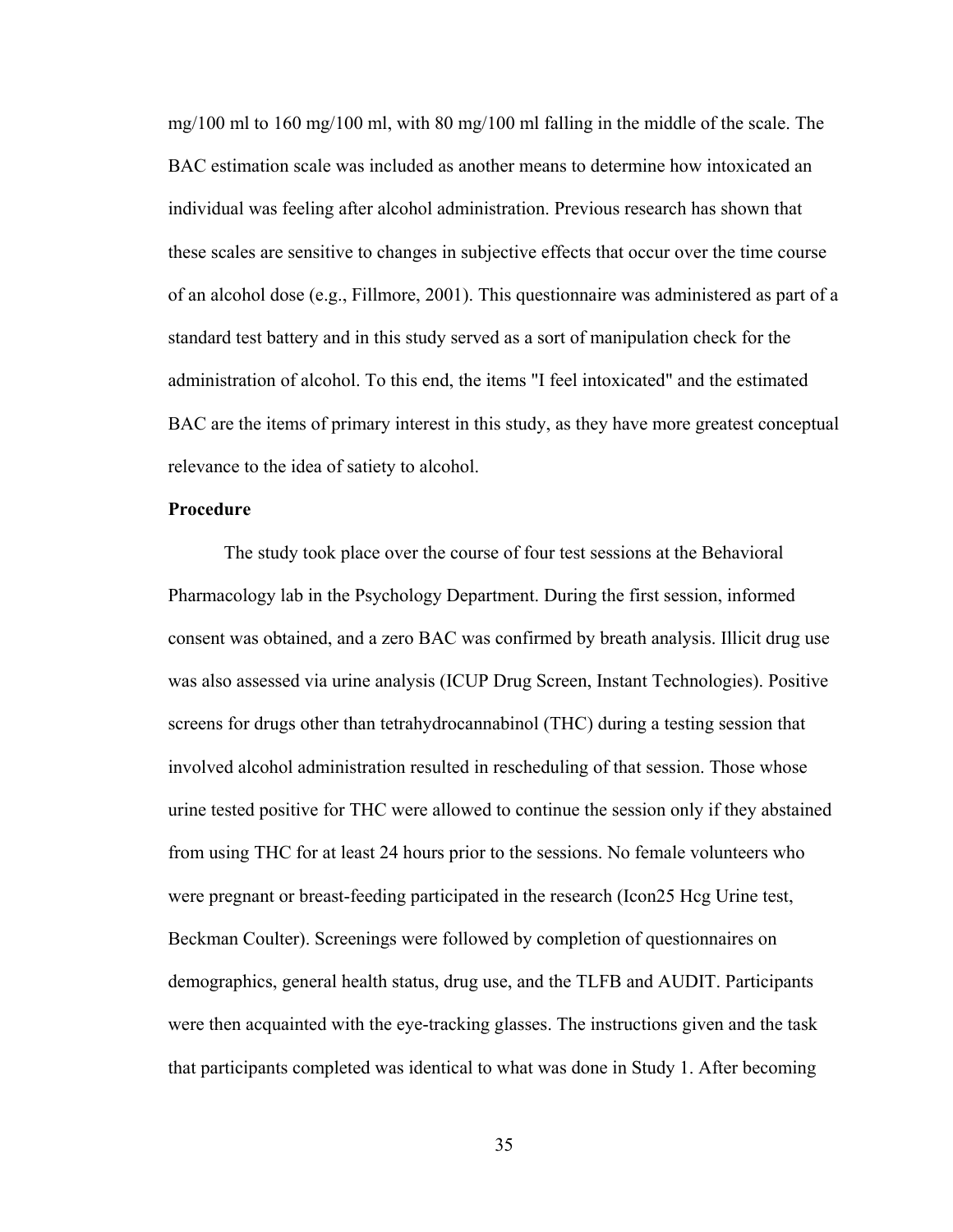mg/100 ml to 160 mg/100 ml, with 80 mg/100 ml falling in the middle of the scale. The BAC estimation scale was included as another means to determine how intoxicated an individual was feeling after alcohol administration. Previous research has shown that these scales are sensitive to changes in subjective effects that occur over the time course of an alcohol dose (e.g., Fillmore, 2001). This questionnaire was administered as part of a standard test battery and in this study served as a sort of manipulation check for the administration of alcohol. To this end, the items "I feel intoxicated" and the estimated BAC are the items of primary interest in this study, as they have more greatest conceptual relevance to the idea of satiety to alcohol.

**Procedure**

The study took place over the course of four test sessions at the Behavioral Pharmacology lab in the Psychology Department. During the first session, informed consent was obtained, and a zero BAC was confirmed by breath analysis. Illicit drug use was also assessed via urine analysis (ICUP Drug Screen, Instant Technologies). Positive screens for drugs other than tetrahydrocannabinol (THC) during a testing session that involved alcohol administration resulted in rescheduling of that session. Those whose urine tested positive for THC were allowed to continue the session only if they abstained from using THC for at least 24 hours prior to the sessions. No female volunteers who were pregnant or breast-feeding participated in the research (Icon25 Hcg Urine test, Beckman Coulter). Screenings were followed by completion of questionnaires on demographics, general health status, drug use, and the TLFB and AUDIT. Participants were then acquainted with the eye-tracking glasses. The instructions given and the task that participants completed was identical to what was done in Study 1. After becoming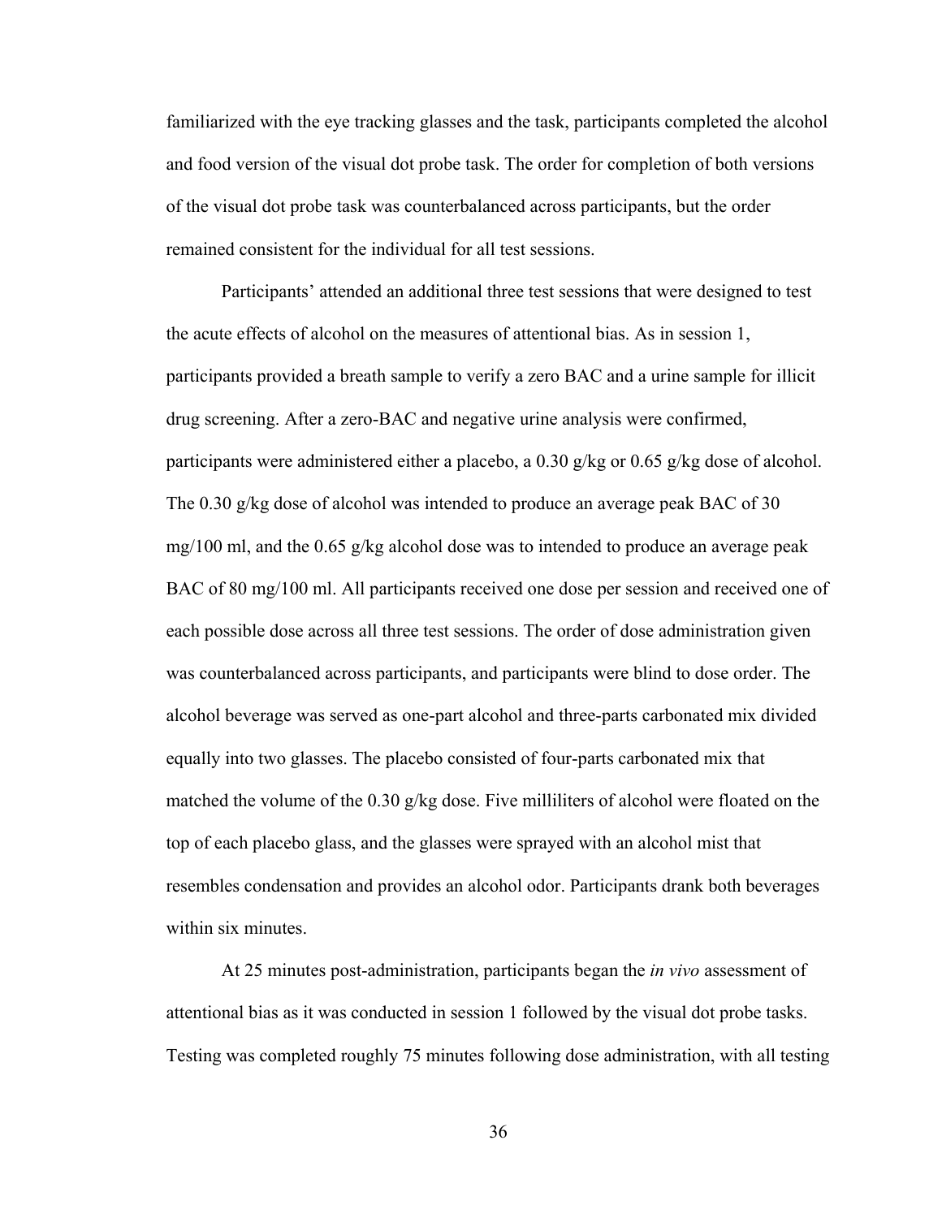familiarized with the eye tracking glasses and the task, participants completed the alcohol and food version of the visual dot probe task. The order for completion of both versions of the visual dot probe task was counterbalanced across participants, but the order remained consistent for the individual for all test sessions.

Participants' attended an additional three test sessions that were designed to test the acute effects of alcohol on the measures of attentional bias. As in session 1, participants provided a breath sample to verify a zero BAC and a urine sample for illicit drug screening. After a zero-BAC and negative urine analysis were confirmed, participants were administered either a placebo, a 0.30 g/kg or 0.65 g/kg dose of alcohol. The 0.30 g/kg dose of alcohol was intended to produce an average peak BAC of 30 mg/100 ml, and the 0.65 g/kg alcohol dose was to intended to produce an average peak BAC of 80 mg/100 ml. All participants received one dose per session and received one of each possible dose across all three test sessions. The order of dose administration given was counterbalanced across participants, and participants were blind to dose order. The alcohol beverage was served as one-part alcohol and three-parts carbonated mix divided equally into two glasses. The placebo consisted of four-parts carbonated mix that matched the volume of the 0.30 g/kg dose. Five milliliters of alcohol were floated on the top of each placebo glass, and the glasses were sprayed with an alcohol mist that resembles condensation and provides an alcohol odor. Participants drank both beverages within six minutes.

At 25 minutes post-administration, participants began the *in vivo* assessment of attentional bias as it was conducted in session 1 followed by the visual dot probe tasks. Testing was completed roughly 75 minutes following dose administration, with all testing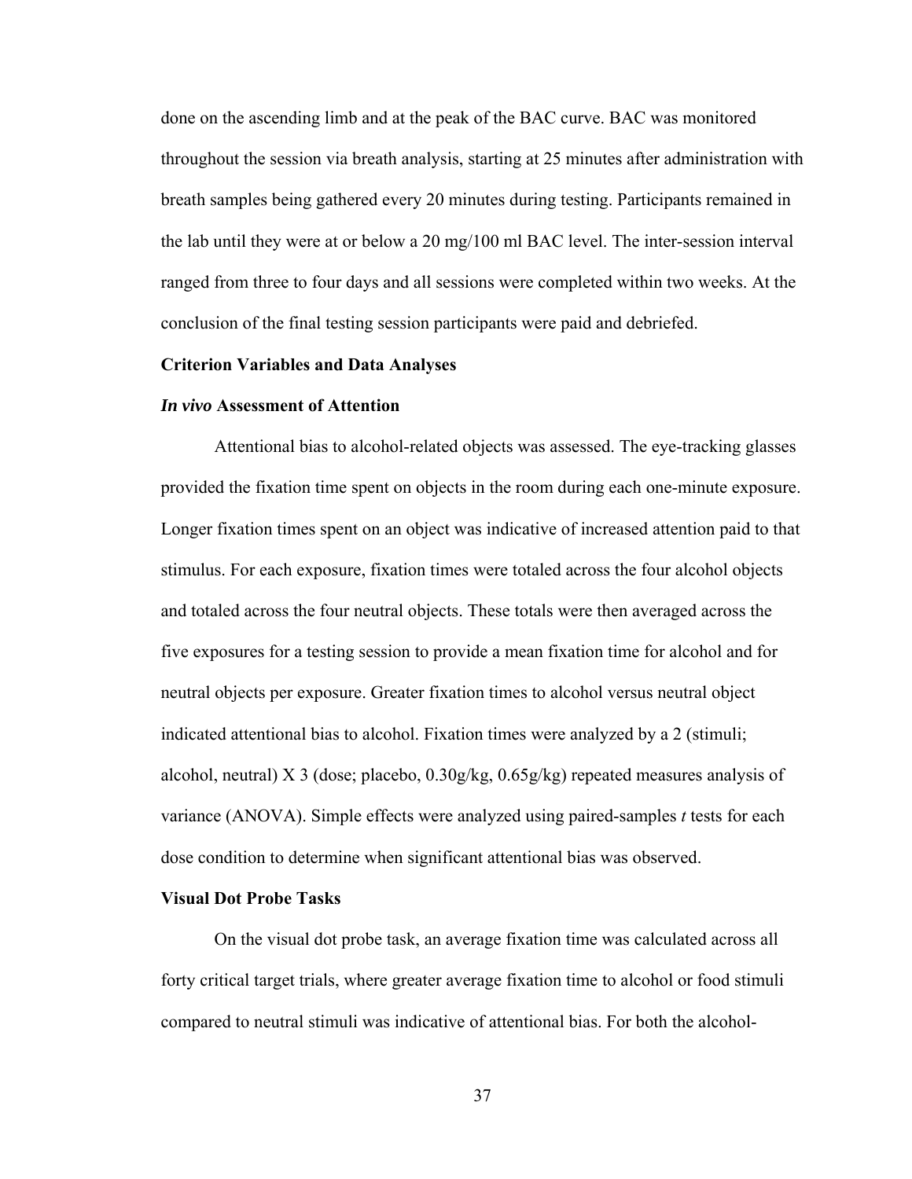done on the ascending limb and at the peak of the BAC curve. BAC was monitored throughout the session via breath analysis, starting at 25 minutes after administration with breath samples being gathered every 20 minutes during testing. Participants remained in the lab until they were at or below a 20 mg/100 ml BAC level. The inter-session interval ranged from three to four days and all sessions were completed within two weeks. At the conclusion of the final testing session participants were paid and debriefed.

**Criterion Variables and Data Analyses**

***In vivo* Assessment of Attention**

Attentional bias to alcohol-related objects was assessed. The eye-tracking glasses provided the fixation time spent on objects in the room during each one-minute exposure. Longer fixation times spent on an object was indicative of increased attention paid to that stimulus. For each exposure, fixation times were totaled across the four alcohol objects and totaled across the four neutral objects. These totals were then averaged across the five exposures for a testing session to provide a mean fixation time for alcohol and for neutral objects per exposure. Greater fixation times to alcohol versus neutral object indicated attentional bias to alcohol. Fixation times were analyzed by a 2 (stimuli; alcohol, neutral) X 3 (dose; placebo, 0.30g/kg, 0.65g/kg) repeated measures analysis of variance (ANOVA). Simple effects were analyzed using paired-samples *t* tests for each dose condition to determine when significant attentional bias was observed.

**Visual Dot Probe Tasks**

On the visual dot probe task, an average fixation time was calculated across all forty critical target trials, where greater average fixation time to alcohol or food stimuli compared to neutral stimuli was indicative of attentional bias. For both the alcohol-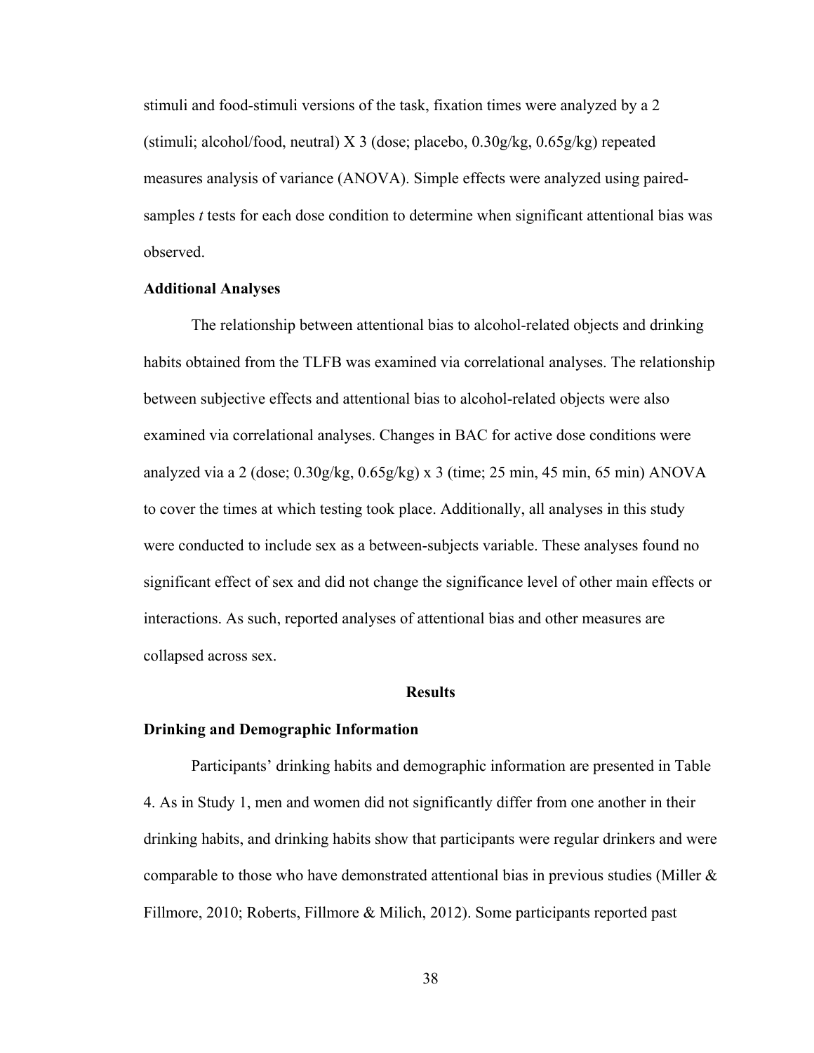stimuli and food-stimuli versions of the task, fixation times were analyzed by a 2 (stimuli; alcohol/food, neutral) X 3 (dose; placebo, 0.30g/kg, 0.65g/kg) repeated measures analysis of variance (ANOVA). Simple effects were analyzed using paired-samples *t* tests for each dose condition to determine when significant attentional bias was observed.

**Additional Analyses**

The relationship between attentional bias to alcohol-related objects and drinking habits obtained from the TLFB was examined via correlational analyses. The relationship between subjective effects and attentional bias to alcohol-related objects were also examined via correlational analyses. Changes in BAC for active dose conditions were analyzed via a 2 (dose; 0.30g/kg, 0.65g/kg) x 3 (time; 25 min, 45 min, 65 min) ANOVA to cover the times at which testing took place. Additionally, all analyses in this study were conducted to include sex as a between-subjects variable. These analyses found no significant effect of sex and did not change the significance level of other main effects or interactions. As such, reported analyses of attentional bias and other measures are collapsed across sex.

## Results

**Drinking and Demographic Information**

Participants' drinking habits and demographic information are presented in Table 4. As in Study 1, men and women did not significantly differ from one another in their drinking habits, and drinking habits show that participants were regular drinkers and were comparable to those who have demonstrated attentional bias in previous studies (Miller & Fillmore, 2010; Roberts, Fillmore & Milich, 2012). Some participants reported past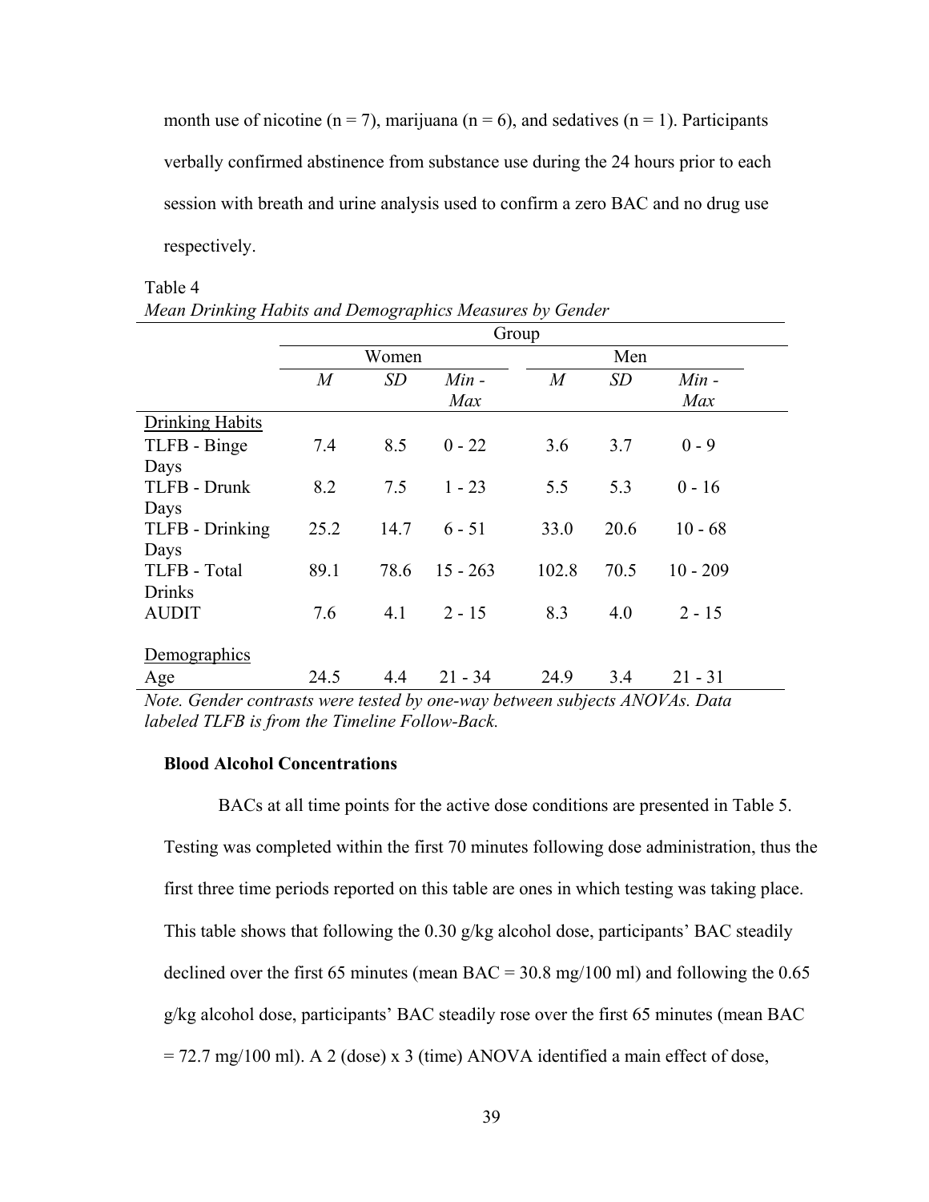month use of nicotine (n = 7), marijuana (n = 6), and sedatives (n = 1). Participants verbally confirmed abstinence from substance use during the 24 hours prior to each session with breath and urine analysis used to confirm a zero BAC and no drug use respectively.

Table 4

*Mean Drinking Habits and Demographics Measures by Gender*

| | Group | | | | | |
|---|---|---|---|---|---|---|
| | Women | | | Men | | |
| | *M* | *SD* | *Min - Max* | *M* | *SD* | *Min - Max* |
| Drinking Habits | | | | | | |
| TLFB - Binge Days | 7.4 | 8.5 | 0 - 22 | 3.6 | 3.7 | 0 - 9 |
| TLFB - Drunk Days | 8.2 | 7.5 | 1 - 23 | 5.5 | 5.3 | 0 - 16 |
| TLFB - Drinking Days | 25.2 | 14.7 | 6 - 51 | 33.0 | 20.6 | 10 - 68 |
| TLFB - Total Drinks | 89.1 | 78.6 | 15 - 263 | 102.8 | 70.5 | 10 - 209 |
| AUDIT | 7.6 | 4.1 | 2 - 15 | 8.3 | 4.0 | 2 - 15 |
| Demographics | | | | | | |
| Age | 24.5 | 4.4 | 21 - 34 | 24.9 | 3.4 | 21 - 31 |

*Note. Gender contrasts were tested by one-way between subjects ANOVAs. Data labeled TLFB is from the Timeline Follow-Back.*

**Blood Alcohol Concentrations**

BACs at all time points for the active dose conditions are presented in Table 5. Testing was completed within the first 70 minutes following dose administration, thus the first three time periods reported on this table are ones in which testing was taking place. This table shows that following the 0.30 g/kg alcohol dose, participants' BAC steadily declined over the first 65 minutes (mean BAC = 30.8 mg/100 ml) and following the 0.65 g/kg alcohol dose, participants' BAC steadily rose over the first 65 minutes (mean BAC = 72.7 mg/100 ml). A 2 (dose) x 3 (time) ANOVA identified a main effect of dose,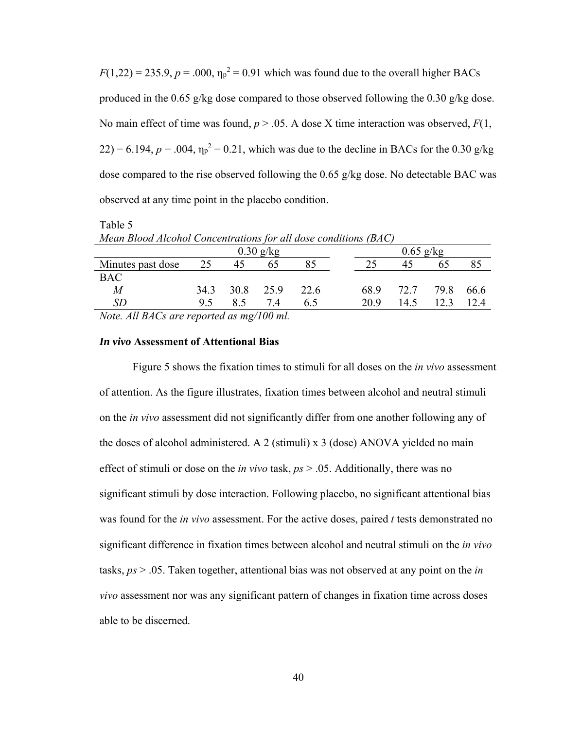$F(1,22) = 235.9$, $p = .000$, $\eta_p^2 = 0.91$ which was found due to the overall higher BACs produced in the 0.65 g/kg dose compared to those observed following the 0.30 g/kg dose. No main effect of time was found, $p > .05$. A dose X time interaction was observed, $F(1, 22) = 6.194$, $p = .004$, $\eta_p^2 = 0.21$, which was due to the decline in BACs for the 0.30 g/kg dose compared to the rise observed following the 0.65 g/kg dose. No detectable BAC was observed at any time point in the placebo condition.

Table 5

*Mean Blood Alcohol Concentrations for all dose conditions (BAC)*

| | 0.30 g/kg | | | | 0.65 g/kg | | | |
|---|---|---|---|---|---|---|---|---|
| Minutes past dose | 25 | 45 | 65 | 85 | 25 | 45 | 65 | 85 |
| BAC | | | | | | | | |
| *M* | 34.3 | 30.8 | 25.9 | 22.6 | 68.9 | 72.7 | 79.8 | 66.6 |
| *SD* | 9.5 | 8.5 | 7.4 | 6.5 | 20.9 | 14.5 | 12.3 | 12.4 |

*Note. All BACs are reported as mg/100 ml.*

### ***In vivo* Assessment of Attentional Bias**

Figure 5 shows the fixation times to stimuli for all doses on the *in vivo* assessment of attention. As the figure illustrates, fixation times between alcohol and neutral stimuli on the *in vivo* assessment did not significantly differ from one another following any of the doses of alcohol administered. A 2 (stimuli) x 3 (dose) ANOVA yielded no main effect of stimuli or dose on the *in vivo* task, *ps* > .05. Additionally, there was no significant stimuli by dose interaction. Following placebo, no significant attentional bias was found for the *in vivo* assessment. For the active doses, paired *t* tests demonstrated no significant difference in fixation times between alcohol and neutral stimuli on the *in vivo* tasks, *ps* > .05. Taken together, attentional bias was not observed at any point on the *in vivo* assessment nor was any significant pattern of changes in fixation time across doses able to be discerned.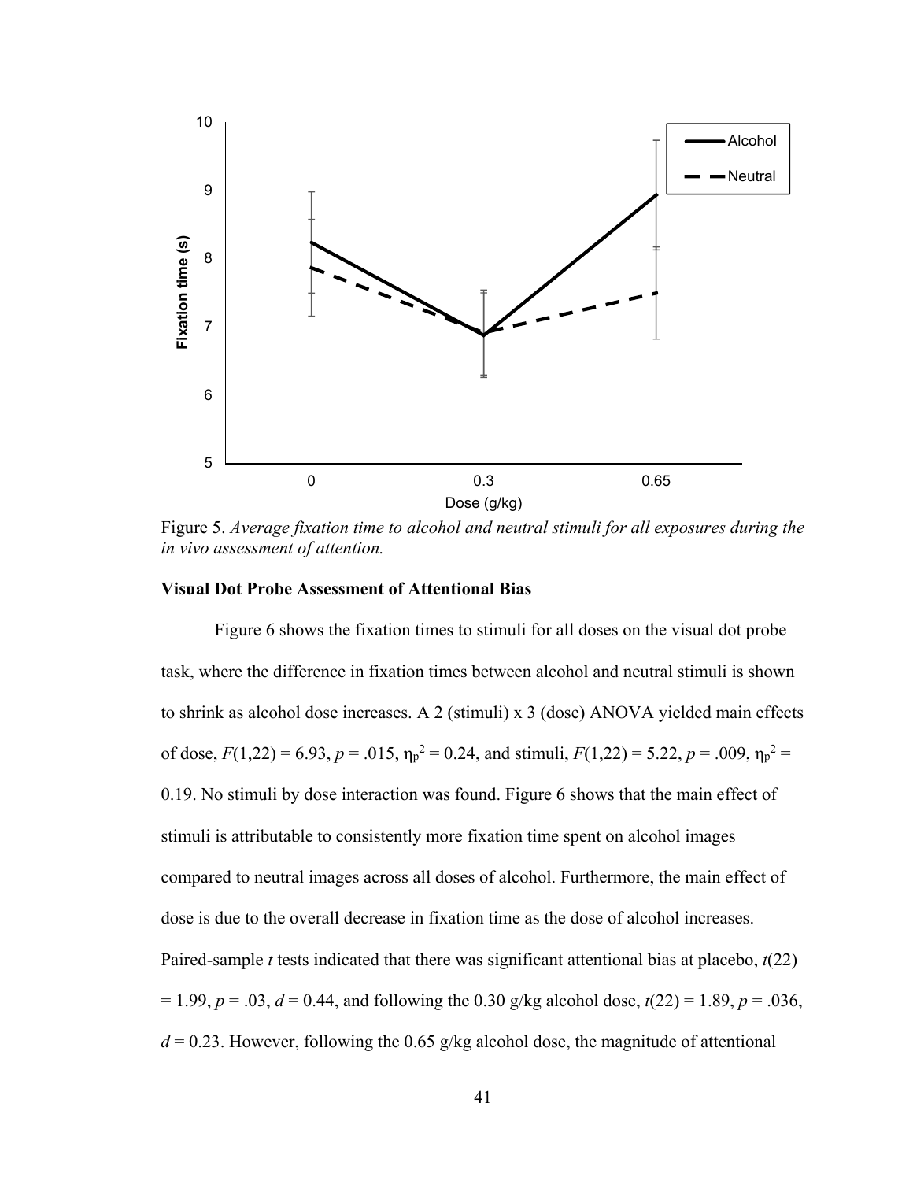Figure 5. *Average fixation time to alcohol and neutral stimuli for all exposures during the in vivo assessment of attention.*

**Visual Dot Probe Assessment of Attentional Bias**

Figure 6 shows the fixation times to stimuli for all doses on the visual dot probe task, where the difference in fixation times between alcohol and neutral stimuli is shown to shrink as alcohol dose increases. A 2 (stimuli) x 3 (dose) ANOVA yielded main effects of dose, $F(1,22) = 6.93$, $p = .015$, $\eta_p^2 = 0.24$, and stimuli, $F(1,22) = 5.22$, $p = .009$, $\eta_p^2 = 0.19$. No stimuli by dose interaction was found. Figure 6 shows that the main effect of stimuli is attributable to consistently more fixation time spent on alcohol images compared to neutral images across all doses of alcohol. Furthermore, the main effect of dose is due to the overall decrease in fixation time as the dose of alcohol increases. Paired-sample *t* tests indicated that there was significant attentional bias at placebo, $t(22) = 1.99$, $p = .03$, $d = 0.44$, and following the 0.30 g/kg alcohol dose, $t(22) = 1.89$, $p = .036$, $d = 0.23$. However, following the 0.65 g/kg alcohol dose, the magnitude of attentional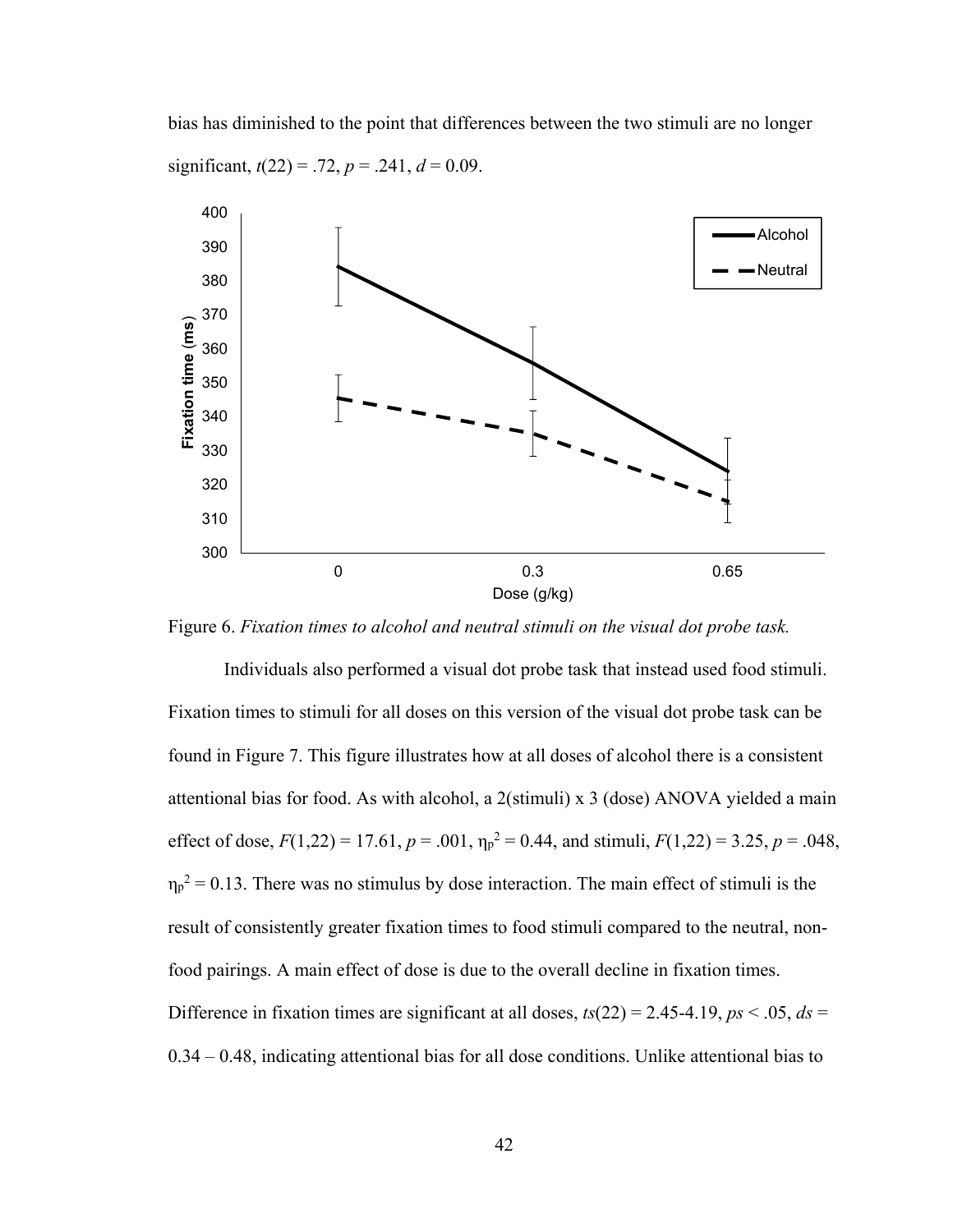bias has diminished to the point that differences between the two stimuli are no longer significant, $t(22) = .72$, $p = .241$, $d = 0.09$.

Figure 6. *Fixation times to alcohol and neutral stimuli on the visual dot probe task.*

Individuals also performed a visual dot probe task that instead used food stimuli. Fixation times to stimuli for all doses on this version of the visual dot probe task can be found in Figure 7. This figure illustrates how at all doses of alcohol there is a consistent attentional bias for food. As with alcohol, a 2(stimuli) x 3 (dose) ANOVA yielded a main effect of dose, $F(1,22) = 17.61$, $p = .001$, $\eta_p^2 = 0.44$, and stimuli, $F(1,22) = 3.25$, $p = .048$, $\eta_p^2 = 0.13$. There was no stimulus by dose interaction. The main effect of stimuli is the result of consistently greater fixation times to food stimuli compared to the neutral, non-food pairings. A main effect of dose is due to the overall decline in fixation times. Difference in fixation times are significant at all doses, $ts(22) = 2.45$-$4.19$, $ps < .05$, $ds = 0.34 – 0.48$, indicating attentional bias for all dose conditions. Unlike attentional bias to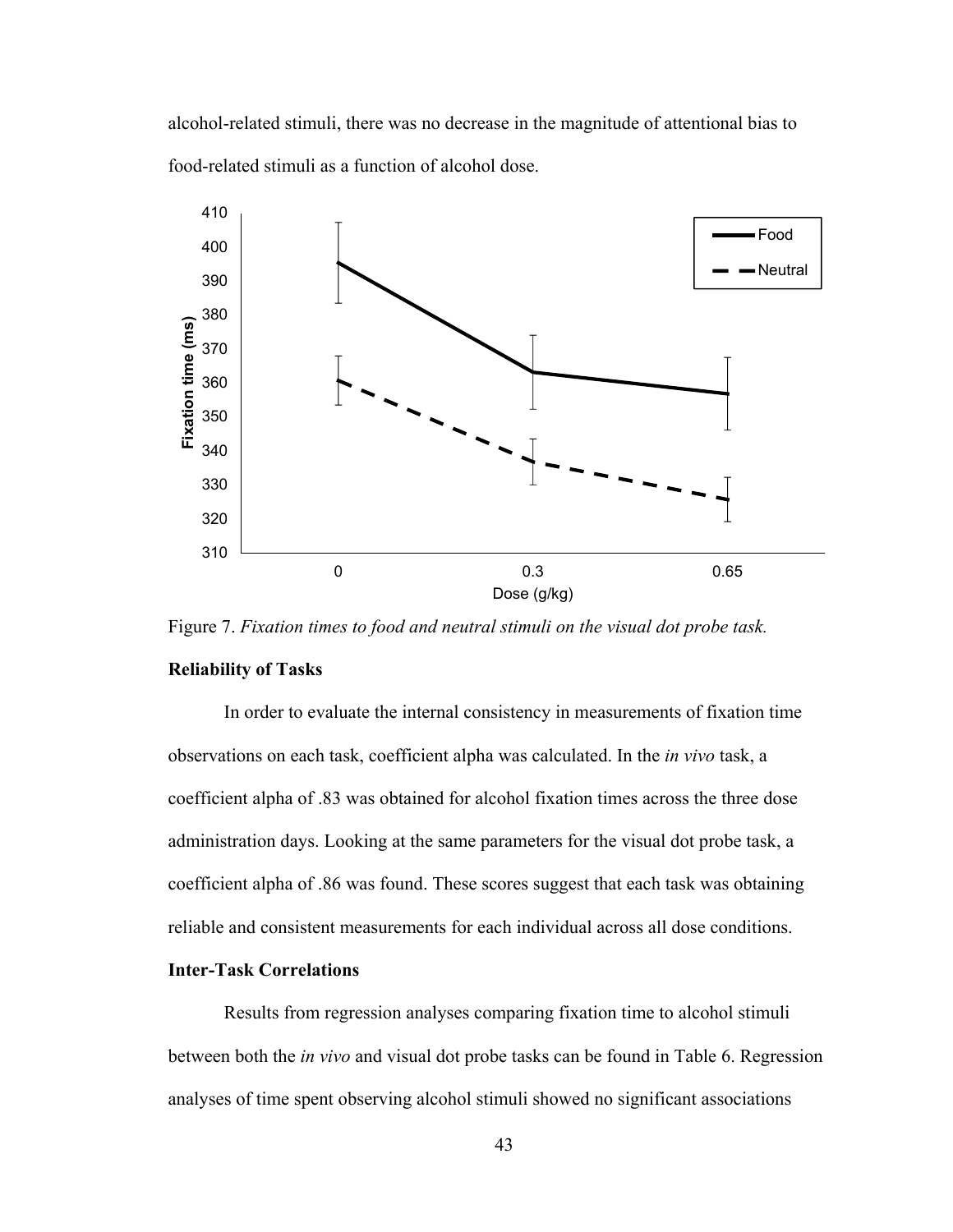alcohol-related stimuli, there was no decrease in the magnitude of attentional bias to food-related stimuli as a function of alcohol dose.

Figure 7. *Fixation times to food and neutral stimuli on the visual dot probe task.*

**Reliability of Tasks**

In order to evaluate the internal consistency in measurements of fixation time observations on each task, coefficient alpha was calculated. In the *in vivo* task, a coefficient alpha of .83 was obtained for alcohol fixation times across the three dose administration days. Looking at the same parameters for the visual dot probe task, a coefficient alpha of .86 was found. These scores suggest that each task was obtaining reliable and consistent measurements for each individual across all dose conditions.

**Inter-Task Correlations**

Results from regression analyses comparing fixation time to alcohol stimuli between both the *in vivo* and visual dot probe tasks can be found in Table 6. Regression analyses of time spent observing alcohol stimuli showed no significant associations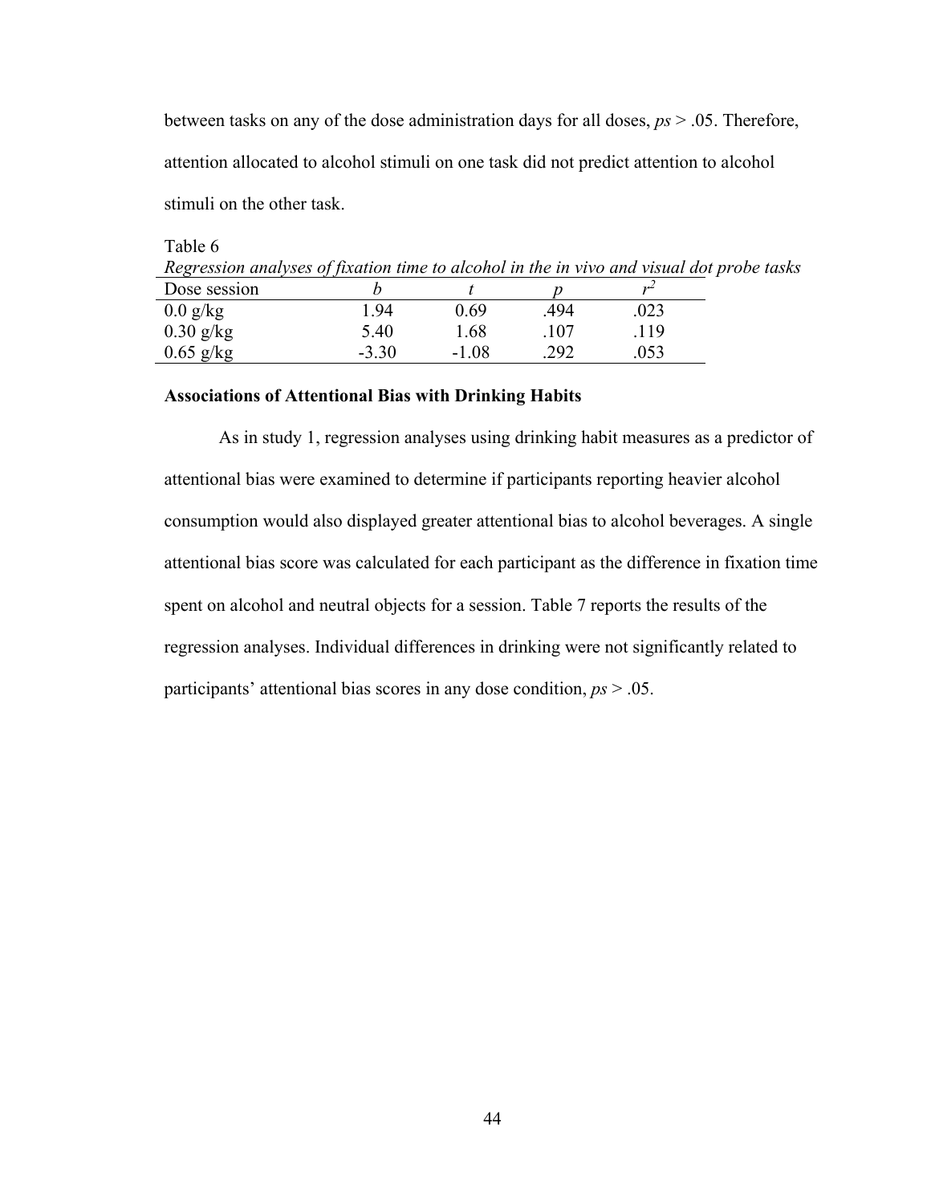between tasks on any of the dose administration days for all doses, *ps* > .05. Therefore, attention allocated to alcohol stimuli on one task did not predict attention to alcohol stimuli on the other task.

Table 6

*Regression analyses of fixation time to alcohol in the in vivo and visual dot probe tasks*

| Dose session | *b* | *t* | *p* | $r^2$ |
|---|---|---|---|---|
| 0.0 g/kg | 1.94 | 0.69 | .494 | .023 |
| 0.30 g/kg | 5.40 | 1.68 | .107 | .119 |
| 0.65 g/kg | -3.30 | -1.08 | .292 | .053 |

**Associations of Attentional Bias with Drinking Habits**

As in study 1, regression analyses using drinking habit measures as a predictor of attentional bias were examined to determine if participants reporting heavier alcohol consumption would also displayed greater attentional bias to alcohol beverages. A single attentional bias score was calculated for each participant as the difference in fixation time spent on alcohol and neutral objects for a session. Table 7 reports the results of the regression analyses. Individual differences in drinking were not significantly related to participants' attentional bias scores in any dose condition, *ps* > .05.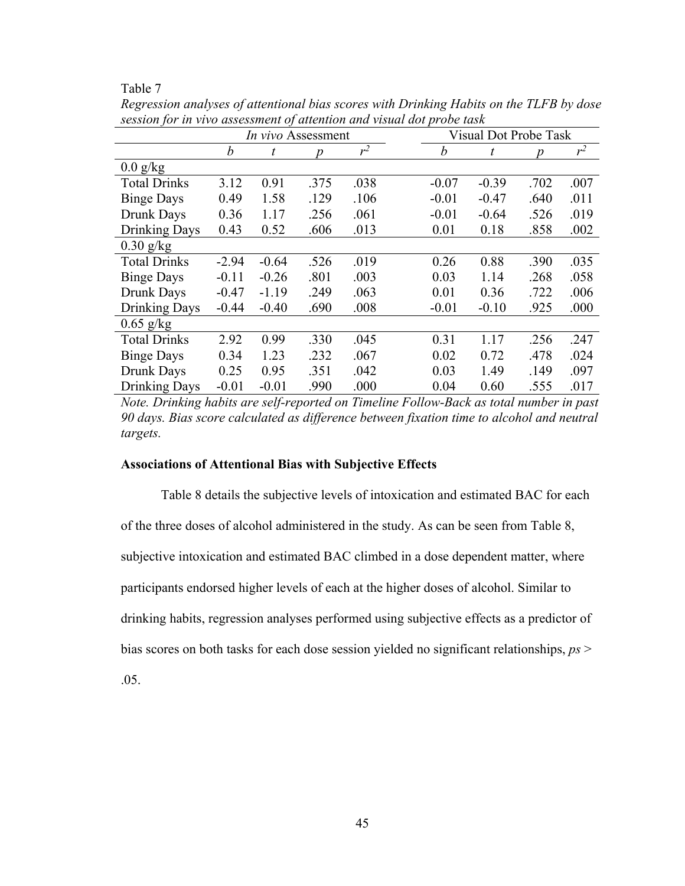Table 7

*Regression analyses of attentional bias scores with Drinking Habits on the TLFB by dose session for in vivo assessment of attention and visual dot probe task*

| | *In vivo* Assessment | | | | Visual Dot Probe Task | | | |
|---|---|---|---|---|---|---|---|---|
| | *b* | *t* | *p* | $r^2$ | *b* | *t* | *p* | $r^2$ |
| 0.0 g/kg | | | | | | | | |
| Total Drinks | 3.12 | 0.91 | .375 | .038 | -0.07 | -0.39 | .702 | .007 |
| Binge Days | 0.49 | 1.58 | .129 | .106 | -0.01 | -0.47 | .640 | .011 |
| Drunk Days | 0.36 | 1.17 | .256 | .061 | -0.01 | -0.64 | .526 | .019 |
| Drinking Days | 0.43 | 0.52 | .606 | .013 | 0.01 | 0.18 | .858 | .002 |
| 0.30 g/kg | | | | | | | | |
| Total Drinks | -2.94 | -0.64 | .526 | .019 | 0.26 | 0.88 | .390 | .035 |
| Binge Days | -0.11 | -0.26 | .801 | .003 | 0.03 | 1.14 | .268 | .058 |
| Drunk Days | -0.47 | -1.19 | .249 | .063 | 0.01 | 0.36 | .722 | .006 |
| Drinking Days | -0.44 | -0.40 | .690 | .008 | -0.01 | -0.10 | .925 | .000 |
| 0.65 g/kg | | | | | | | | |
| Total Drinks | 2.92 | 0.99 | .330 | .045 | 0.31 | 1.17 | .256 | .247 |
| Binge Days | 0.34 | 1.23 | .232 | .067 | 0.02 | 0.72 | .478 | .024 |
| Drunk Days | 0.25 | 0.95 | .351 | .042 | 0.03 | 1.49 | .149 | .097 |
| Drinking Days | -0.01 | -0.01 | .990 | .000 | 0.04 | 0.60 | .555 | .017 |

*Note. Drinking habits are self-reported on Timeline Follow-Back as total number in past 90 days. Bias score calculated as difference between fixation time to alcohol and neutral targets.*

**Associations of Attentional Bias with Subjective Effects**

Table 8 details the subjective levels of intoxication and estimated BAC for each of the three doses of alcohol administered in the study. As can be seen from Table 8, subjective intoxication and estimated BAC climbed in a dose dependent matter, where participants endorsed higher levels of each at the higher doses of alcohol. Similar to drinking habits, regression analyses performed using subjective effects as a predictor of bias scores on both tasks for each dose session yielded no significant relationships, *ps* > .05.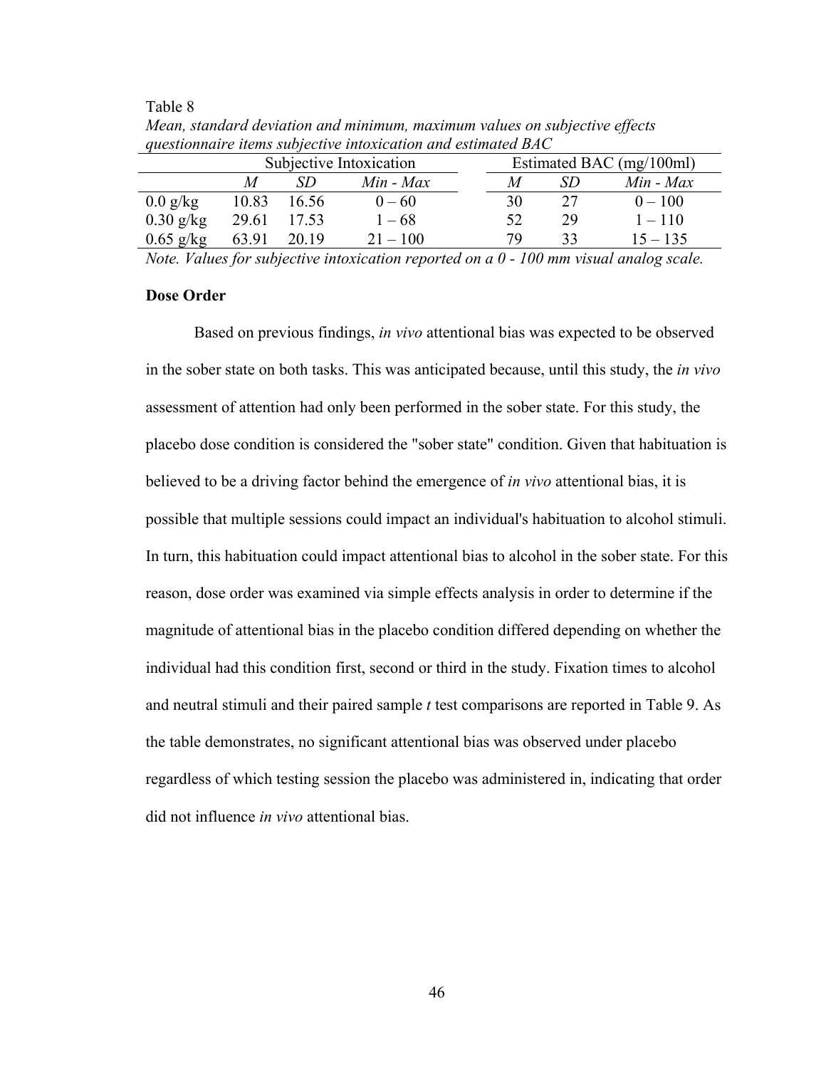Table 8

*Mean, standard deviation and minimum, maximum values on subjective effects questionnaire items subjective intoxication and estimated BAC*

| | Subjective Intoxication | | | Estimated BAC (mg/100ml) | | |
|---|---|---|---|---|---|---|
| | *M* | *SD* | *Min - Max* | *M* | *SD* | *Min - Max* |
| 0.0 g/kg | 10.83 | 16.56 | 0 – 60 | 30 | 27 | 0 – 100 |
| 0.30 g/kg | 29.61 | 17.53 | 1 – 68 | 52 | 29 | 1 – 110 |
| 0.65 g/kg | 63.91 | 20.19 | 21 – 100 | 79 | 33 | 15 – 135 |

*Note.* *Values for subjective intoxication reported on a 0 - 100 mm visual analog scale.*

**Dose Order**

Based on previous findings, *in vivo* attentional bias was expected to be observed in the sober state on both tasks. This was anticipated because, until this study, the *in vivo* assessment of attention had only been performed in the sober state. For this study, the placebo dose condition is considered the "sober state" condition. Given that habituation is believed to be a driving factor behind the emergence of *in vivo* attentional bias, it is possible that multiple sessions could impact an individual's habituation to alcohol stimuli. In turn, this habituation could impact attentional bias to alcohol in the sober state. For this reason, dose order was examined via simple effects analysis in order to determine if the magnitude of attentional bias in the placebo condition differed depending on whether the individual had this condition first, second or third in the study. Fixation times to alcohol and neutral stimuli and their paired sample *t* test comparisons are reported in Table 9. As the table demonstrates, no significant attentional bias was observed under placebo regardless of which testing session the placebo was administered in, indicating that order did not influence *in vivo* attentional bias.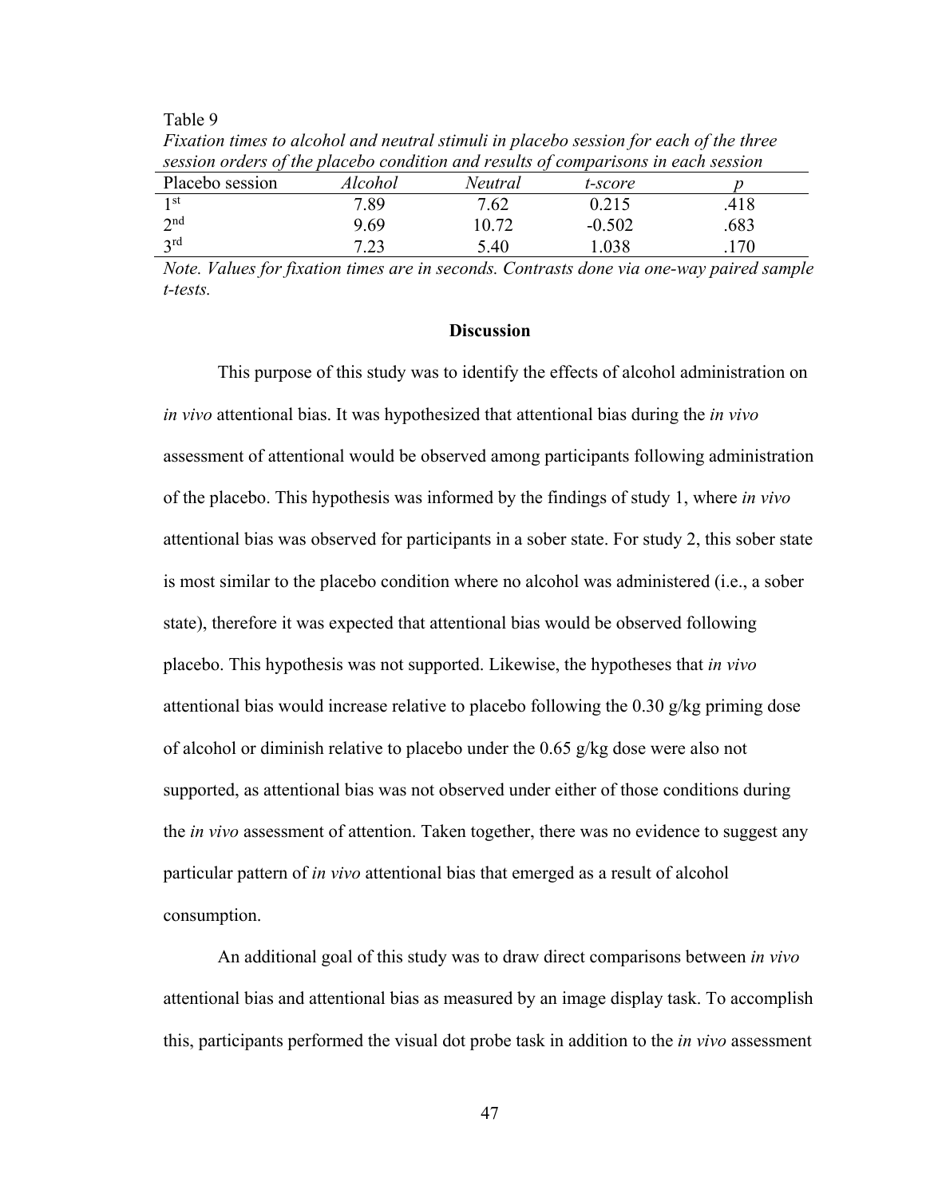Table 9

*Fixation times to alcohol and neutral stimuli in placebo session for each of the three session orders of the placebo condition and results of comparisons in each session*

| Placebo session | *Alcohol* | *Neutral* | *t-score* | *p* |
|---|---|---|---|---|
| 1st | 7.89 | 7.62 | 0.215 | .418 |
| 2nd | 9.69 | 10.72 | -0.502 | .683 |
| 3rd | 7.23 | 5.40 | 1.038 | .170 |

*Note. Values for fixation times are in seconds. Contrasts done via one-way paired sample t-tests.*

## Discussion

This purpose of this study was to identify the effects of alcohol administration on *in vivo* attentional bias. It was hypothesized that attentional bias during the *in vivo* assessment of attentional would be observed among participants following administration of the placebo. This hypothesis was informed by the findings of study 1, where *in vivo* attentional bias was observed for participants in a sober state. For study 2, this sober state is most similar to the placebo condition where no alcohol was administered (i.e., a sober state), therefore it was expected that attentional bias would be observed following placebo. This hypothesis was not supported. Likewise, the hypotheses that *in vivo* attentional bias would increase relative to placebo following the 0.30 g/kg priming dose of alcohol or diminish relative to placebo under the 0.65 g/kg dose were also not supported, as attentional bias was not observed under either of those conditions during the *in vivo* assessment of attention. Taken together, there was no evidence to suggest any particular pattern of *in vivo* attentional bias that emerged as a result of alcohol consumption.

An additional goal of this study was to draw direct comparisons between *in vivo* attentional bias and attentional bias as measured by an image display task. To accomplish this, participants performed the visual dot probe task in addition to the *in vivo* assessment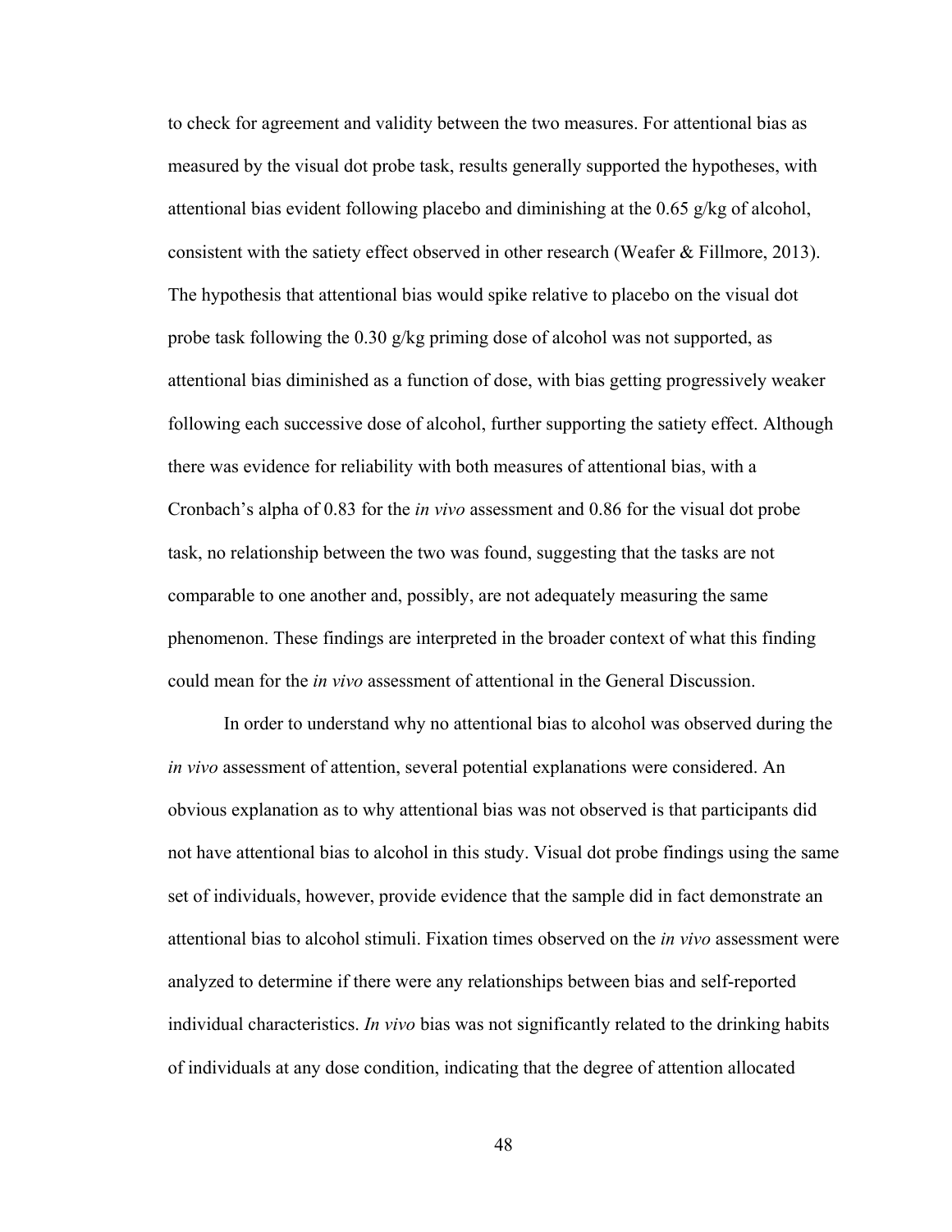to check for agreement and validity between the two measures. For attentional bias as measured by the visual dot probe task, results generally supported the hypotheses, with attentional bias evident following placebo and diminishing at the 0.65 g/kg of alcohol, consistent with the satiety effect observed in other research (Weafer & Fillmore, 2013). The hypothesis that attentional bias would spike relative to placebo on the visual dot probe task following the 0.30 g/kg priming dose of alcohol was not supported, as attentional bias diminished as a function of dose, with bias getting progressively weaker following each successive dose of alcohol, further supporting the satiety effect. Although there was evidence for reliability with both measures of attentional bias, with a Cronbach's alpha of 0.83 for the *in vivo* assessment and 0.86 for the visual dot probe task, no relationship between the two was found, suggesting that the tasks are not comparable to one another and, possibly, are not adequately measuring the same phenomenon. These findings are interpreted in the broader context of what this finding could mean for the *in vivo* assessment of attentional in the General Discussion.

In order to understand why no attentional bias to alcohol was observed during the *in vivo* assessment of attention, several potential explanations were considered. An obvious explanation as to why attentional bias was not observed is that participants did not have attentional bias to alcohol in this study. Visual dot probe findings using the same set of individuals, however, provide evidence that the sample did in fact demonstrate an attentional bias to alcohol stimuli. Fixation times observed on the *in vivo* assessment were analyzed to determine if there were any relationships between bias and self-reported individual characteristics. *In vivo* bias was not significantly related to the drinking habits of individuals at any dose condition, indicating that the degree of attention allocated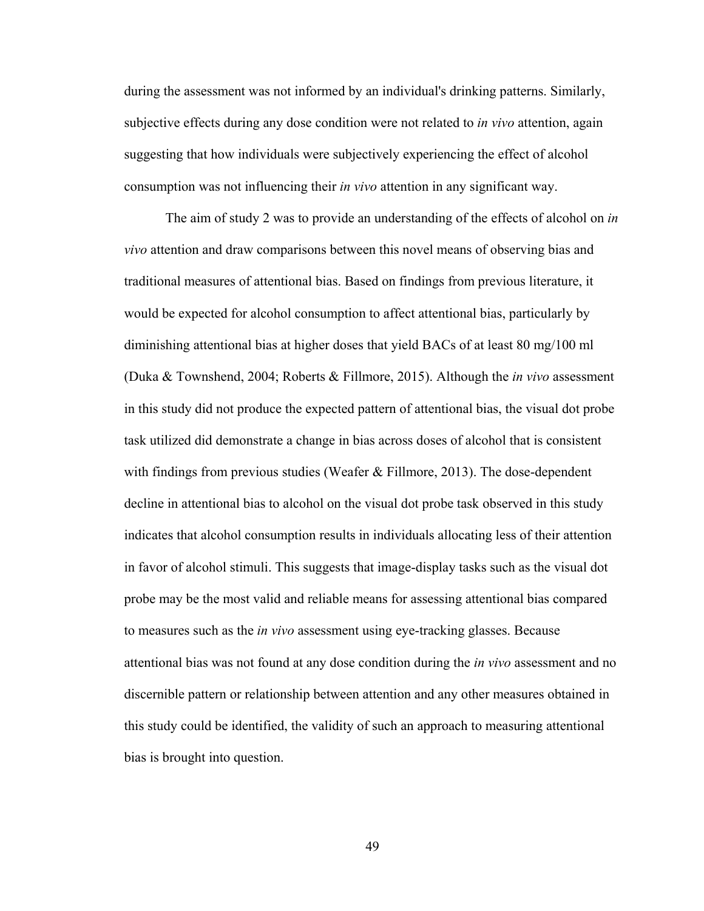during the assessment was not informed by an individual's drinking patterns. Similarly, subjective effects during any dose condition were not related to *in vivo* attention, again suggesting that how individuals were subjectively experiencing the effect of alcohol consumption was not influencing their *in vivo* attention in any significant way.

The aim of study 2 was to provide an understanding of the effects of alcohol on *in vivo* attention and draw comparisons between this novel means of observing bias and traditional measures of attentional bias. Based on findings from previous literature, it would be expected for alcohol consumption to affect attentional bias, particularly by diminishing attentional bias at higher doses that yield BACs of at least 80 mg/100 ml (Duka & Townshend, 2004; Roberts & Fillmore, 2015). Although the *in vivo* assessment in this study did not produce the expected pattern of attentional bias, the visual dot probe task utilized did demonstrate a change in bias across doses of alcohol that is consistent with findings from previous studies (Weafer & Fillmore, 2013). The dose-dependent decline in attentional bias to alcohol on the visual dot probe task observed in this study indicates that alcohol consumption results in individuals allocating less of their attention in favor of alcohol stimuli. This suggests that image-display tasks such as the visual dot probe may be the most valid and reliable means for assessing attentional bias compared to measures such as the *in vivo* assessment using eye-tracking glasses. Because attentional bias was not found at any dose condition during the *in vivo* assessment and no discernible pattern or relationship between attention and any other measures obtained in this study could be identified, the validity of such an approach to measuring attentional bias is brought into question.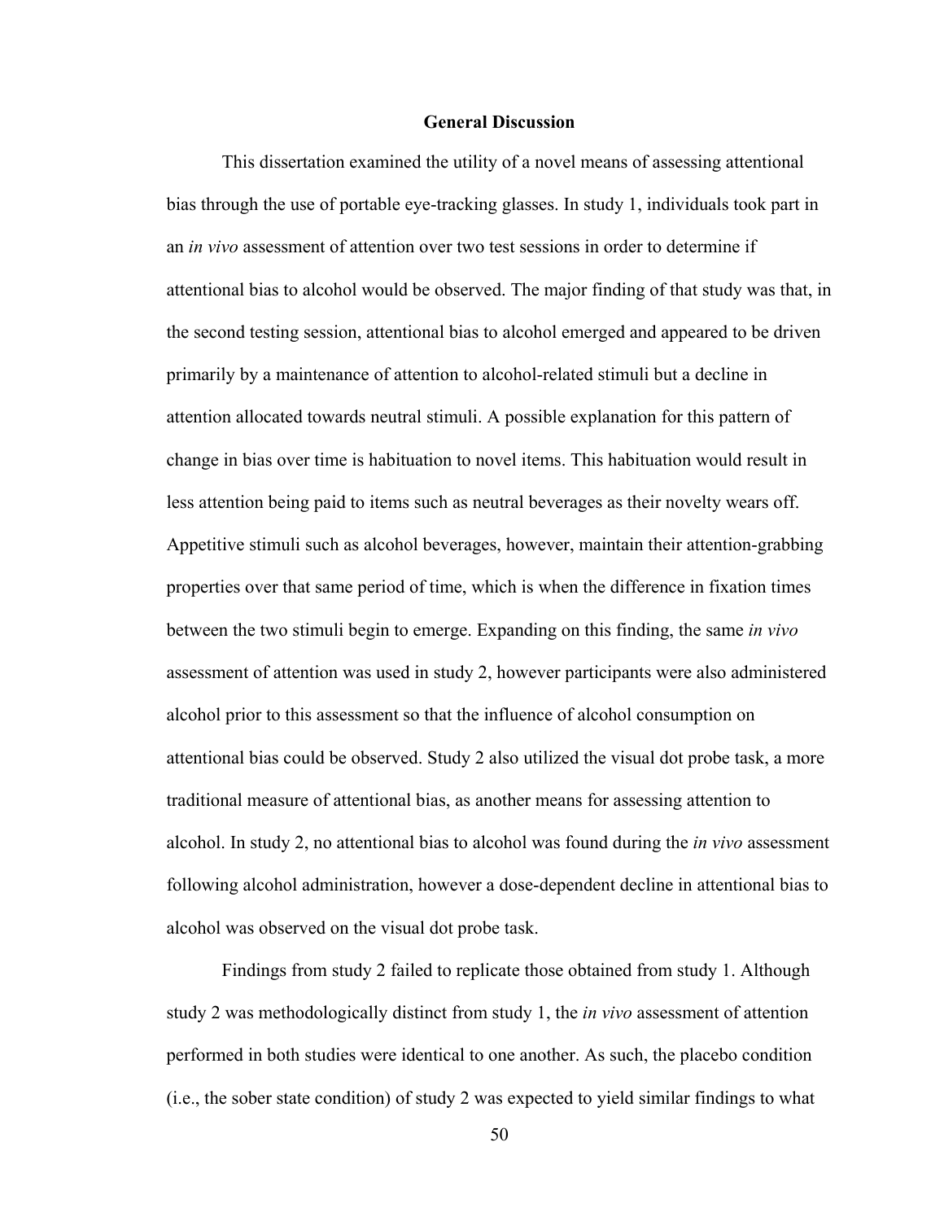## General Discussion

This dissertation examined the utility of a novel means of assessing attentional bias through the use of portable eye-tracking glasses. In study 1, individuals took part in an *in vivo* assessment of attention over two test sessions in order to determine if attentional bias to alcohol would be observed. The major finding of that study was that, in the second testing session, attentional bias to alcohol emerged and appeared to be driven primarily by a maintenance of attention to alcohol-related stimuli but a decline in attention allocated towards neutral stimuli. A possible explanation for this pattern of change in bias over time is habituation to novel items. This habituation would result in less attention being paid to items such as neutral beverages as their novelty wears off. Appetitive stimuli such as alcohol beverages, however, maintain their attention-grabbing properties over that same period of time, which is when the difference in fixation times between the two stimuli begin to emerge. Expanding on this finding, the same *in vivo* assessment of attention was used in study 2, however participants were also administered alcohol prior to this assessment so that the influence of alcohol consumption on attentional bias could be observed. Study 2 also utilized the visual dot probe task, a more traditional measure of attentional bias, as another means for assessing attention to alcohol. In study 2, no attentional bias to alcohol was found during the *in vivo* assessment following alcohol administration, however a dose-dependent decline in attentional bias to alcohol was observed on the visual dot probe task.

Findings from study 2 failed to replicate those obtained from study 1. Although study 2 was methodologically distinct from study 1, the *in vivo* assessment of attention performed in both studies were identical to one another. As such, the placebo condition (i.e., the sober state condition) of study 2 was expected to yield similar findings to what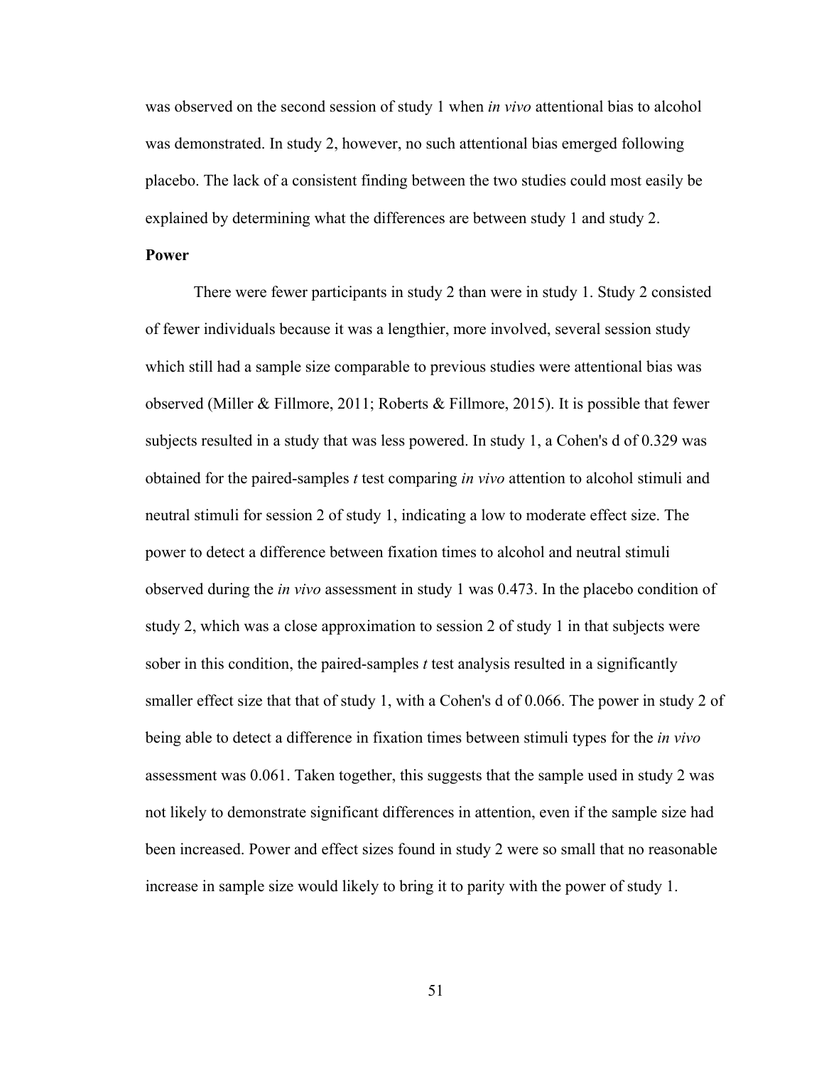was observed on the second session of study 1 when *in vivo* attentional bias to alcohol was demonstrated. In study 2, however, no such attentional bias emerged following placebo. The lack of a consistent finding between the two studies could most easily be explained by determining what the differences are between study 1 and study 2.

**Power**

There were fewer participants in study 2 than were in study 1. Study 2 consisted of fewer individuals because it was a lengthier, more involved, several session study which still had a sample size comparable to previous studies were attentional bias was observed (Miller & Fillmore, 2011; Roberts & Fillmore, 2015). It is possible that fewer subjects resulted in a study that was less powered. In study 1, a Cohen's d of 0.329 was obtained for the paired-samples *t* test comparing *in vivo* attention to alcohol stimuli and neutral stimuli for session 2 of study 1, indicating a low to moderate effect size. The power to detect a difference between fixation times to alcohol and neutral stimuli observed during the *in vivo* assessment in study 1 was 0.473. In the placebo condition of study 2, which was a close approximation to session 2 of study 1 in that subjects were sober in this condition, the paired-samples *t* test analysis resulted in a significantly smaller effect size that that of study 1, with a Cohen's d of 0.066. The power in study 2 of being able to detect a difference in fixation times between stimuli types for the *in vivo* assessment was 0.061. Taken together, this suggests that the sample used in study 2 was not likely to demonstrate significant differences in attention, even if the sample size had been increased. Power and effect sizes found in study 2 were so small that no reasonable increase in sample size would likely to bring it to parity with the power of study 1.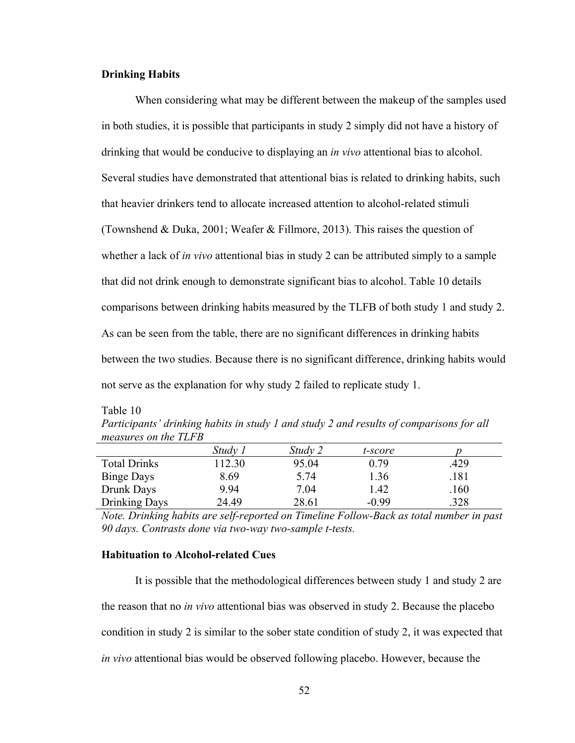**Drinking Habits**

When considering what may be different between the makeup of the samples used in both studies, it is possible that participants in study 2 simply did not have a history of drinking that would be conducive to displaying an *in vivo* attentional bias to alcohol. Several studies have demonstrated that attentional bias is related to drinking habits, such that heavier drinkers tend to allocate increased attention to alcohol-related stimuli (Townshend & Duka, 2001; Weafer & Fillmore, 2013). This raises the question of whether a lack of *in vivo* attentional bias in study 2 can be attributed simply to a sample that did not drink enough to demonstrate significant bias to alcohol. Table 10 details comparisons between drinking habits measured by the TLFB of both study 1 and study 2. As can be seen from the table, there are no significant differences in drinking habits between the two studies. Because there is no significant difference, drinking habits would not serve as the explanation for why study 2 failed to replicate study 1.

Table 10

*Participants' drinking habits in study 1 and study 2 and results of comparisons for all measures on the TLFB*

| | *Study 1* | *Study 2* | *t-score* | *p* |
|---|---|---|---|---|
| Total Drinks | 112.30 | 95.04 | 0.79 | .429 |
| Binge Days | 8.69 | 5.74 | 1.36 | .181 |
| Drunk Days | 9.94 | 7.04 | 1.42 | .160 |
| Drinking Days | 24.49 | 28.61 | -0.99 | .328 |

*Note. Drinking habits are self-reported on Timeline Follow-Back as total number in past 90 days. Contrasts done via two-way two-sample t-tests.*

**Habituation to Alcohol-related Cues**

It is possible that the methodological differences between study 1 and study 2 are the reason that no *in vivo* attentional bias was observed in study 2. Because the placebo condition in study 2 is similar to the sober state condition of study 2, it was expected that *in vivo* attentional bias would be observed following placebo. However, because the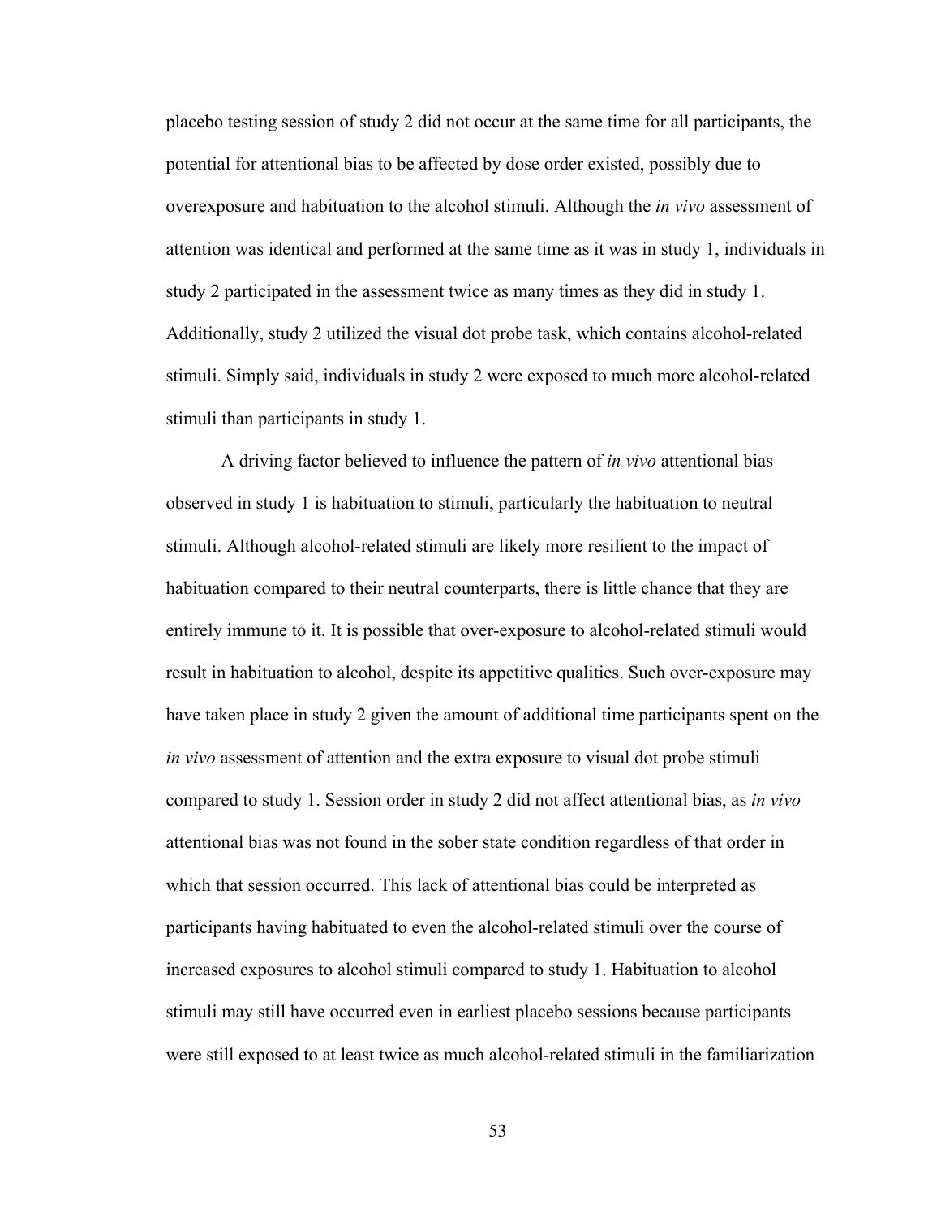placebo testing session of study 2 did not occur at the same time for all participants, the potential for attentional bias to be affected by dose order existed, possibly due to overexposure and habituation to the alcohol stimuli. Although the *in vivo* assessment of attention was identical and performed at the same time as it was in study 1, individuals in study 2 participated in the assessment twice as many times as they did in study 1. Additionally, study 2 utilized the visual dot probe task, which contains alcohol-related stimuli. Simply said, individuals in study 2 were exposed to much more alcohol-related stimuli than participants in study 1.

A driving factor believed to influence the pattern of *in vivo* attentional bias observed in study 1 is habituation to stimuli, particularly the habituation to neutral stimuli. Although alcohol-related stimuli are likely more resilient to the impact of habituation compared to their neutral counterparts, there is little chance that they are entirely immune to it. It is possible that over-exposure to alcohol-related stimuli would result in habituation to alcohol, despite its appetitive qualities. Such over-exposure may have taken place in study 2 given the amount of additional time participants spent on the *in vivo* assessment of attention and the extra exposure to visual dot probe stimuli compared to study 1. Session order in study 2 did not affect attentional bias, as *in vivo* attentional bias was not found in the sober state condition regardless of that order in which that session occurred. This lack of attentional bias could be interpreted as participants having habituated to even the alcohol-related stimuli over the course of increased exposures to alcohol stimuli compared to study 1. Habituation to alcohol stimuli may still have occurred even in earliest placebo sessions because participants were still exposed to at least twice as much alcohol-related stimuli in the familiarization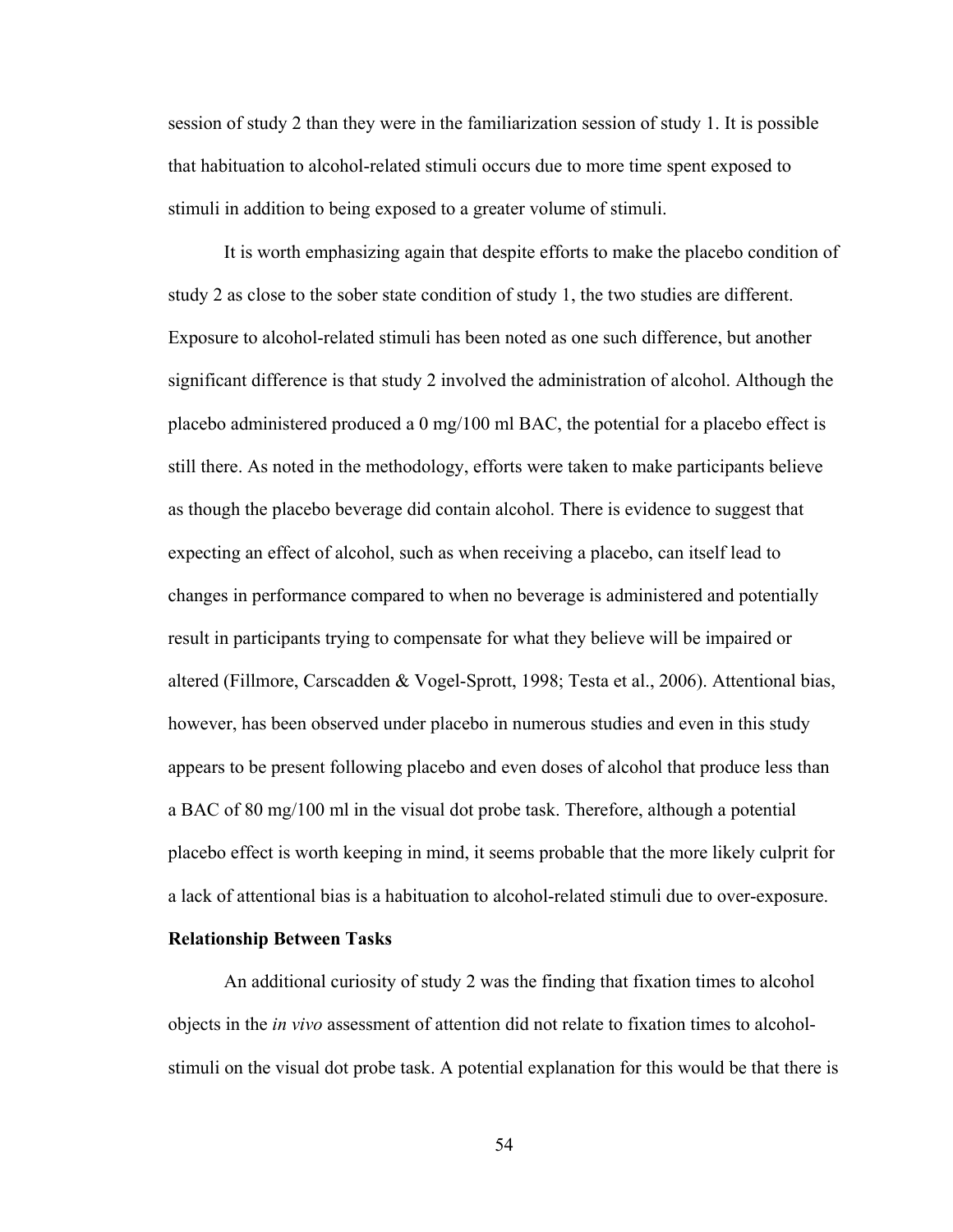session of study 2 than they were in the familiarization session of study 1. It is possible that habituation to alcohol-related stimuli occurs due to more time spent exposed to stimuli in addition to being exposed to a greater volume of stimuli.

It is worth emphasizing again that despite efforts to make the placebo condition of study 2 as close to the sober state condition of study 1, the two studies are different. Exposure to alcohol-related stimuli has been noted as one such difference, but another significant difference is that study 2 involved the administration of alcohol. Although the placebo administered produced a 0 mg/100 ml BAC, the potential for a placebo effect is still there. As noted in the methodology, efforts were taken to make participants believe as though the placebo beverage did contain alcohol. There is evidence to suggest that expecting an effect of alcohol, such as when receiving a placebo, can itself lead to changes in performance compared to when no beverage is administered and potentially result in participants trying to compensate for what they believe will be impaired or altered (Fillmore, Carscadden & Vogel-Sprott, 1998; Testa et al., 2006). Attentional bias, however, has been observed under placebo in numerous studies and even in this study appears to be present following placebo and even doses of alcohol that produce less than a BAC of 80 mg/100 ml in the visual dot probe task. Therefore, although a potential placebo effect is worth keeping in mind, it seems probable that the more likely culprit for a lack of attentional bias is a habituation to alcohol-related stimuli due to over-exposure.

**Relationship Between Tasks**

An additional curiosity of study 2 was the finding that fixation times to alcohol objects in the *in vivo* assessment of attention did not relate to fixation times to alcohol-stimuli on the visual dot probe task. A potential explanation for this would be that there is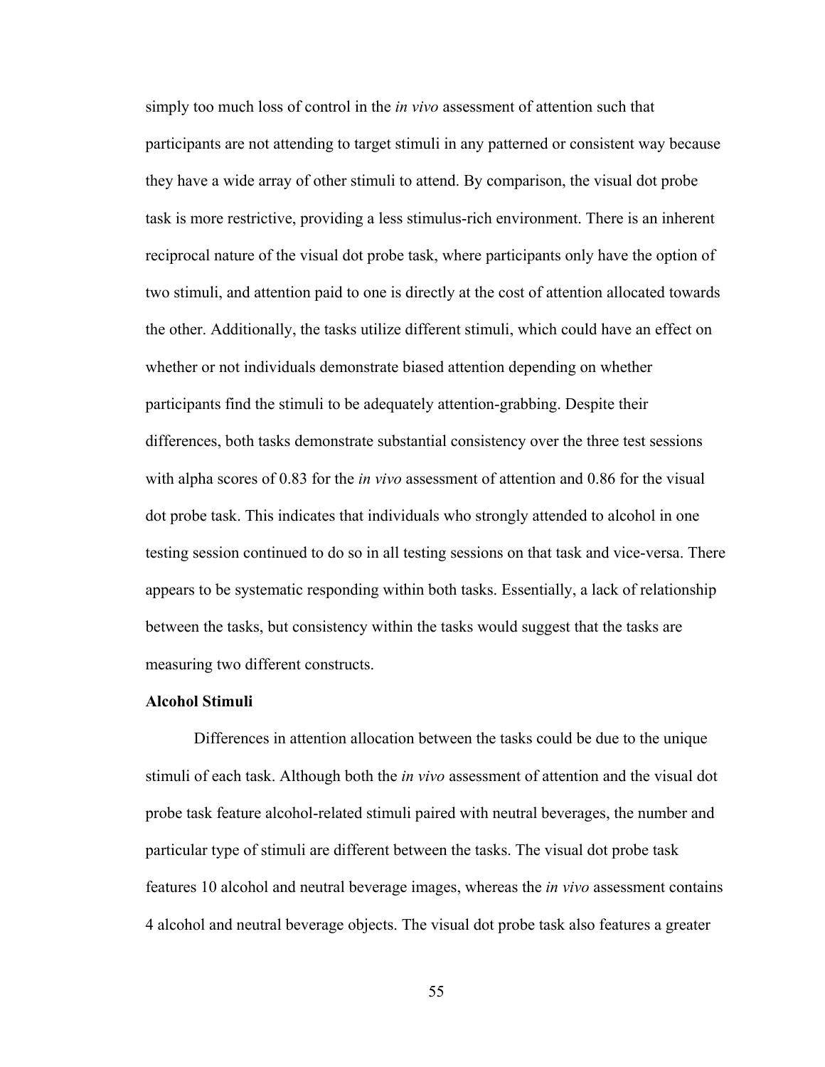simply too much loss of control in the *in vivo* assessment of attention such that participants are not attending to target stimuli in any patterned or consistent way because they have a wide array of other stimuli to attend. By comparison, the visual dot probe task is more restrictive, providing a less stimulus-rich environment. There is an inherent reciprocal nature of the visual dot probe task, where participants only have the option of two stimuli, and attention paid to one is directly at the cost of attention allocated towards the other. Additionally, the tasks utilize different stimuli, which could have an effect on whether or not individuals demonstrate biased attention depending on whether participants find the stimuli to be adequately attention-grabbing. Despite their differences, both tasks demonstrate substantial consistency over the three test sessions with alpha scores of 0.83 for the *in vivo* assessment of attention and 0.86 for the visual dot probe task. This indicates that individuals who strongly attended to alcohol in one testing session continued to do so in all testing sessions on that task and vice-versa. There appears to be systematic responding within both tasks. Essentially, a lack of relationship between the tasks, but consistency within the tasks would suggest that the tasks are measuring two different constructs.

**Alcohol Stimuli**

Differences in attention allocation between the tasks could be due to the unique stimuli of each task. Although both the *in vivo* assessment of attention and the visual dot probe task feature alcohol-related stimuli paired with neutral beverages, the number and particular type of stimuli are different between the tasks. The visual dot probe task features 10 alcohol and neutral beverage images, whereas the *in vivo* assessment contains 4 alcohol and neutral beverage objects. The visual dot probe task also features a greater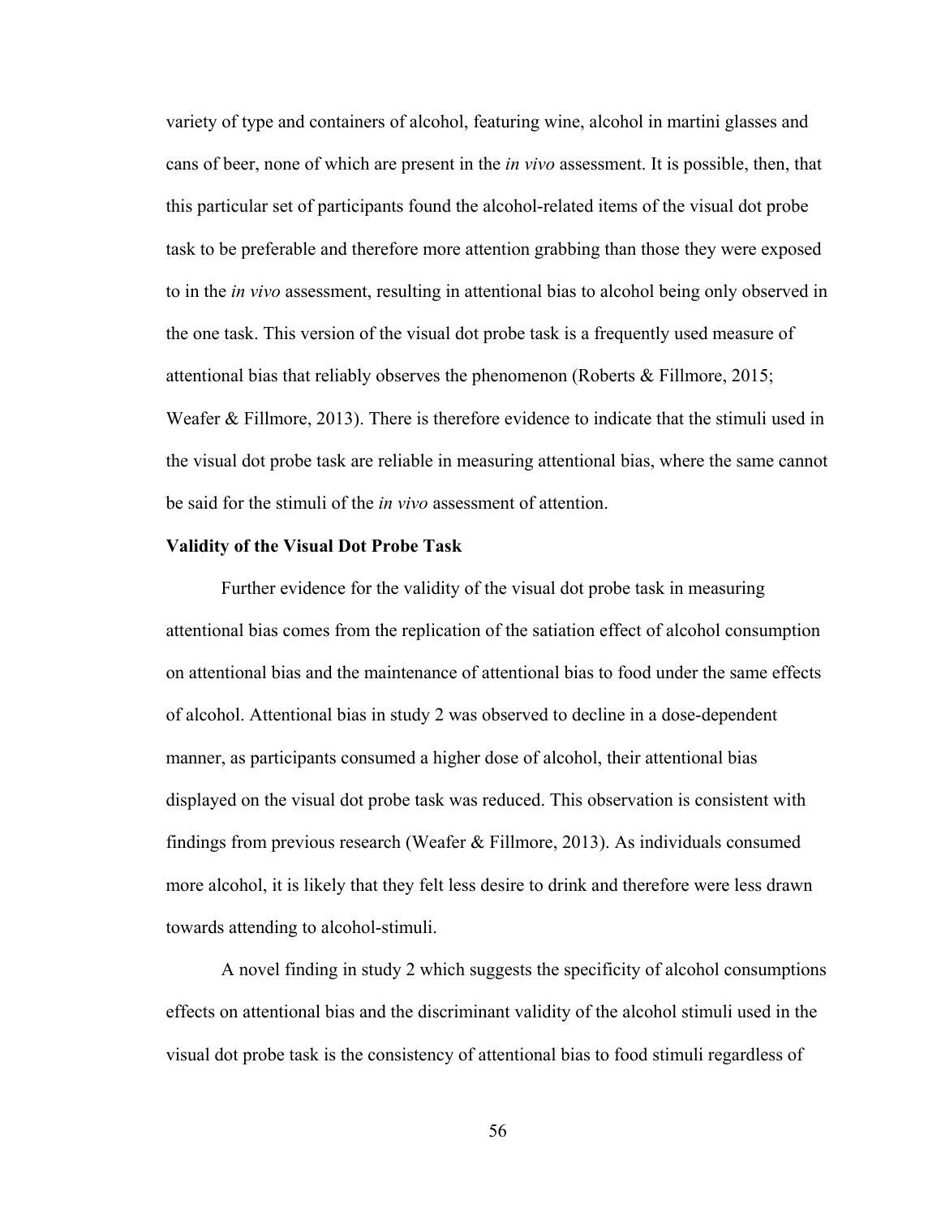variety of type and containers of alcohol, featuring wine, alcohol in martini glasses and cans of beer, none of which are present in the *in vivo* assessment. It is possible, then, that this particular set of participants found the alcohol-related items of the visual dot probe task to be preferable and therefore more attention grabbing than those they were exposed to in the *in vivo* assessment, resulting in attentional bias to alcohol being only observed in the one task. This version of the visual dot probe task is a frequently used measure of attentional bias that reliably observes the phenomenon (Roberts & Fillmore, 2015; Weafer & Fillmore, 2013). There is therefore evidence to indicate that the stimuli used in the visual dot probe task are reliable in measuring attentional bias, where the same cannot be said for the stimuli of the *in vivo* assessment of attention.

**Validity of the Visual Dot Probe Task**

Further evidence for the validity of the visual dot probe task in measuring attentional bias comes from the replication of the satiation effect of alcohol consumption on attentional bias and the maintenance of attentional bias to food under the same effects of alcohol. Attentional bias in study 2 was observed to decline in a dose-dependent manner, as participants consumed a higher dose of alcohol, their attentional bias displayed on the visual dot probe task was reduced. This observation is consistent with findings from previous research (Weafer & Fillmore, 2013). As individuals consumed more alcohol, it is likely that they felt less desire to drink and therefore were less drawn towards attending to alcohol-stimuli.

A novel finding in study 2 which suggests the specificity of alcohol consumptions effects on attentional bias and the discriminant validity of the alcohol stimuli used in the visual dot probe task is the consistency of attentional bias to food stimuli regardless of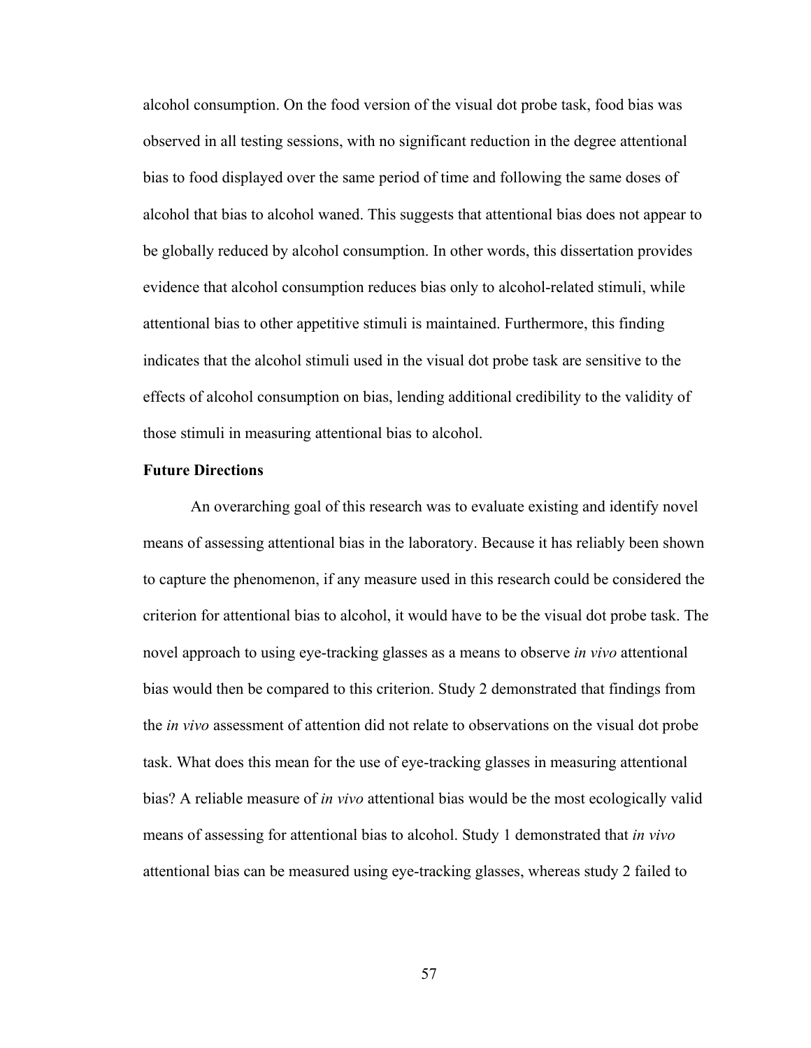alcohol consumption. On the food version of the visual dot probe task, food bias was observed in all testing sessions, with no significant reduction in the degree attentional bias to food displayed over the same period of time and following the same doses of alcohol that bias to alcohol waned. This suggests that attentional bias does not appear to be globally reduced by alcohol consumption. In other words, this dissertation provides evidence that alcohol consumption reduces bias only to alcohol-related stimuli, while attentional bias to other appetitive stimuli is maintained. Furthermore, this finding indicates that the alcohol stimuli used in the visual dot probe task are sensitive to the effects of alcohol consumption on bias, lending additional credibility to the validity of those stimuli in measuring attentional bias to alcohol.

**Future Directions**

An overarching goal of this research was to evaluate existing and identify novel means of assessing attentional bias in the laboratory. Because it has reliably been shown to capture the phenomenon, if any measure used in this research could be considered the criterion for attentional bias to alcohol, it would have to be the visual dot probe task. The novel approach to using eye-tracking glasses as a means to observe *in vivo* attentional bias would then be compared to this criterion. Study 2 demonstrated that findings from the *in vivo* assessment of attention did not relate to observations on the visual dot probe task. What does this mean for the use of eye-tracking glasses in measuring attentional bias? A reliable measure of *in vivo* attentional bias would be the most ecologically valid means of assessing for attentional bias to alcohol. Study 1 demonstrated that *in vivo* attentional bias can be measured using eye-tracking glasses, whereas study 2 failed to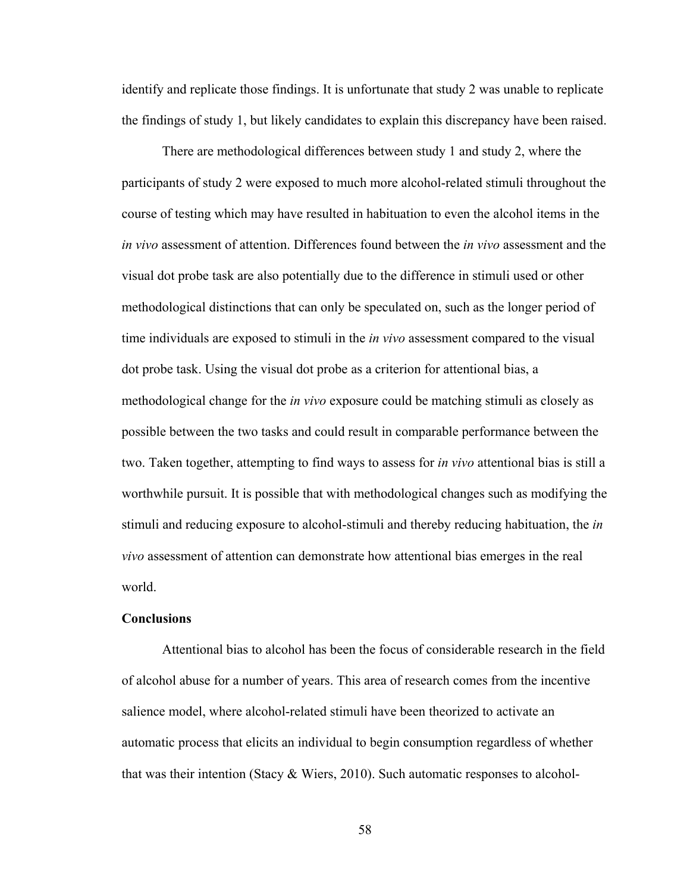identify and replicate those findings. It is unfortunate that study 2 was unable to replicate the findings of study 1, but likely candidates to explain this discrepancy have been raised.

There are methodological differences between study 1 and study 2, where the participants of study 2 were exposed to much more alcohol-related stimuli throughout the course of testing which may have resulted in habituation to even the alcohol items in the *in vivo* assessment of attention. Differences found between the *in vivo* assessment and the visual dot probe task are also potentially due to the difference in stimuli used or other methodological distinctions that can only be speculated on, such as the longer period of time individuals are exposed to stimuli in the *in vivo* assessment compared to the visual dot probe task. Using the visual dot probe as a criterion for attentional bias, a methodological change for the *in vivo* exposure could be matching stimuli as closely as possible between the two tasks and could result in comparable performance between the two. Taken together, attempting to find ways to assess for *in vivo* attentional bias is still a worthwhile pursuit. It is possible that with methodological changes such as modifying the stimuli and reducing exposure to alcohol-stimuli and thereby reducing habituation, the *in vivo* assessment of attention can demonstrate how attentional bias emerges in the real world.

**Conclusions**

Attentional bias to alcohol has been the focus of considerable research in the field of alcohol abuse for a number of years. This area of research comes from the incentive salience model, where alcohol-related stimuli have been theorized to activate an automatic process that elicits an individual to begin consumption regardless of whether that was their intention (Stacy & Wiers, 2010). Such automatic responses to alcohol-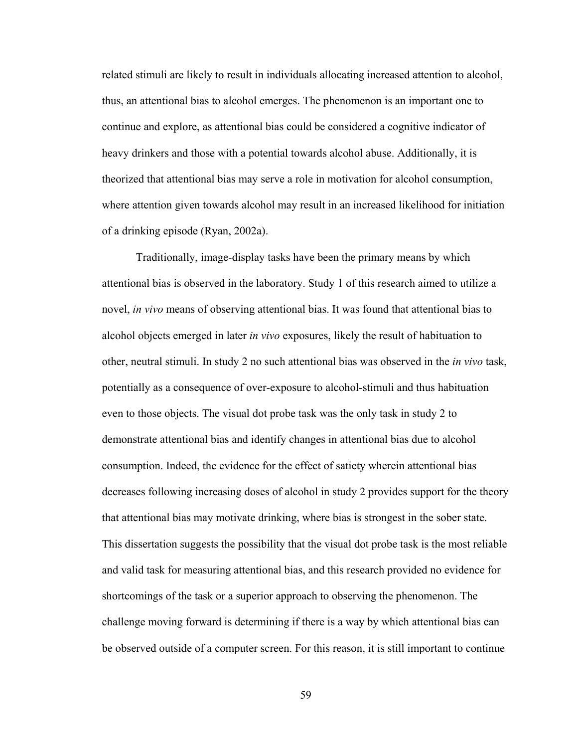related stimuli are likely to result in individuals allocating increased attention to alcohol, thus, an attentional bias to alcohol emerges. The phenomenon is an important one to continue and explore, as attentional bias could be considered a cognitive indicator of heavy drinkers and those with a potential towards alcohol abuse. Additionally, it is theorized that attentional bias may serve a role in motivation for alcohol consumption, where attention given towards alcohol may result in an increased likelihood for initiation of a drinking episode (Ryan, 2002a).

Traditionally, image-display tasks have been the primary means by which attentional bias is observed in the laboratory. Study 1 of this research aimed to utilize a novel, *in vivo* means of observing attentional bias. It was found that attentional bias to alcohol objects emerged in later *in vivo* exposures, likely the result of habituation to other, neutral stimuli. In study 2 no such attentional bias was observed in the *in vivo* task, potentially as a consequence of over-exposure to alcohol-stimuli and thus habituation even to those objects. The visual dot probe task was the only task in study 2 to demonstrate attentional bias and identify changes in attentional bias due to alcohol consumption. Indeed, the evidence for the effect of satiety wherein attentional bias decreases following increasing doses of alcohol in study 2 provides support for the theory that attentional bias may motivate drinking, where bias is strongest in the sober state. This dissertation suggests the possibility that the visual dot probe task is the most reliable and valid task for measuring attentional bias, and this research provided no evidence for shortcomings of the task or a superior approach to observing the phenomenon. The challenge moving forward is determining if there is a way by which attentional bias can be observed outside of a computer screen. For this reason, it is still important to continue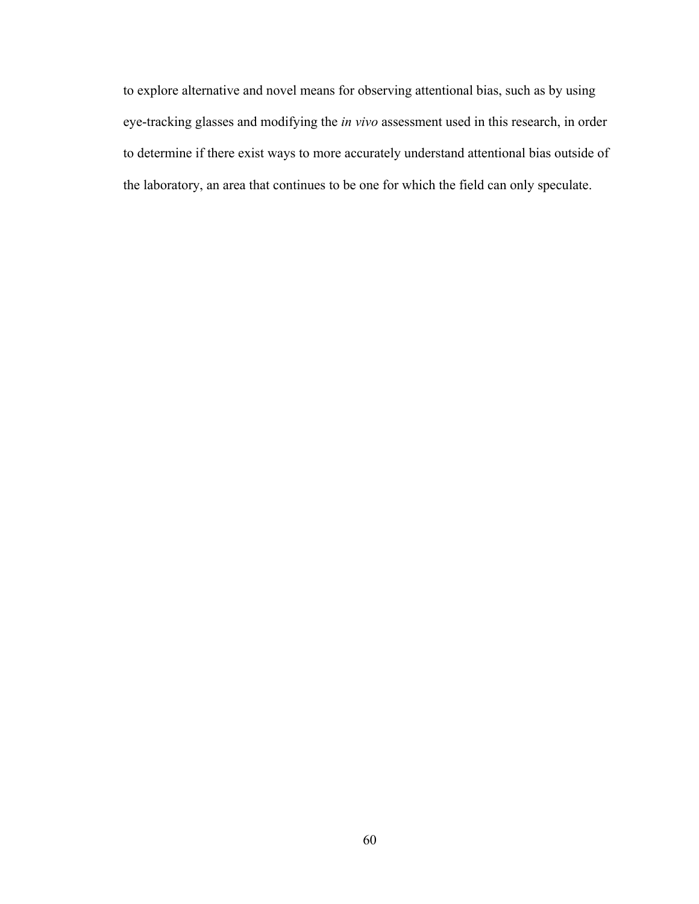to explore alternative and novel means for observing attentional bias, such as by using eye-tracking glasses and modifying the *in vivo* assessment used in this research, in order to determine if there exist ways to more accurately understand attentional bias outside of the laboratory, an area that continues to be one for which the field can only speculate.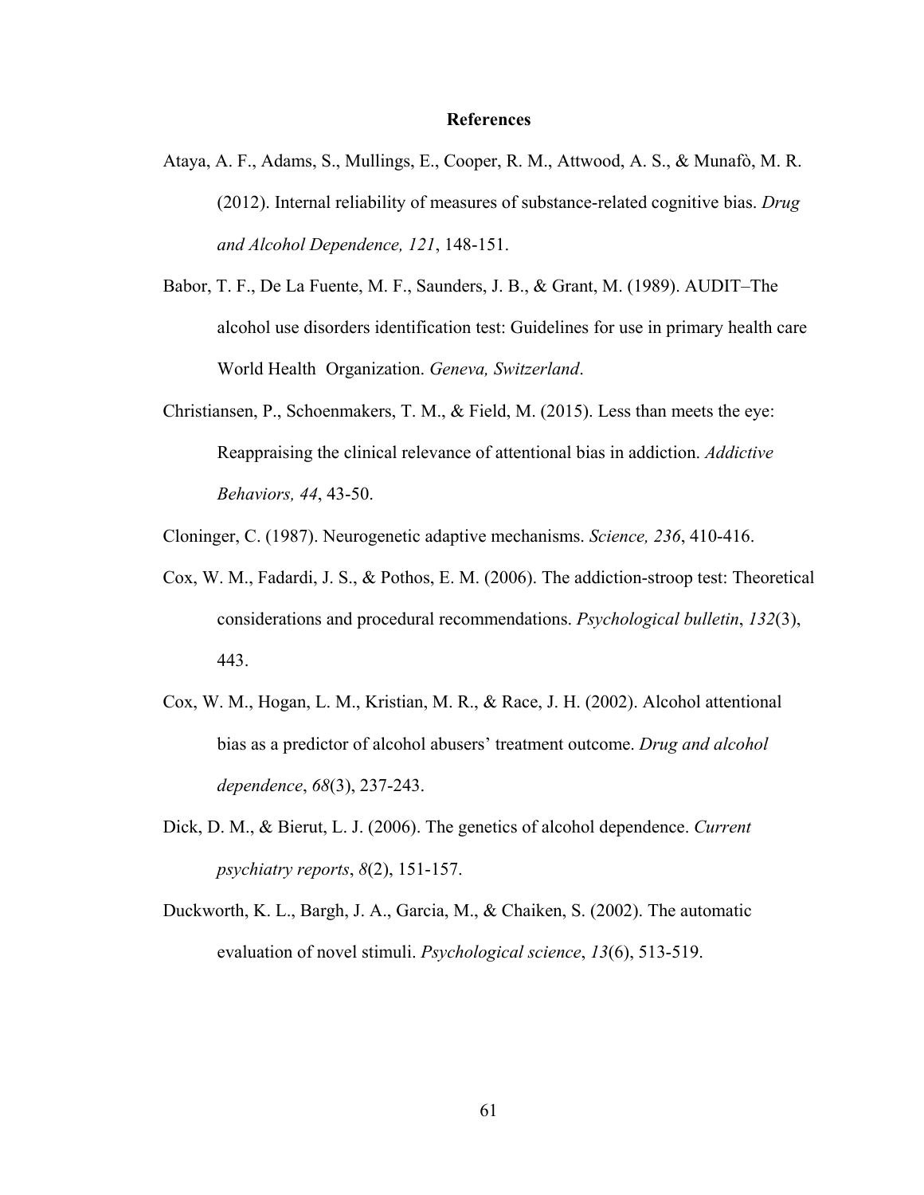# References

Ataya, A. F., Adams, S., Mullings, E., Cooper, R. M., Attwood, A. S., & Munafò, M. R. (2012). Internal reliability of measures of substance-related cognitive bias. *Drug and Alcohol Dependence, 121*, 148-151.

Babor, T. F., De La Fuente, M. F., Saunders, J. B., & Grant, M. (1989). AUDIT–The alcohol use disorders identification test: Guidelines for use in primary health care World Health Organization. *Geneva, Switzerland*.

Christiansen, P., Schoenmakers, T. M., & Field, M. (2015). Less than meets the eye: Reappraising the clinical relevance of attentional bias in addiction. *Addictive Behaviors, 44*, 43-50.

Cloninger, C. (1987). Neurogenetic adaptive mechanisms. *Science, 236*, 410-416.

Cox, W. M., Fadardi, J. S., & Pothos, E. M. (2006). The addiction-stroop test: Theoretical considerations and procedural recommendations. *Psychological bulletin*, *132*(3), 443.

Cox, W. M., Hogan, L. M., Kristian, M. R., & Race, J. H. (2002). Alcohol attentional bias as a predictor of alcohol abusers' treatment outcome. *Drug and alcohol dependence*, *68*(3), 237-243.

Dick, D. M., & Bierut, L. J. (2006). The genetics of alcohol dependence. *Current psychiatry reports*, *8*(2), 151-157.

Duckworth, K. L., Bargh, J. A., Garcia, M., & Chaiken, S. (2002). The automatic evaluation of novel stimuli. *Psychological science*, *13*(6), 513-519.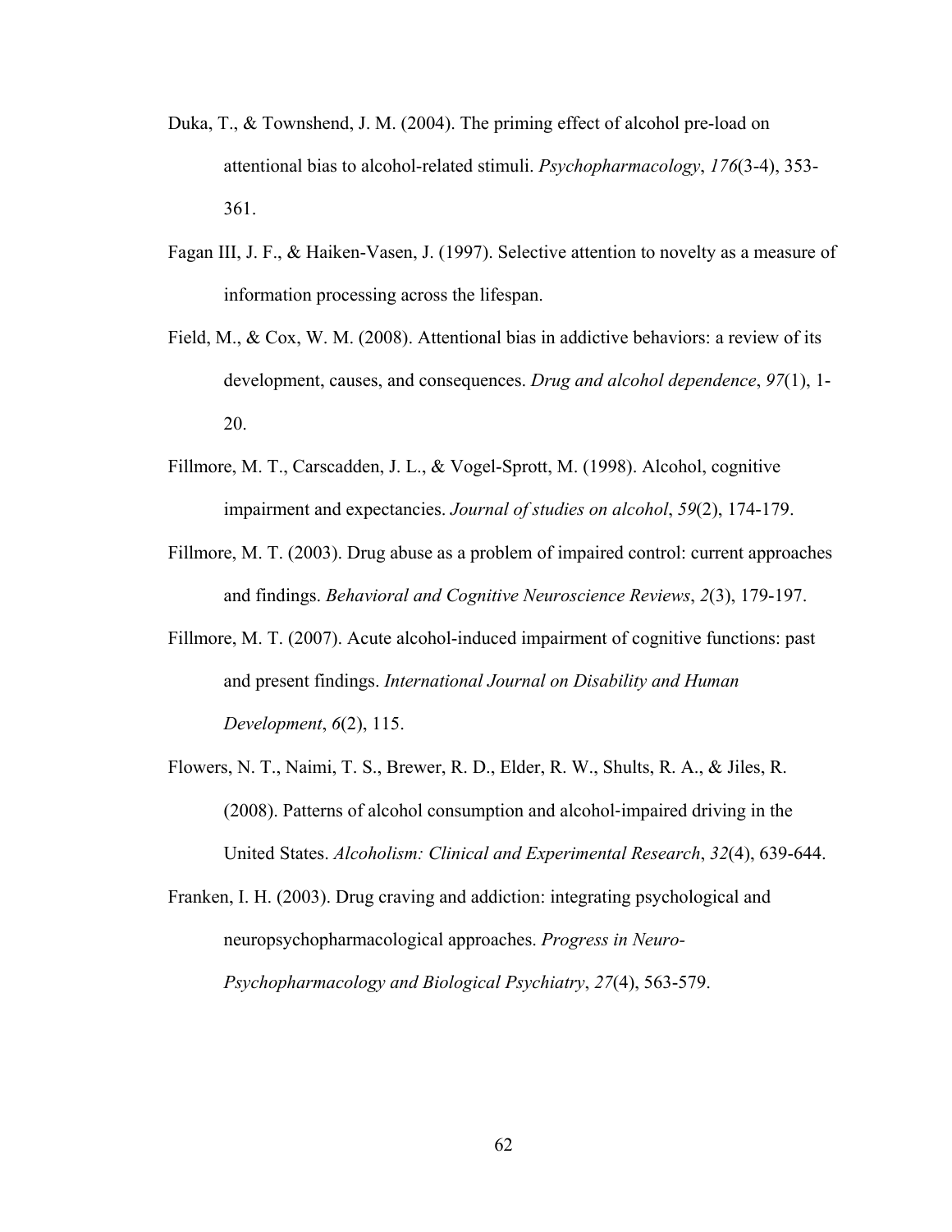Duka, T., & Townshend, J. M. (2004). The priming effect of alcohol pre-load on attentional bias to alcohol-related stimuli. *Psychopharmacology*, *176*(3-4), 353-361.

Fagan III, J. F., & Haiken-Vasen, J. (1997). Selective attention to novelty as a measure of information processing across the lifespan.

Field, M., & Cox, W. M. (2008). Attentional bias in addictive behaviors: a review of its development, causes, and consequences. *Drug and alcohol dependence*, *97*(1), 1-20.

Fillmore, M. T., Carscadden, J. L., & Vogel-Sprott, M. (1998). Alcohol, cognitive impairment and expectancies. *Journal of studies on alcohol*, *59*(2), 174-179.

Fillmore, M. T. (2003). Drug abuse as a problem of impaired control: current approaches and findings. *Behavioral and Cognitive Neuroscience Reviews*, *2*(3), 179-197.

Fillmore, M. T. (2007). Acute alcohol-induced impairment of cognitive functions: past and present findings. *International Journal on Disability and Human Development*, *6*(2), 115.

Flowers, N. T., Naimi, T. S., Brewer, R. D., Elder, R. W., Shults, R. A., & Jiles, R. (2008). Patterns of alcohol consumption and alcohol-impaired driving in the United States. *Alcoholism: Clinical and Experimental Research*, *32*(4), 639-644.

Franken, I. H. (2003). Drug craving and addiction: integrating psychological and neuropsychopharmacological approaches. *Progress in Neuro-Psychopharmacology and Biological Psychiatry*, *27*(4), 563-579.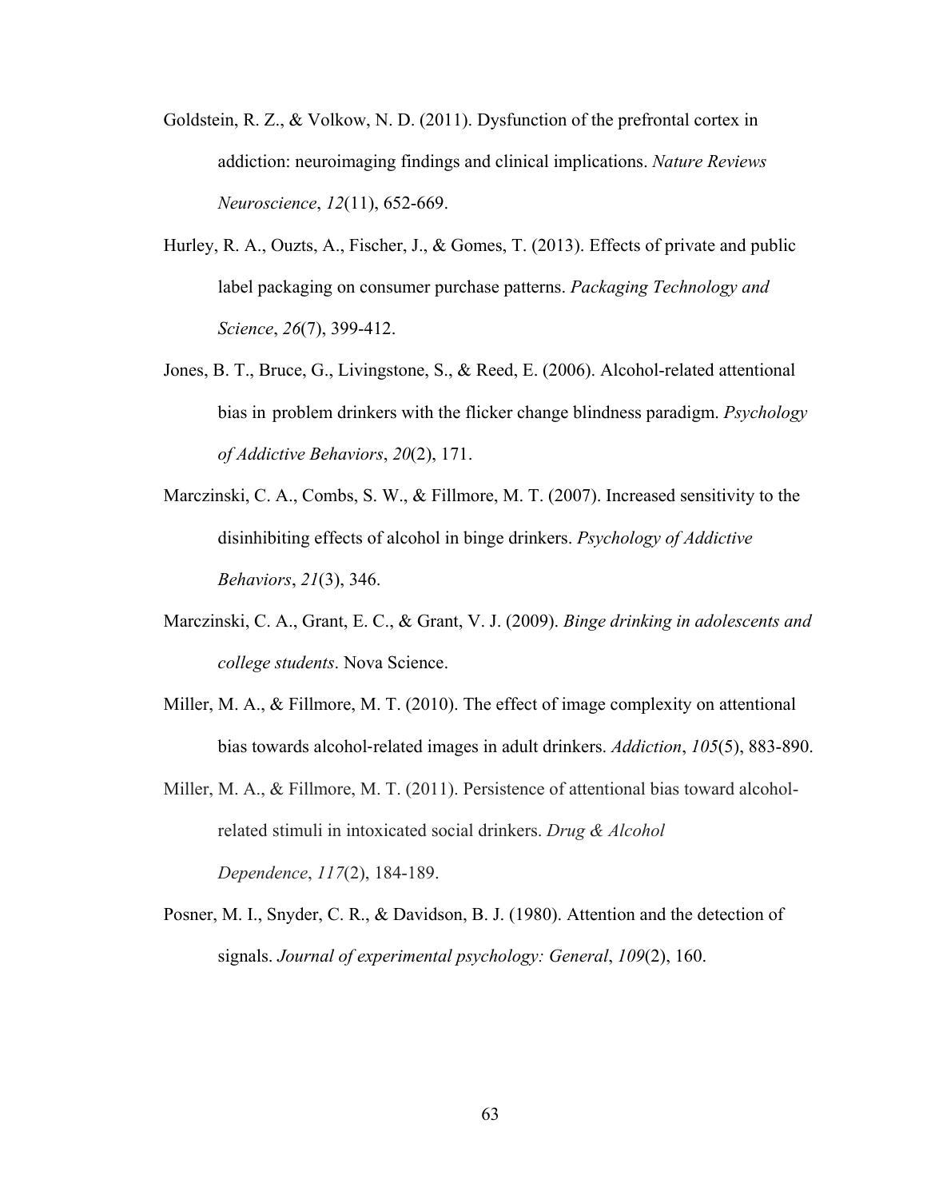Goldstein, R. Z., & Volkow, N. D. (2011). Dysfunction of the prefrontal cortex in addiction: neuroimaging findings and clinical implications. *Nature Reviews Neuroscience*, *12*(11), 652-669.

Hurley, R. A., Ouzts, A., Fischer, J., & Gomes, T. (2013). Effects of private and public label packaging on consumer purchase patterns. *Packaging Technology and Science*, *26*(7), 399-412.

Jones, B. T., Bruce, G., Livingstone, S., & Reed, E. (2006). Alcohol-related attentional bias in problem drinkers with the flicker change blindness paradigm. *Psychology of Addictive Behaviors*, *20*(2), 171.

Marczinski, C. A., Combs, S. W., & Fillmore, M. T. (2007). Increased sensitivity to the disinhibiting effects of alcohol in binge drinkers. *Psychology of Addictive Behaviors*, *21*(3), 346.

Marczinski, C. A., Grant, E. C., & Grant, V. J. (2009). *Binge drinking in adolescents and college students*. Nova Science.

Miller, M. A., & Fillmore, M. T. (2010). The effect of image complexity on attentional bias towards alcohol-related images in adult drinkers. *Addiction*, *105*(5), 883-890.

Miller, M. A., & Fillmore, M. T. (2011). Persistence of attentional bias toward alcohol-related stimuli in intoxicated social drinkers. *Drug & Alcohol Dependence*, *117*(2), 184-189.

Posner, M. I., Snyder, C. R., & Davidson, B. J. (1980). Attention and the detection of signals. *Journal of experimental psychology: General*, *109*(2), 160.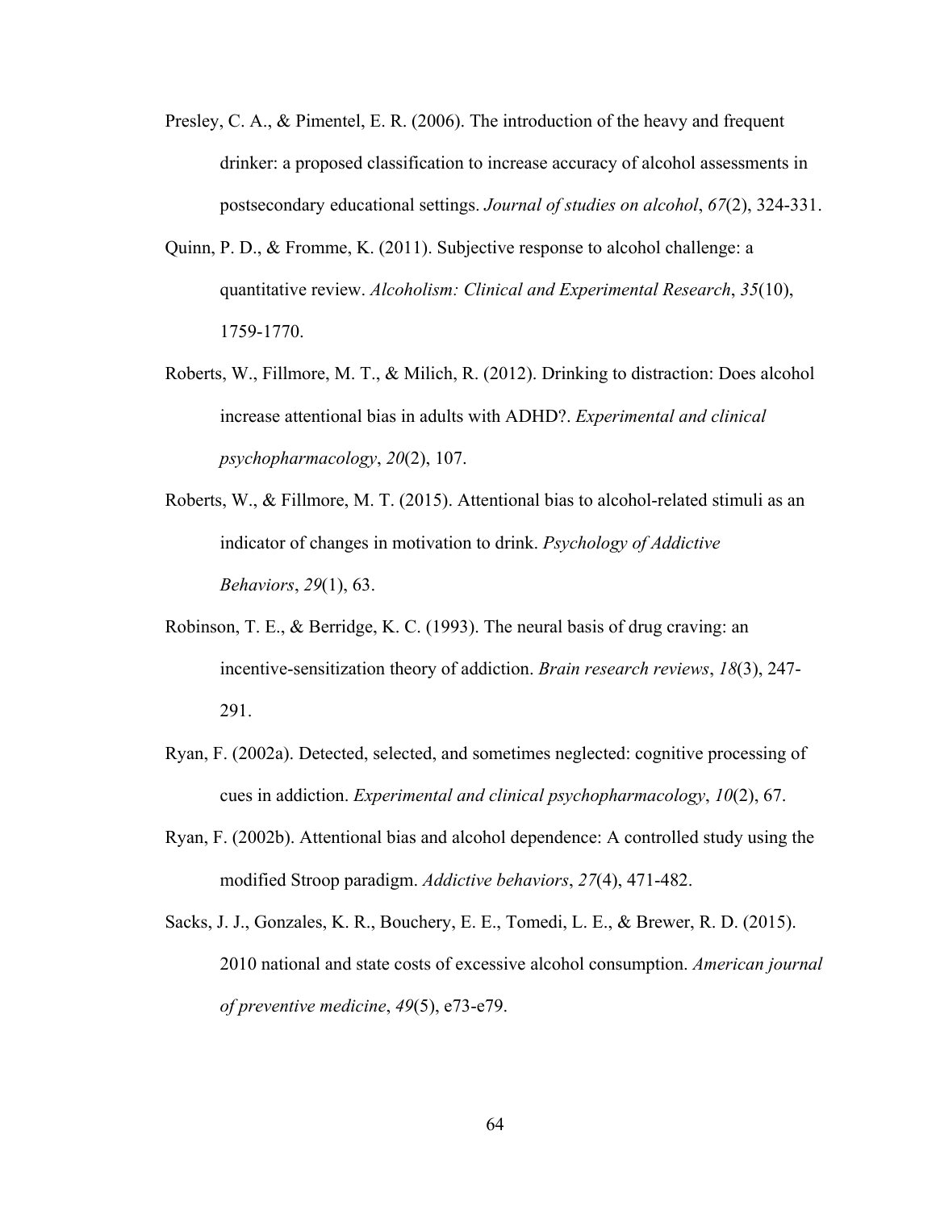Presley, C. A., & Pimentel, E. R. (2006). The introduction of the heavy and frequent drinker: a proposed classification to increase accuracy of alcohol assessments in postsecondary educational settings. *Journal of studies on alcohol*, *67*(2), 324-331.

Quinn, P. D., & Fromme, K. (2011). Subjective response to alcohol challenge: a quantitative review. *Alcoholism: Clinical and Experimental Research*, *35*(10), 1759-1770.

Roberts, W., Fillmore, M. T., & Milich, R. (2012). Drinking to distraction: Does alcohol increase attentional bias in adults with ADHD?. *Experimental and clinical psychopharmacology*, *20*(2), 107.

Roberts, W., & Fillmore, M. T. (2015). Attentional bias to alcohol-related stimuli as an indicator of changes in motivation to drink. *Psychology of Addictive Behaviors*, *29*(1), 63.

Robinson, T. E., & Berridge, K. C. (1993). The neural basis of drug craving: an incentive-sensitization theory of addiction. *Brain research reviews*, *18*(3), 247-291.

Ryan, F. (2002a). Detected, selected, and sometimes neglected: cognitive processing of cues in addiction. *Experimental and clinical psychopharmacology*, *10*(2), 67.

Ryan, F. (2002b). Attentional bias and alcohol dependence: A controlled study using the modified Stroop paradigm. *Addictive behaviors*, *27*(4), 471-482.

Sacks, J. J., Gonzales, K. R., Bouchery, E. E., Tomedi, L. E., & Brewer, R. D. (2015). 2010 national and state costs of excessive alcohol consumption. *American journal of preventive medicine*, *49*(5), e73-e79.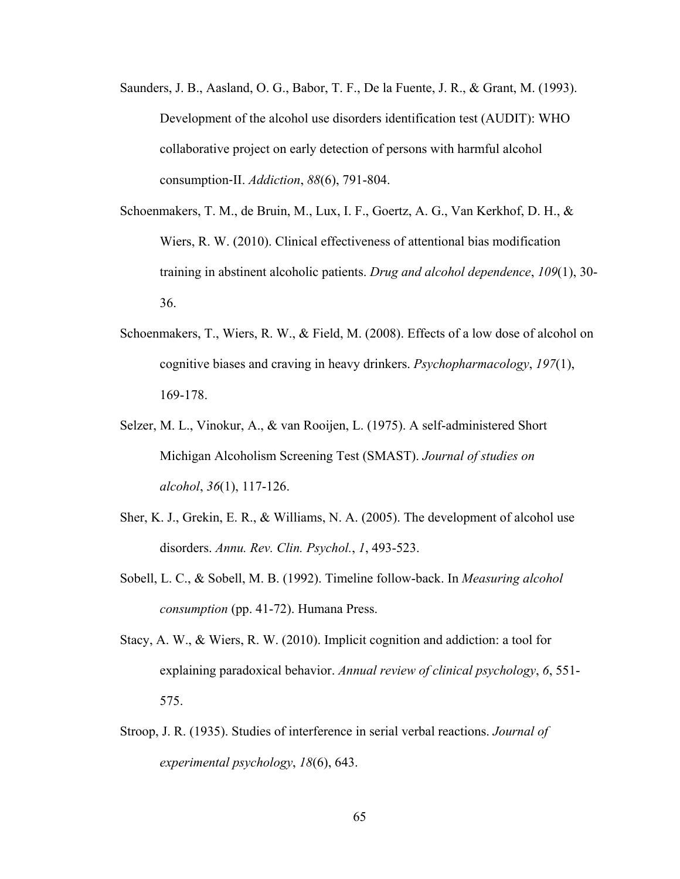Saunders, J. B., Aasland, O. G., Babor, T. F., De la Fuente, J. R., & Grant, M. (1993). Development of the alcohol use disorders identification test (AUDIT): WHO collaborative project on early detection of persons with harmful alcohol consumption-II. *Addiction*, *88*(6), 791-804.

Schoenmakers, T. M., de Bruin, M., Lux, I. F., Goertz, A. G., Van Kerkhof, D. H., & Wiers, R. W. (2010). Clinical effectiveness of attentional bias modification training in abstinent alcoholic patients. *Drug and alcohol dependence*, *109*(1), 30-36.

Schoenmakers, T., Wiers, R. W., & Field, M. (2008). Effects of a low dose of alcohol on cognitive biases and craving in heavy drinkers. *Psychopharmacology*, *197*(1), 169-178.

Selzer, M. L., Vinokur, A., & van Rooijen, L. (1975). A self-administered Short Michigan Alcoholism Screening Test (SMAST). *Journal of studies on alcohol*, *36*(1), 117-126.

Sher, K. J., Grekin, E. R., & Williams, N. A. (2005). The development of alcohol use disorders. *Annu. Rev. Clin. Psychol.*, *1*, 493-523.

Sobell, L. C., & Sobell, M. B. (1992). Timeline follow-back. In *Measuring alcohol consumption* (pp. 41-72). Humana Press.

Stacy, A. W., & Wiers, R. W. (2010). Implicit cognition and addiction: a tool for explaining paradoxical behavior. *Annual review of clinical psychology*, *6*, 551-575.

Stroop, J. R. (1935). Studies of interference in serial verbal reactions. *Journal of experimental psychology*, *18*(6), 643.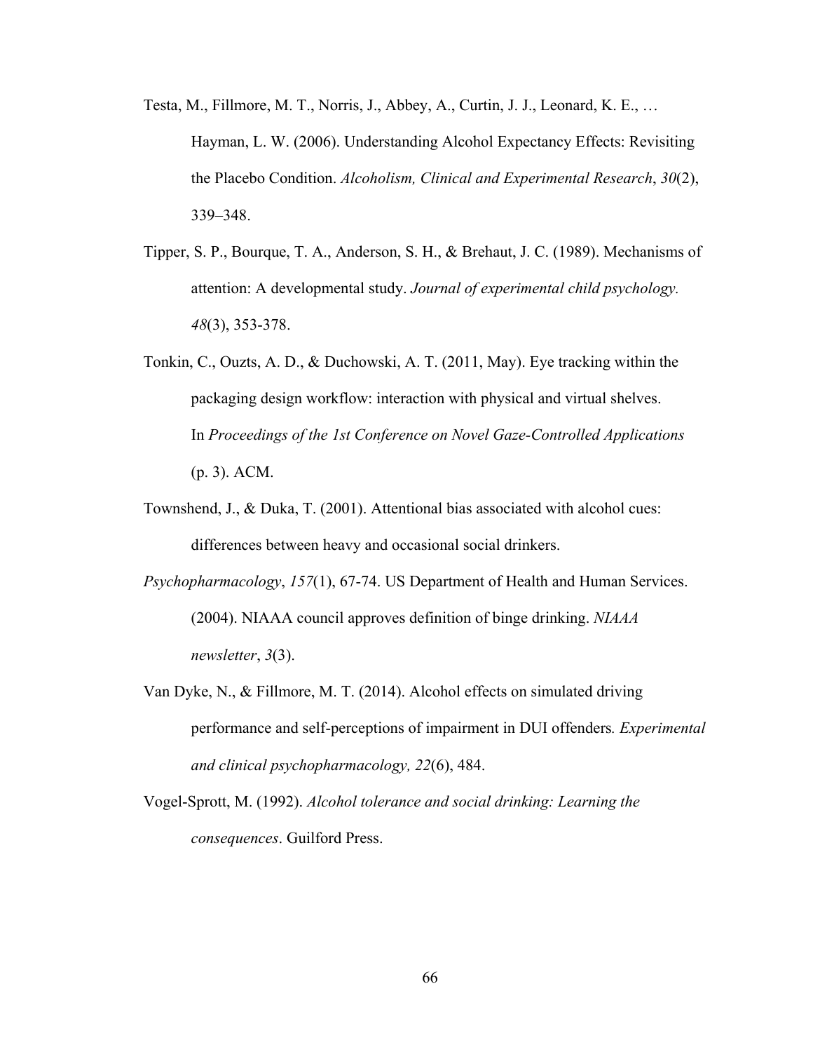Testa, M., Fillmore, M. T., Norris, J., Abbey, A., Curtin, J. J., Leonard, K. E., … Hayman, L. W. (2006). Understanding Alcohol Expectancy Effects: Revisiting the Placebo Condition. *Alcoholism, Clinical and Experimental Research*, *30*(2), 339–348.

Tipper, S. P., Bourque, T. A., Anderson, S. H., & Brehaut, J. C. (1989). Mechanisms of attention: A developmental study. *Journal of experimental child psychology. 48*(3), 353-378.

Tonkin, C., Ouzts, A. D., & Duchowski, A. T. (2011, May). Eye tracking within the packaging design workflow: interaction with physical and virtual shelves. In *Proceedings of the 1st Conference on Novel Gaze-Controlled Applications* (p. 3). ACM.

Townshend, J., & Duka, T. (2001). Attentional bias associated with alcohol cues: differences between heavy and occasional social drinkers.

*Psychopharmacology*, *157*(1), 67-74. US Department of Health and Human Services. (2004). NIAAA council approves definition of binge drinking. *NIAAA newsletter*, *3*(3).

Van Dyke, N., & Fillmore, M. T. (2014). Alcohol effects on simulated driving performance and self-perceptions of impairment in DUI offenders*. Experimental and clinical psychopharmacology, 22*(6), 484.

Vogel-Sprott, M. (1992). *Alcohol tolerance and social drinking: Learning the consequences*. Guilford Press.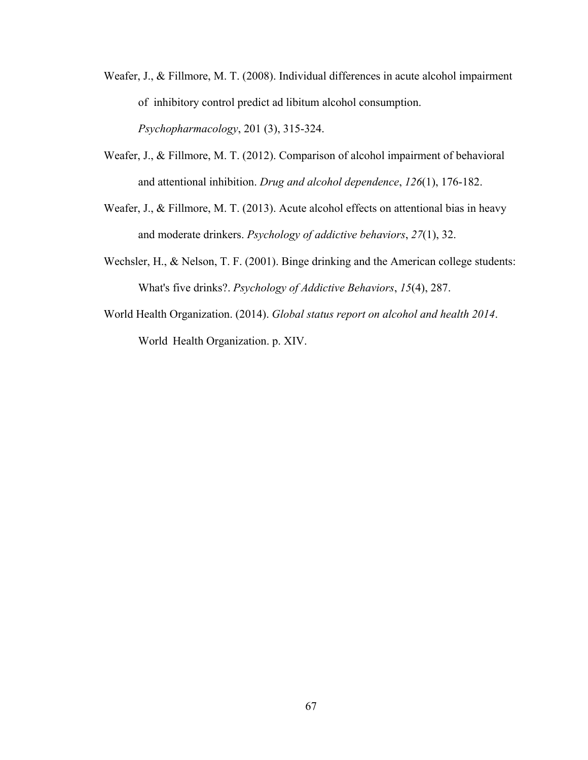Weafer, J., & Fillmore, M. T. (2008). Individual differences in acute alcohol impairment of inhibitory control predict ad libitum alcohol consumption. *Psychopharmacology*, 201 (3), 315-324.

Weafer, J., & Fillmore, M. T. (2012). Comparison of alcohol impairment of behavioral and attentional inhibition. *Drug and alcohol dependence*, *126*(1), 176-182.

Weafer, J., & Fillmore, M. T. (2013). Acute alcohol effects on attentional bias in heavy and moderate drinkers. *Psychology of addictive behaviors*, *27*(1), 32.

Wechsler, H., & Nelson, T. F. (2001). Binge drinking and the American college students: What's five drinks?. *Psychology of Addictive Behaviors*, *15*(4), 287.

World Health Organization. (2014). *Global status report on alcohol and health 2014*. World Health Organization. p. XIV.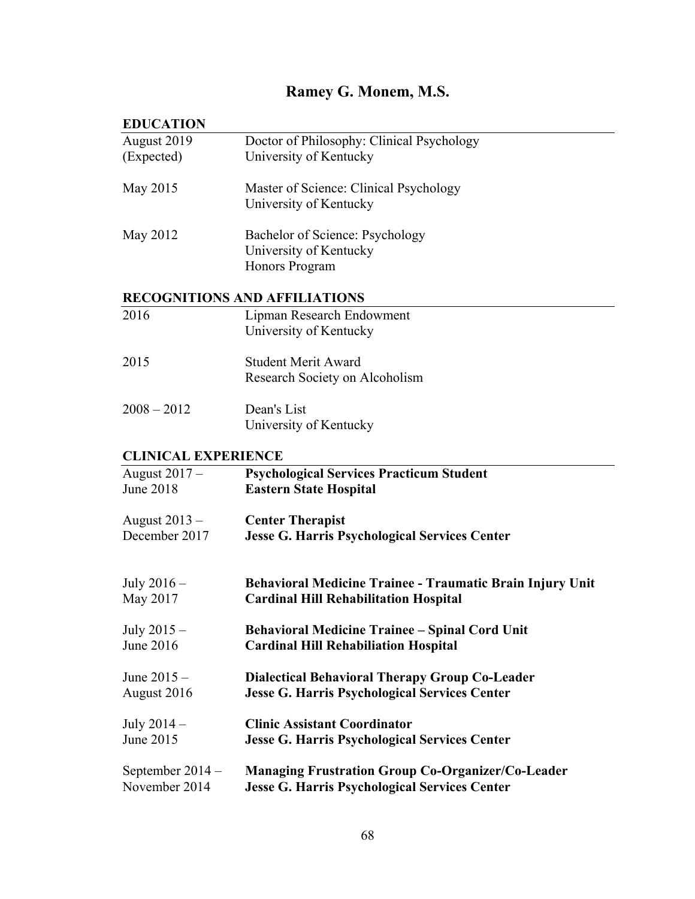# Ramey G. Monem, M.S.

## EDUCATION

| | |
|---|---|
| August 2019 (Expected) | Doctor of Philosophy: Clinical Psychology<br>University of Kentucky |
| May 2015 | Master of Science: Clinical Psychology<br>University of Kentucky |
| May 2012 | Bachelor of Science: Psychology<br>University of Kentucky<br>Honors Program |

## RECOGNITIONS AND AFFILIATIONS

| | |
|---|---|
| 2016 | Lipman Research Endowment<br>University of Kentucky |
| 2015 | Student Merit Award<br>Research Society on Alcoholism |
| 2008 – 2012 | Dean's List<br>University of Kentucky |

## CLINICAL EXPERIENCE

| | |
|---|---|
| August 2017 – June 2018 | **Psychological Services Practicum Student**<br>**Eastern State Hospital** |
| August 2013 – December 2017 | **Center Therapist**<br>**Jesse G. Harris Psychological Services Center** |
| July 2016 – May 2017 | **Behavioral Medicine Trainee - Traumatic Brain Injury Unit**<br>**Cardinal Hill Rehabilitation Hospital** |
| July 2015 – June 2016 | **Behavioral Medicine Trainee – Spinal Cord Unit**<br>**Cardinal Hill Rehabiliation Hospital** |
| June 2015 – August 2016 | **Dialectical Behavioral Therapy Group Co-Leader**<br>**Jesse G. Harris Psychological Services Center** |
| July 2014 – June 2015 | **Clinic Assistant Coordinator**<br>**Jesse G. Harris Psychological Services Center** |
| September 2014 – November 2014 | **Managing Frustration Group Co-Organizer/Co-Leader**<br>**Jesse G. Harris Psychological Services Center** |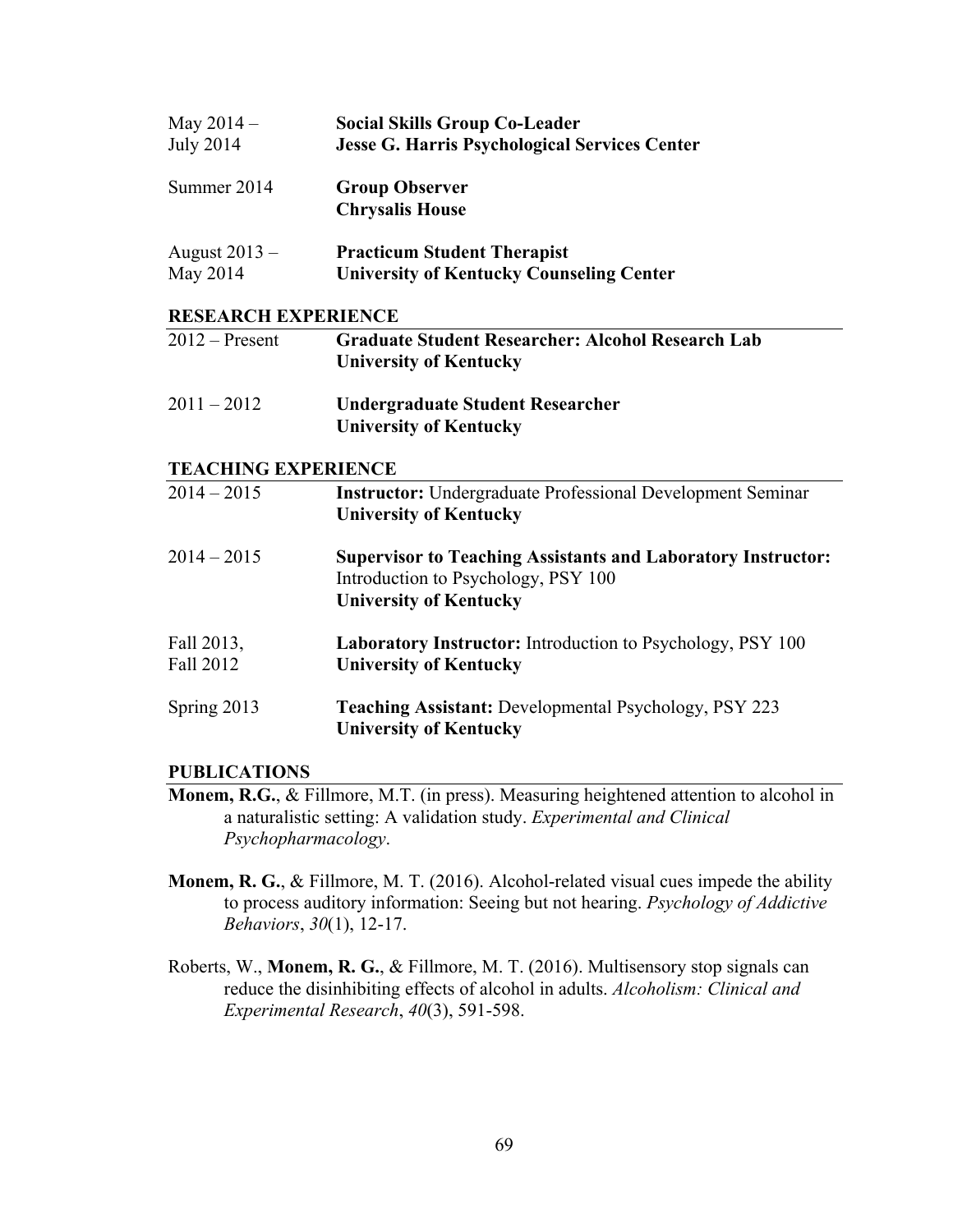May 2014 – July 2014 **Social Skills Group Co-Leader**
**Jesse G. Harris Psychological Services Center**

Summer 2014 **Group Observer**
**Chrysalis House**

August 2013 – May 2014 **Practicum Student Therapist**
**University of Kentucky Counseling Center**

## RESEARCH EXPERIENCE

2012 – Present **Graduate Student Researcher: Alcohol Research Lab**
**University of Kentucky**

2011 – 2012 **Undergraduate Student Researcher**
**University of Kentucky**

## TEACHING EXPERIENCE

2014 – 2015 **Instructor:** Undergraduate Professional Development Seminar
**University of Kentucky**

2014 – 2015 **Supervisor to Teaching Assistants and Laboratory Instructor:** Introduction to Psychology, PSY 100
**University of Kentucky**

Fall 2013, Fall 2012 **Laboratory Instructor:** Introduction to Psychology, PSY 100
**University of Kentucky**

Spring 2013 **Teaching Assistant:** Developmental Psychology, PSY 223
**University of Kentucky**

## PUBLICATIONS

**Monem, R.G.**, & Fillmore, M.T. (in press). Measuring heightened attention to alcohol in a naturalistic setting: A validation study. *Experimental and Clinical Psychopharmacology*.

**Monem, R. G.**, & Fillmore, M. T. (2016). Alcohol-related visual cues impede the ability to process auditory information: Seeing but not hearing. *Psychology of Addictive Behaviors*, *30*(1), 12-17.

Roberts, W., **Monem, R. G.**, & Fillmore, M. T. (2016). Multisensory stop signals can reduce the disinhibiting effects of alcohol in adults. *Alcoholism: Clinical and Experimental Research*, *40*(3), 591-598.